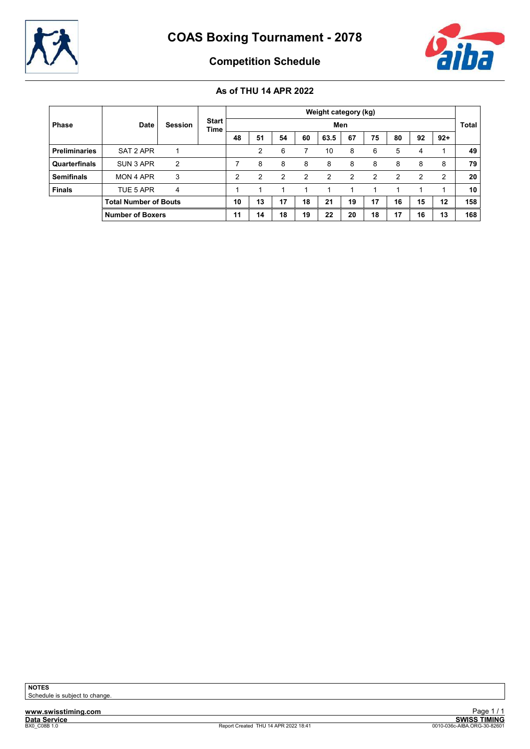# COAS Boxing Tournament - 2078

## Competition Schedule

### As of THU 14 APR 2022

| Phase | Date | Session | Start Time | Weight category (kg) | | | | | | | | | | Total |
|---|---|---|---|---|---|---|---|---|---|---|---|---|---|---|
| | | | | Men | | | | | | | | | | |
| | | | | 48 | 51 | 54 | 60 | 63.5 | 67 | 75 | 80 | 92 | 92+ | |
| **Preliminaries** | SAT 2 APR | 1 | | | 2 | 6 | 7 | 10 | 8 | 6 | 5 | 4 | 1 | **49** |
| **Quarterfinals** | SUN 3 APR | 2 | | 7 | 8 | 8 | 8 | 8 | 8 | 8 | 8 | 8 | 8 | **79** |
| **Semifinals** | MON 4 APR | 3 | | 2 | 2 | 2 | 2 | 2 | 2 | 2 | 2 | 2 | 2 | **20** |
| **Finals** | TUE 5 APR | 4 | | 1 | 1 | 1 | 1 | 1 | 1 | 1 | 1 | 1 | 1 | **10** |
| | **Total Number of Bouts** | | | **10** | **13** | **17** | **18** | **21** | **19** | **17** | **16** | **15** | **12** | **158** |
| | **Number of Boxers** | | | **11** | **14** | **18** | **19** | **22** | **20** | **18** | **17** | **16** | **13** | **168** |

**NOTES**
Schedule is subject to change.

www.swisstiming.com
Data Service
BX0_C08B 1.0
Report Created THU 14 APR 2022 18:41
SWISS TIMING
0010-036c-AIBA.ORG-30-82601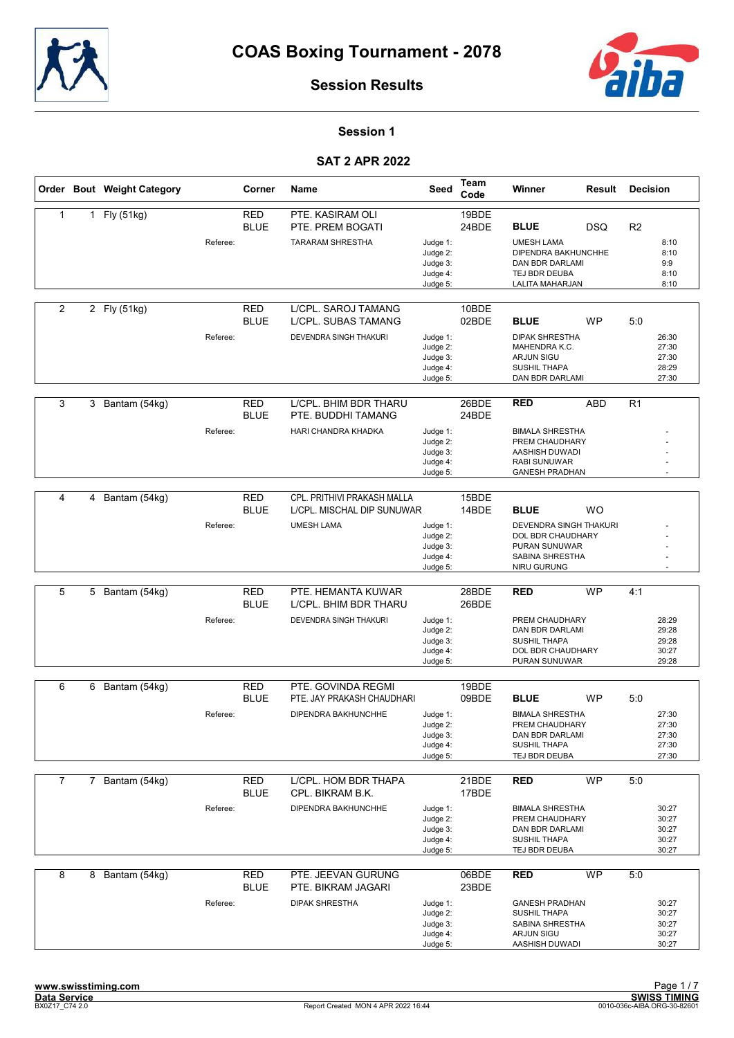# COAS Boxing Tournament - 2078

## Session Results

### Session 1

### SAT 2 APR 2022

| Order | Bout | Weight Category | Corner | Name | Seed | Team Code | Winner | Result | Decision |
|---|---|---|---|---|---|---|---|---|---|
| 1 | 1 | Fly (51kg) | RED | PTE. KASIRAM OLI | | 19BDE | | | |
| | | | BLUE | PTE. PREM BOGATI | | 24BDE | BLUE | DSQ | R2 |
| | | Referee: | | TARARAM SHRESTHA | Judge 1: | | UMESH LAMA | | 8:10 |
| | | | | | Judge 2: | | DIPENDRA BAKHUNCHHE | | 8:10 |
| | | | | | Judge 3: | | DAN BDR DARLAMI | | 9:9 |
| | | | | | Judge 4: | | TEJ BDR DEUBA | | 8:10 |
| | | | | | Judge 5: | | LALITA MAHARJAN | | 8:10 |
| 2 | 2 | Fly (51kg) | RED | L/CPL. SAROJ TAMANG | | 10BDE | | | |
| | | | BLUE | L/CPL. SUBAS TAMANG | | 02BDE | BLUE | WP | 5:0 |
| | | Referee: | | DEVENDRA SINGH THAKURI | Judge 1: | | DIPAK SHRESTHA | | 26:30 |
| | | | | | Judge 2: | | MAHENDRA K.C. | | 27:30 |
| | | | | | Judge 3: | | ARJUN SIGU | | 27:30 |
| | | | | | Judge 4: | | SUSHIL THAPA | | 28:29 |
| | | | | | Judge 5: | | DAN BDR DARLAMI | | 27:30 |
| 3 | 3 | Bantam (54kg) | RED | L/CPL. BHIM BDR THARU | | 26BDE | RED | ABD | R1 |
| | | | BLUE | PTE. BUDDHI TAMANG | | 24BDE | | | |
| | | Referee: | | HARI CHANDRA KHADKA | Judge 1: | | BIMALA SHRESTHA | | - |
| | | | | | Judge 2: | | PREM CHAUDHARY | | - |
| | | | | | Judge 3: | | AASHISH DUWADI | | - |
| | | | | | Judge 4: | | RABI SUNUWAR | | - |
| | | | | | Judge 5: | | GANESH PRADHAN | | - |
| 4 | 4 | Bantam (54kg) | RED | CPL. PRITHIVI PRAKASH MALLA | | 15BDE | | | |
| | | | BLUE | L/CPL. MISCHAL DIP SUNUWAR | | 14BDE | BLUE | WO | |
| | | Referee: | | UMESH LAMA | Judge 1: | | DEVENDRA SINGH THAKURI | | - |
| | | | | | Judge 2: | | DOL BDR CHAUDHARY | | - |
| | | | | | Judge 3: | | PURAN SUNUWAR | | - |
| | | | | | Judge 4: | | SABINA SHRESTHA | | - |
| | | | | | Judge 5: | | NIRU GURUNG | | - |
| 5 | 5 | Bantam (54kg) | RED | PTE. HEMANTA KUWAR | | 28BDE | RED | WP | 4:1 |
| | | | BLUE | L/CPL. BHIM BDR THARU | | 26BDE | | | |
| | | Referee: | | DEVENDRA SINGH THAKURI | Judge 1: | | PREM CHAUDHARY | | 28:29 |
| | | | | | Judge 2: | | DAN BDR DARLAMI | | 29:28 |
| | | | | | Judge 3: | | SUSHIL THAPA | | 29:28 |
| | | | | | Judge 4: | | DOL BDR CHAUDHARY | | 30:27 |
| | | | | | Judge 5: | | PURAN SUNUWAR | | 29:28 |
| 6 | 6 | Bantam (54kg) | RED | PTE. GOVINDA REGMI | | 19BDE | | | |
| | | | BLUE | PTE. JAY PRAKASH CHAUDHARI | | 09BDE | BLUE | WP | 5:0 |
| | | Referee: | | DIPENDRA BAKHUNCHHE | Judge 1: | | BIMALA SHRESTHA | | 27:30 |
| | | | | | Judge 2: | | PREM CHAUDHARY | | 27:30 |
| | | | | | Judge 3: | | DAN BDR DARLAMI | | 27:30 |
| | | | | | Judge 4: | | SUSHIL THAPA | | 27:30 |
| | | | | | Judge 5: | | TEJ BDR DEUBA | | 27:30 |
| 7 | 7 | Bantam (54kg) | RED | L/CPL. HOM BDR THAPA | | 21BDE | RED | WP | 5:0 |
| | | | BLUE | CPL. BIKRAM B.K. | | 17BDE | | | |
| | | Referee: | | DIPENDRA BAKHUNCHHE | Judge 1: | | BIMALA SHRESTHA | | 30:27 |
| | | | | | Judge 2: | | PREM CHAUDHARY | | 30:27 |
| | | | | | Judge 3: | | DAN BDR DARLAMI | | 30:27 |
| | | | | | Judge 4: | | SUSHIL THAPA | | 30:27 |
| | | | | | Judge 5: | | TEJ BDR DEUBA | | 30:27 |
| 8 | 8 | Bantam (54kg) | RED | PTE. JEEVAN GURUNG | | 06BDE | RED | WP | 5:0 |
| | | | BLUE | PTE. BIKRAM JAGARI | | 23BDE | | | |
| | | Referee: | | DIPAK SHRESTHA | Judge 1: | | GANESH PRADHAN | | 30:27 |
| | | | | | Judge 2: | | SUSHIL THAPA | | 30:27 |
| | | | | | Judge 3: | | SABINA SHRESTHA | | 30:27 |
| | | | | | Judge 4: | | ARJUN SIGU | | 30:27 |
| | | | | | Judge 5: | | AASHISH DUWADI | | 30:27 |

www.swisstiming.com
Data Service
BX0Z17_C74 2.0

Report Created MON 4 APR 2022 16:44

SWISS TIMING
0010-036c-AIBA.ORG-30-82601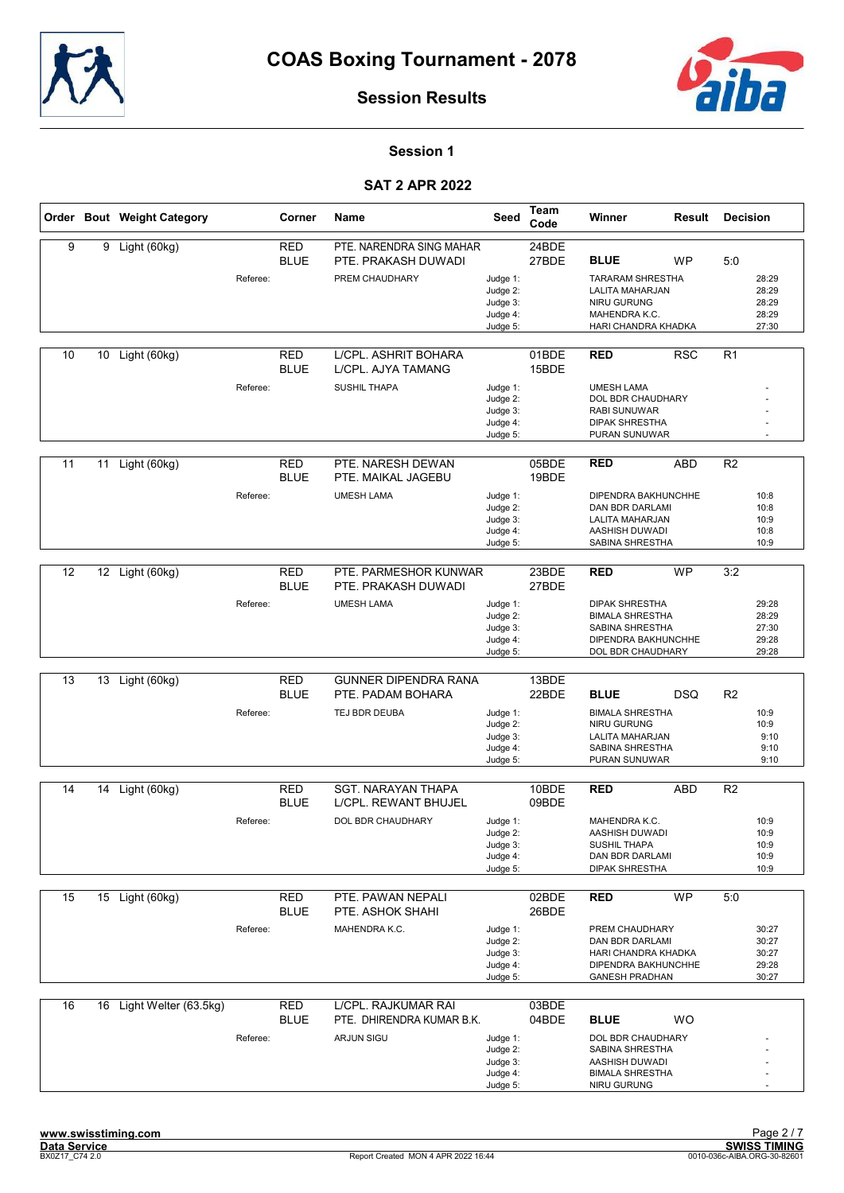# COAS Boxing Tournament - 2078

## Session Results

### Session 1

### SAT 2 APR 2022

| Order | Bout | Weight Category | Corner | Name | Seed | Team Code | Winner | Result | Decision |
|---|---|---|---|---|---|---|---|---|---|
| 9 | 9 | Light (60kg) | RED | PTE. NARENDRA SING MAHAR | | 24BDE | | | |
| | | | BLUE | PTE. PRAKASH DUWADI | | 27BDE | **BLUE** | WP | 5:0 |
| | | Referee: | | PREM CHAUDHARY | Judge 1: | | TARARAM SHRESTHA | | 28:29 |
| | | | | | Judge 2: | | LALITA MAHARJAN | | 28:29 |
| | | | | | Judge 3: | | NIRU GURUNG | | 28:29 |
| | | | | | Judge 4: | | MAHENDRA K.C. | | 28:29 |
| | | | | | Judge 5: | | HARI CHANDRA KHADKA | | 27:30 |
| 10 | 10 | Light (60kg) | RED | L/CPL. ASHRIT BOHARA | | 01BDE | **RED** | RSC | R1 |
| | | | BLUE | L/CPL. AJYA TAMANG | | 15BDE | | | |
| | | Referee: | | SUSHIL THAPA | Judge 1: | | UMESH LAMA | | - |
| | | | | | Judge 2: | | DOL BDR CHAUDHARY | | - |
| | | | | | Judge 3: | | RABI SUNUWAR | | - |
| | | | | | Judge 4: | | DIPAK SHRESTHA | | - |
| | | | | | Judge 5: | | PURAN SUNUWAR | | - |
| 11 | 11 | Light (60kg) | RED | PTE. NARESH DEWAN | | 05BDE | **RED** | ABD | R2 |
| | | | BLUE | PTE. MAIKAL JAGEBU | | 19BDE | | | |
| | | Referee: | | UMESH LAMA | Judge 1: | | DIPENDRA BAKHUNCHHE | | 10:8 |
| | | | | | Judge 2: | | DAN BDR DARLAMI | | 10:8 |
| | | | | | Judge 3: | | LALITA MAHARJAN | | 10:9 |
| | | | | | Judge 4: | | AASHISH DUWADI | | 10:8 |
| | | | | | Judge 5: | | SABINA SHRESTHA | | 10:9 |
| 12 | 12 | Light (60kg) | RED | PTE. PARMESHOR KUNWAR | | 23BDE | **RED** | WP | 3:2 |
| | | | BLUE | PTE. PRAKASH DUWADI | | 27BDE | | | |
| | | Referee: | | UMESH LAMA | Judge 1: | | DIPAK SHRESTHA | | 29:28 |
| | | | | | Judge 2: | | BIMALA SHRESTHA | | 28:29 |
| | | | | | Judge 3: | | SABINA SHRESTHA | | 27:30 |
| | | | | | Judge 4: | | DIPENDRA BAKHUNCHHE | | 29:28 |
| | | | | | Judge 5: | | DOL BDR CHAUDHARY | | 29:28 |
| 13 | 13 | Light (60kg) | RED | GUNNER DIPENDRA RANA | | 13BDE | | | |
| | | | BLUE | PTE. PADAM BOHARA | | 22BDE | **BLUE** | DSQ | R2 |
| | | Referee: | | TEJ BDR DEUBA | Judge 1: | | BIMALA SHRESTHA | | 10:9 |
| | | | | | Judge 2: | | NIRU GURUNG | | 10:9 |
| | | | | | Judge 3: | | LALITA MAHARJAN | | 9:10 |
| | | | | | Judge 4: | | SABINA SHRESTHA | | 9:10 |
| | | | | | Judge 5: | | PURAN SUNUWAR | | 9:10 |
| 14 | 14 | Light (60kg) | RED | SGT. NARAYAN THAPA | | 10BDE | **RED** | ABD | R2 |
| | | | BLUE | L/CPL. REWANT BHUJEL | | 09BDE | | | |
| | | Referee: | | DOL BDR CHAUDHARY | Judge 1: | | MAHENDRA K.C. | | 10:9 |
| | | | | | Judge 2: | | AASHISH DUWADI | | 10:9 |
| | | | | | Judge 3: | | SUSHIL THAPA | | 10:9 |
| | | | | | Judge 4: | | DAN BDR DARLAMI | | 10:9 |
| | | | | | Judge 5: | | DIPAK SHRESTHA | | 10:9 |
| 15 | 15 | Light (60kg) | RED | PTE. PAWAN NEPALI | | 02BDE | **RED** | WP | 5:0 |
| | | | BLUE | PTE. ASHOK SHAHI | | 26BDE | | | |
| | | Referee: | | MAHENDRA K.C. | Judge 1: | | PREM CHAUDHARY | | 30:27 |
| | | | | | Judge 2: | | DAN BDR DARLAMI | | 30:27 |
| | | | | | Judge 3: | | HARI CHANDRA KHADKA | | 30:27 |
| | | | | | Judge 4: | | DIPENDRA BAKHUNCHHE | | 29:28 |
| | | | | | Judge 5: | | GANESH PRADHAN | | 30:27 |
| 16 | 16 | Light Welter (63.5kg) | RED | L/CPL. RAJKUMAR RAI | | 03BDE | | | |
| | | | BLUE | PTE. DHIRENDRA KUMAR B.K. | | 04BDE | **BLUE** | WO | |
| | | Referee: | | ARJUN SIGU | Judge 1: | | DOL BDR CHAUDHARY | | - |
| | | | | | Judge 2: | | SABINA SHRESTHA | | - |
| | | | | | Judge 3: | | AASHISH DUWADI | | - |
| | | | | | Judge 4: | | BIMALA SHRESTHA | | - |
| | | | | | Judge 5: | | NIRU GURUNG | | - |

www.swisstiming.com
Data Service
BX0Z17_C74 2.0

Report Created MON 4 APR 2022 16:44

SWISS TIMING
0010-036c-AIBA.ORG-30-82601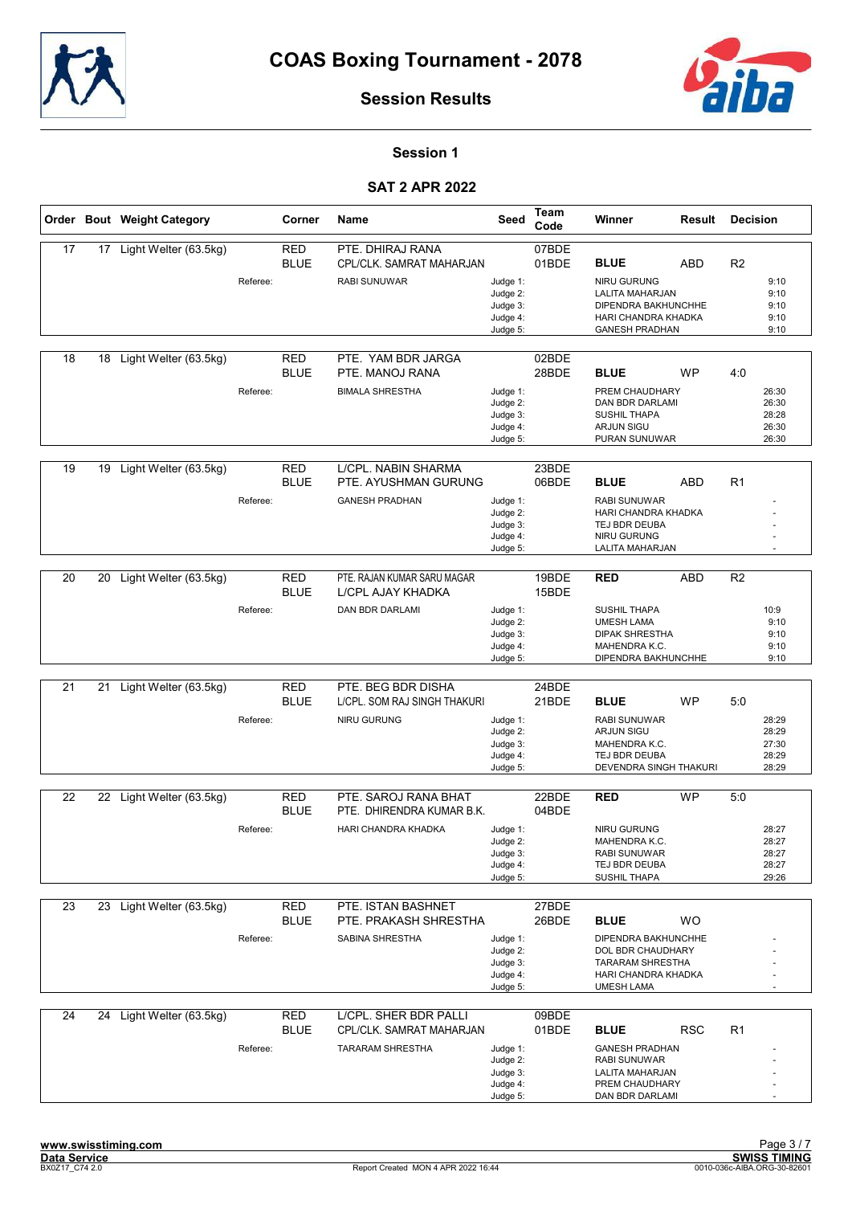# COAS Boxing Tournament - 2078

## Session Results

### Session 1

### SAT 2 APR 2022

| Order | Bout | Weight Category | Corner | Name | Seed | Team Code | Winner | Result | Decision |
|---|---|---|---|---|---|---|---|---|---|
| 17 | 17 | Light Welter (63.5kg) | RED | PTE. DHIRAJ RANA | | 07BDE | | | |
| | | | BLUE | CPL/CLK. SAMRAT MAHARJAN | | 01BDE | **BLUE** | ABD | R2 |
| | | Referee: | | RABI SUNUWAR | Judge 1: | | NIRU GURUNG | | 9:10 |
| | | | | | Judge 2: | | LALITA MAHARJAN | | 9:10 |
| | | | | | Judge 3: | | DIPENDRA BAKHUNCHHE | | 9:10 |
| | | | | | Judge 4: | | HARI CHANDRA KHADKA | | 9:10 |
| | | | | | Judge 5: | | GANESH PRADHAN | | 9:10 |
| 18 | 18 | Light Welter (63.5kg) | RED | PTE. YAM BDR JARGA | | 02BDE | | | |
| | | | BLUE | PTE. MANOJ RANA | | 28BDE | **BLUE** | WP | 4:0 |
| | | Referee: | | BIMALA SHRESTHA | Judge 1: | | PREM CHAUDHARY | | 26:30 |
| | | | | | Judge 2: | | DAN BDR DARLAMI | | 26:30 |
| | | | | | Judge 3: | | SUSHIL THAPA | | 28:28 |
| | | | | | Judge 4: | | ARJUN SIGU | | 26:30 |
| | | | | | Judge 5: | | PURAN SUNUWAR | | 26:30 |
| 19 | 19 | Light Welter (63.5kg) | RED | L/CPL. NABIN SHARMA | | 23BDE | | | |
| | | | BLUE | PTE. AYUSHMAN GURUNG | | 06BDE | **BLUE** | ABD | R1 |
| | | Referee: | | GANESH PRADHAN | Judge 1: | | RABI SUNUWAR | | - |
| | | | | | Judge 2: | | HARI CHANDRA KHADKA | | - |
| | | | | | Judge 3: | | TEJ BDR DEUBA | | - |
| | | | | | Judge 4: | | NIRU GURUNG | | - |
| | | | | | Judge 5: | | LALITA MAHARJAN | | - |
| 20 | 20 | Light Welter (63.5kg) | RED | PTE. RAJAN KUMAR SARU MAGAR | | 19BDE | **RED** | ABD | R2 |
| | | | BLUE | L/CPL AJAY KHADKA | | 15BDE | | | |
| | | Referee: | | DAN BDR DARLAMI | Judge 1: | | SUSHIL THAPA | | 10:9 |
| | | | | | Judge 2: | | UMESH LAMA | | 9:10 |
| | | | | | Judge 3: | | DIPAK SHRESTHA | | 9:10 |
| | | | | | Judge 4: | | MAHENDRA K.C. | | 9:10 |
| | | | | | Judge 5: | | DIPENDRA BAKHUNCHHE | | 9:10 |
| 21 | 21 | Light Welter (63.5kg) | RED | PTE. BEG BDR DISHA | | 24BDE | | | |
| | | | BLUE | L/CPL. SOM RAJ SINGH THAKURI | | 21BDE | **BLUE** | WP | 5:0 |
| | | Referee: | | NIRU GURUNG | Judge 1: | | RABI SUNUWAR | | 28:29 |
| | | | | | Judge 2: | | ARJUN SIGU | | 28:29 |
| | | | | | Judge 3: | | MAHENDRA K.C. | | 27:30 |
| | | | | | Judge 4: | | TEJ BDR DEUBA | | 28:29 |
| | | | | | Judge 5: | | DEVENDRA SINGH THAKURI | | 28:29 |
| 22 | 22 | Light Welter (63.5kg) | RED | PTE. SAROJ RANA BHAT | | 22BDE | **RED** | WP | 5:0 |
| | | | BLUE | PTE. DHIRENDRA KUMAR B.K. | | 04BDE | | | |
| | | Referee: | | HARI CHANDRA KHADKA | Judge 1: | | NIRU GURUNG | | 28:27 |
| | | | | | Judge 2: | | MAHENDRA K.C. | | 28:27 |
| | | | | | Judge 3: | | RABI SUNUWAR | | 28:27 |
| | | | | | Judge 4: | | TEJ BDR DEUBA | | 28:27 |
| | | | | | Judge 5: | | SUSHIL THAPA | | 29:26 |
| 23 | 23 | Light Welter (63.5kg) | RED | PTE. ISTAN BASHNET | | 27BDE | | | |
| | | | BLUE | PTE. PRAKASH SHRESTHA | | 26BDE | **BLUE** | WO | |
| | | Referee: | | SABINA SHRESTHA | Judge 1: | | DIPENDRA BAKHUNCHHE | | - |
| | | | | | Judge 2: | | DOL BDR CHAUDHARY | | - |
| | | | | | Judge 3: | | TARARAM SHRESTHA | | - |
| | | | | | Judge 4: | | HARI CHANDRA KHADKA | | - |
| | | | | | Judge 5: | | UMESH LAMA | | - |
| 24 | 24 | Light Welter (63.5kg) | RED | L/CPL. SHER BDR PALLI | | 09BDE | | | |
| | | | BLUE | CPL/CLK. SAMRAT MAHARJAN | | 01BDE | **BLUE** | RSC | R1 |
| | | Referee: | | TARARAM SHRESTHA | Judge 1: | | GANESH PRADHAN | | - |
| | | | | | Judge 2: | | RABI SUNUWAR | | - |
| | | | | | Judge 3: | | LALITA MAHARJAN | | - |
| | | | | | Judge 4: | | PREM CHAUDHARY | | - |
| | | | | | Judge 5: | | DAN BDR DARLAMI | | - |

www.swisstiming.com
Data Service
BX0Z17_C74 2.0

Report Created MON 4 APR 2022 16:44

SWISS TIMING
0010-036c-AIBA.ORG-30-82601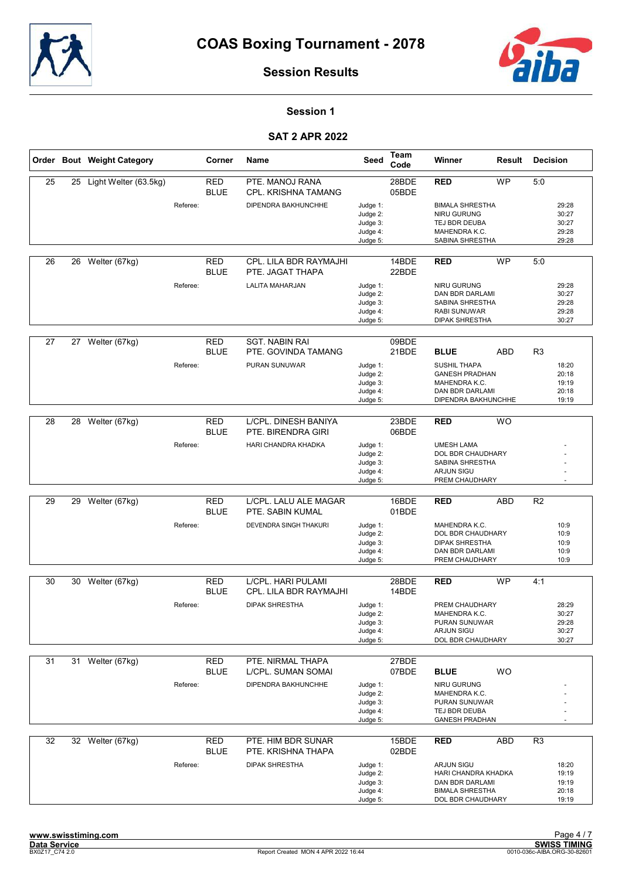# COAS Boxing Tournament - 2078

## Session Results

### Session 1

### SAT 2 APR 2022

| Order | Bout | Weight Category | Corner | Name | Seed | Team Code | Winner | Result | Decision |
|---|---|---|---|---|---|---|---|---|---|
| 25 | 25 | Light Welter (63.5kg) | RED | PTE. MANOJ RANA | | 28BDE | **RED** | WP | 5:0 |
| | | | BLUE | CPL. KRISHNA TAMANG | | 05BDE | | | |
| | | Referee: | | DIPENDRA BAKHUNCHHE | Judge 1: | | BIMALA SHRESTHA | | 29:28 |
| | | | | | Judge 2: | | NIRU GURUNG | | 30:27 |
| | | | | | Judge 3: | | TEJ BDR DEUBA | | 30:27 |
| | | | | | Judge 4: | | MAHENDRA K.C. | | 29:28 |
| | | | | | Judge 5: | | SABINA SHRESTHA | | 29:28 |
| 26 | 26 | Welter (67kg) | RED | CPL. LILA BDR RAYMAJHI | | 14BDE | **RED** | WP | 5:0 |
| | | | BLUE | PTE. JAGAT THAPA | | 22BDE | | | |
| | | Referee: | | LALITA MAHARJAN | Judge 1: | | NIRU GURUNG | | 29:28 |
| | | | | | Judge 2: | | DAN BDR DARLAMI | | 30:27 |
| | | | | | Judge 3: | | SABINA SHRESTHA | | 29:28 |
| | | | | | Judge 4: | | RABI SUNUWAR | | 29:28 |
| | | | | | Judge 5: | | DIPAK SHRESTHA | | 30:27 |
| 27 | 27 | Welter (67kg) | RED | SGT. NABIN RAI | | 09BDE | | | |
| | | | BLUE | PTE. GOVINDA TAMANG | | 21BDE | **BLUE** | ABD | R3 |
| | | Referee: | | PURAN SUNUWAR | Judge 1: | | SUSHIL THAPA | | 18:20 |
| | | | | | Judge 2: | | GANESH PRADHAN | | 20:18 |
| | | | | | Judge 3: | | MAHENDRA K.C. | | 19:19 |
| | | | | | Judge 4: | | DAN BDR DARLAMI | | 20:18 |
| | | | | | Judge 5: | | DIPENDRA BAKHUNCHHE | | 19:19 |
| 28 | 28 | Welter (67kg) | RED | L/CPL. DINESH BANIYA | | 23BDE | **RED** | WO | |
| | | | BLUE | PTE. BIRENDRA GIRI | | 06BDE | | | |
| | | Referee: | | HARI CHANDRA KHADKA | Judge 1: | | UMESH LAMA | | - |
| | | | | | Judge 2: | | DOL BDR CHAUDHARY | | - |
| | | | | | Judge 3: | | SABINA SHRESTHA | | - |
| | | | | | Judge 4: | | ARJUN SIGU | | - |
| | | | | | Judge 5: | | PREM CHAUDHARY | | - |
| 29 | 29 | Welter (67kg) | RED | L/CPL. LALU ALE MAGAR | | 16BDE | **RED** | ABD | R2 |
| | | | BLUE | PTE. SABIN KUMAL | | 01BDE | | | |
| | | Referee: | | DEVENDRA SINGH THAKURI | Judge 1: | | MAHENDRA K.C. | | 10:9 |
| | | | | | Judge 2: | | DOL BDR CHAUDHARY | | 10:9 |
| | | | | | Judge 3: | | DIPAK SHRESTHA | | 10:9 |
| | | | | | Judge 4: | | DAN BDR DARLAMI | | 10:9 |
| | | | | | Judge 5: | | PREM CHAUDHARY | | 10:9 |
| 30 | 30 | Welter (67kg) | RED | L/CPL. HARI PULAMI | | 28BDE | **RED** | WP | 4:1 |
| | | | BLUE | CPL. LILA BDR RAYMAJHI | | 14BDE | | | |
| | | Referee: | | DIPAK SHRESTHA | Judge 1: | | PREM CHAUDHARY | | 28:29 |
| | | | | | Judge 2: | | MAHENDRA K.C. | | 30:27 |
| | | | | | Judge 3: | | PURAN SUNUWAR | | 29:28 |
| | | | | | Judge 4: | | ARJUN SIGU | | 30:27 |
| | | | | | Judge 5: | | DOL BDR CHAUDHARY | | 30:27 |
| 31 | 31 | Welter (67kg) | RED | PTE. NIRMAL THAPA | | 27BDE | | | |
| | | | BLUE | L/CPL. SUMAN SOMAI | | 07BDE | **BLUE** | WO | |
| | | Referee: | | DIPENDRA BAKHUNCHHE | Judge 1: | | NIRU GURUNG | | - |
| | | | | | Judge 2: | | MAHENDRA K.C. | | - |
| | | | | | Judge 3: | | PURAN SUNUWAR | | - |
| | | | | | Judge 4: | | TEJ BDR DEUBA | | - |
| | | | | | Judge 5: | | GANESH PRADHAN | | - |
| 32 | 32 | Welter (67kg) | RED | PTE. HIM BDR SUNAR | | 15BDE | **RED** | ABD | R3 |
| | | | BLUE | PTE. KRISHNA THAPA | | 02BDE | | | |
| | | Referee: | | DIPAK SHRESTHA | Judge 1: | | ARJUN SIGU | | 18:20 |
| | | | | | Judge 2: | | HARI CHANDRA KHADKA | | 19:19 |
| | | | | | Judge 3: | | DAN BDR DARLAMI | | 19:19 |
| | | | | | Judge 4: | | BIMALA SHRESTHA | | 20:18 |
| | | | | | Judge 5: | | DOL BDR CHAUDHARY | | 19:19 |

www.swisstiming.com
Data Service
BX0Z17_C74 2.0

Report Created MON 4 APR 2022 16:44

SWISS TIMING
0010-036c-AIBA.ORG-30-82601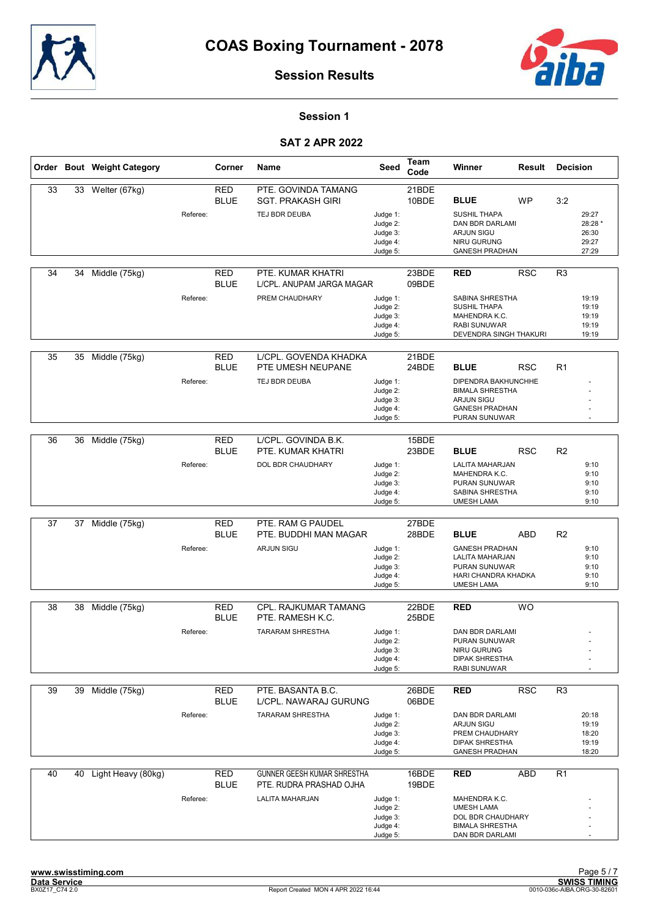# COAS Boxing Tournament - 2078

## Session Results

### Session 1

### SAT 2 APR 2022

| Order | Bout | Weight Category | Corner | Name | Seed | Team Code | Winner | Result | Decision |
|---|---|---|---|---|---|---|---|---|---|
| 33 | 33 | Welter (67kg) | RED | PTE. GOVINDA TAMANG | | 21BDE | | | |
| | | | BLUE | SGT. PRAKASH GIRI | | 10BDE | **BLUE** | WP | 3:2 |
| | | Referee: | | TEJ BDR DEUBA | Judge 1: | | SUSHIL THAPA | | 29:27 |
| | | | | | Judge 2: | | DAN BDR DARLAMI | | 28:28 * |
| | | | | | Judge 3: | | ARJUN SIGU | | 26:30 |
| | | | | | Judge 4: | | NIRU GURUNG | | 29:27 |
| | | | | | Judge 5: | | GANESH PRADHAN | | 27:29 |
| 34 | 34 | Middle (75kg) | RED | PTE. KUMAR KHATRI | | 23BDE | **RED** | RSC | R3 |
| | | | BLUE | L/CPL. ANUPAM JARGA MAGAR | | 09BDE | | | |
| | | Referee: | | PREM CHAUDHARY | Judge 1: | | SABINA SHRESTHA | | 19:19 |
| | | | | | Judge 2: | | SUSHIL THAPA | | 19:19 |
| | | | | | Judge 3: | | MAHENDRA K.C. | | 19:19 |
| | | | | | Judge 4: | | RABI SUNUWAR | | 19:19 |
| | | | | | Judge 5: | | DEVENDRA SINGH THAKURI | | 19:19 |
| 35 | 35 | Middle (75kg) | RED | L/CPL. GOVENDA KHADKA | | 21BDE | | | |
| | | | BLUE | PTE UMESH NEUPANE | | 24BDE | **BLUE** | RSC | R1 |
| | | Referee: | | TEJ BDR DEUBA | Judge 1: | | DIPENDRA BAKHUNCHHE | | - |
| | | | | | Judge 2: | | BIMALA SHRESTHA | | - |
| | | | | | Judge 3: | | ARJUN SIGU | | - |
| | | | | | Judge 4: | | GANESH PRADHAN | | - |
| | | | | | Judge 5: | | PURAN SUNUWAR | | - |
| 36 | 36 | Middle (75kg) | RED | L/CPL. GOVINDA B.K. | | 15BDE | | | |
| | | | BLUE | PTE. KUMAR KHATRI | | 23BDE | **BLUE** | RSC | R2 |
| | | Referee: | | DOL BDR CHAUDHARY | Judge 1: | | LALITA MAHARJAN | | 9:10 |
| | | | | | Judge 2: | | MAHENDRA K.C. | | 9:10 |
| | | | | | Judge 3: | | PURAN SUNUWAR | | 9:10 |
| | | | | | Judge 4: | | SABINA SHRESTHA | | 9:10 |
| | | | | | Judge 5: | | UMESH LAMA | | 9:10 |
| 37 | 37 | Middle (75kg) | RED | PTE. RAM G PAUDEL | | 27BDE | | | |
| | | | BLUE | PTE. BUDDHI MAN MAGAR | | 28BDE | **BLUE** | ABD | R2 |
| | | Referee: | | ARJUN SIGU | Judge 1: | | GANESH PRADHAN | | 9:10 |
| | | | | | Judge 2: | | LALITA MAHARJAN | | 9:10 |
| | | | | | Judge 3: | | PURAN SUNUWAR | | 9:10 |
| | | | | | Judge 4: | | HARI CHANDRA KHADKA | | 9:10 |
| | | | | | Judge 5: | | UMESH LAMA | | 9:10 |
| 38 | 38 | Middle (75kg) | RED | CPL. RAJKUMAR TAMANG | | 22BDE | **RED** | WO | |
| | | | BLUE | PTE. RAMESH K.C. | | 25BDE | | | |
| | | Referee: | | TARARAM SHRESTHA | Judge 1: | | DAN BDR DARLAMI | | - |
| | | | | | Judge 2: | | PURAN SUNUWAR | | - |
| | | | | | Judge 3: | | NIRU GURUNG | | - |
| | | | | | Judge 4: | | DIPAK SHRESTHA | | - |
| | | | | | Judge 5: | | RABI SUNUWAR | | - |
| 39 | 39 | Middle (75kg) | RED | PTE. BASANTA B.C. | | 26BDE | **RED** | RSC | R3 |
| | | | BLUE | L/CPL. NAWARAJ GURUNG | | 06BDE | | | |
| | | Referee: | | TARARAM SHRESTHA | Judge 1: | | DAN BDR DARLAMI | | 20:18 |
| | | | | | Judge 2: | | ARJUN SIGU | | 19:19 |
| | | | | | Judge 3: | | PREM CHAUDHARY | | 18:20 |
| | | | | | Judge 4: | | DIPAK SHRESTHA | | 19:19 |
| | | | | | Judge 5: | | GANESH PRADHAN | | 18:20 |
| 40 | 40 | Light Heavy (80kg) | RED | GUNNER GEESH KUMAR SHRESTHA | | 16BDE | **RED** | ABD | R1 |
| | | | BLUE | PTE. RUDRA PRASHAD OJHA | | 19BDE | | | |
| | | Referee: | | LALITA MAHARJAN | Judge 1: | | MAHENDRA K.C. | | - |
| | | | | | Judge 2: | | UMESH LAMA | | - |
| | | | | | Judge 3: | | DOL BDR CHAUDHARY | | - |
| | | | | | Judge 4: | | BIMALA SHRESTHA | | - |
| | | | | | Judge 5: | | DAN BDR DARLAMI | | - |

www.swisstiming.com
Data Service
BX0Z17_C74 2.0 — Report Created MON 4 APR 2022 16:44 — SWISS TIMING 0010-036c-AIBA.ORG-30-82601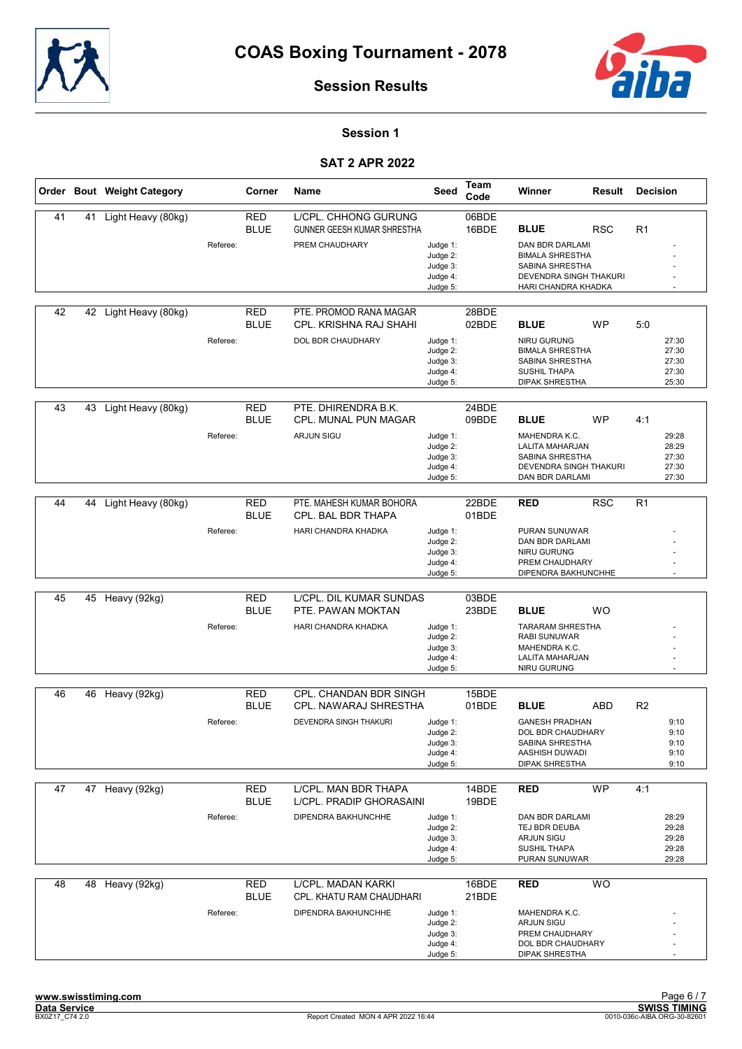# COAS Boxing Tournament - 2078

## Session Results

### Session 1

### SAT 2 APR 2022

| Order | Bout | Weight Category | Corner | Name | Seed | Team Code | Winner | Result | Decision |
|---|---|---|---|---|---|---|---|---|---|
| 41 | 41 | Light Heavy (80kg) | RED | L/CPL. CHHONG GURUNG | | 06BDE | | | |
| | | | BLUE | GUNNER GEESH KUMAR SHRESTHA | | 16BDE | BLUE | RSC | R1 |
| | | Referee: | | PREM CHAUDHARY | Judge 1: | | DAN BDR DARLAMI | | - |
| | | | | | Judge 2: | | BIMALA SHRESTHA | | - |
| | | | | | Judge 3: | | SABINA SHRESTHA | | - |
| | | | | | Judge 4: | | DEVENDRA SINGH THAKURI | | - |
| | | | | | Judge 5: | | HARI CHANDRA KHADKA | | - |
| 42 | 42 | Light Heavy (80kg) | RED | PTE. PROMOD RANA MAGAR | | 28BDE | | | |
| | | | BLUE | CPL. KRISHNA RAJ SHAHI | | 02BDE | BLUE | WP | 5:0 |
| | | Referee: | | DOL BDR CHAUDHARY | Judge 1: | | NIRU GURUNG | | 27:30 |
| | | | | | Judge 2: | | BIMALA SHRESTHA | | 27:30 |
| | | | | | Judge 3: | | SABINA SHRESTHA | | 27:30 |
| | | | | | Judge 4: | | SUSHIL THAPA | | 27:30 |
| | | | | | Judge 5: | | DIPAK SHRESTHA | | 25:30 |
| 43 | 43 | Light Heavy (80kg) | RED | PTE. DHIRENDRA B.K. | | 24BDE | | | |
| | | | BLUE | CPL. MUNAL PUN MAGAR | | 09BDE | BLUE | WP | 4:1 |
| | | Referee: | | ARJUN SIGU | Judge 1: | | MAHENDRA K.C. | | 29:28 |
| | | | | | Judge 2: | | LALITA MAHARJAN | | 28:29 |
| | | | | | Judge 3: | | SABINA SHRESTHA | | 27:30 |
| | | | | | Judge 4: | | DEVENDRA SINGH THAKURI | | 27:30 |
| | | | | | Judge 5: | | DAN BDR DARLAMI | | 27:30 |
| 44 | 44 | Light Heavy (80kg) | RED | PTE. MAHESH KUMAR BOHORA | | 22BDE | RED | RSC | R1 |
| | | | BLUE | CPL. BAL BDR THAPA | | 01BDE | | | |
| | | Referee: | | HARI CHANDRA KHADKA | Judge 1: | | PURAN SUNUWAR | | - |
| | | | | | Judge 2: | | DAN BDR DARLAMI | | - |
| | | | | | Judge 3: | | NIRU GURUNG | | - |
| | | | | | Judge 4: | | PREM CHAUDHARY | | - |
| | | | | | Judge 5: | | DIPENDRA BAKHUNCHHE | | - |
| 45 | 45 | Heavy (92kg) | RED | L/CPL. DIL KUMAR SUNDAS | | 03BDE | | | |
| | | | BLUE | PTE. PAWAN MOKTAN | | 23BDE | BLUE | WO | |
| | | Referee: | | HARI CHANDRA KHADKA | Judge 1: | | TARARAM SHRESTHA | | - |
| | | | | | Judge 2: | | RABI SUNUWAR | | - |
| | | | | | Judge 3: | | MAHENDRA K.C. | | - |
| | | | | | Judge 4: | | LALITA MAHARJAN | | - |
| | | | | | Judge 5: | | NIRU GURUNG | | - |
| 46 | 46 | Heavy (92kg) | RED | CPL. CHANDAN BDR SINGH | | 15BDE | | | |
| | | | BLUE | CPL. NAWARAJ SHRESTHA | | 01BDE | BLUE | ABD | R2 |
| | | Referee: | | DEVENDRA SINGH THAKURI | Judge 1: | | GANESH PRADHAN | | 9:10 |
| | | | | | Judge 2: | | DOL BDR CHAUDHARY | | 9:10 |
| | | | | | Judge 3: | | SABINA SHRESTHA | | 9:10 |
| | | | | | Judge 4: | | AASHISH DUWADI | | 9:10 |
| | | | | | Judge 5: | | DIPAK SHRESTHA | | 9:10 |
| 47 | 47 | Heavy (92kg) | RED | L/CPL. MAN BDR THAPA | | 14BDE | RED | WP | 4:1 |
| | | | BLUE | L/CPL. PRADIP GHORASAINI | | 19BDE | | | |
| | | Referee: | | DIPENDRA BAKHUNCHHE | Judge 1: | | DAN BDR DARLAMI | | 28:29 |
| | | | | | Judge 2: | | TEJ BDR DEUBA | | 29:28 |
| | | | | | Judge 3: | | ARJUN SIGU | | 29:28 |
| | | | | | Judge 4: | | SUSHIL THAPA | | 29:28 |
| | | | | | Judge 5: | | PURAN SUNUWAR | | 29:28 |
| 48 | 48 | Heavy (92kg) | RED | L/CPL. MADAN KARKI | | 16BDE | RED | WO | |
| | | | BLUE | CPL. KHATU RAM CHAUDHARI | | 21BDE | | | |
| | | Referee: | | DIPENDRA BAKHUNCHHE | Judge 1: | | MAHENDRA K.C. | | - |
| | | | | | Judge 2: | | ARJUN SIGU | | - |
| | | | | | Judge 3: | | PREM CHAUDHARY | | - |
| | | | | | Judge 4: | | DOL BDR CHAUDHARY | | - |
| | | | | | Judge 5: | | DIPAK SHRESTHA | | - |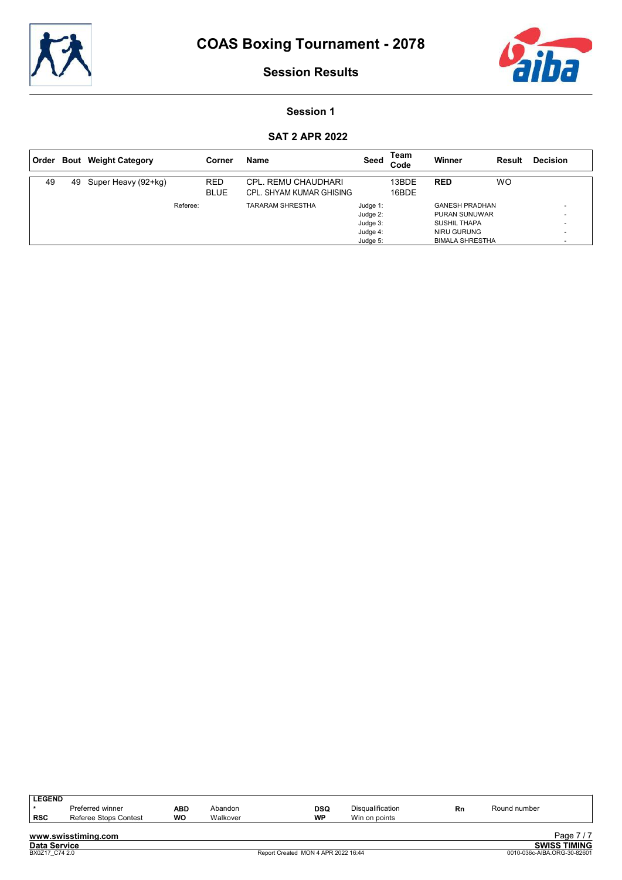# COAS Boxing Tournament - 2078

## Session Results

### Session 1

### SAT 2 APR 2022

| Order | Bout | Weight Category | Corner | Name | Seed | Team Code | Winner | Result | Decision |
|---|---|---|---|---|---|---|---|---|---|
| 49 | 49 | Super Heavy (92+kg) | RED | CPL. REMU CHAUDHARI | | 13BDE | **RED** | WO | |
| | | | BLUE | CPL. SHYAM KUMAR GHISING | | 16BDE | | | |
| | | Referee: | | TARARAM SHRESTHA | Judge 1: | | GANESH PRADHAN | | - |
| | | | | | Judge 2: | | PURAN SUNUWAR | | - |
| | | | | | Judge 3: | | SUSHIL THAPA | | - |
| | | | | | Judge 4: | | NIRU GURUNG | | - |
| | | | | | Judge 5: | | BIMALA SHRESTHA | | - |

| LEGEND | | | | | | | |
|---|---|---|---|---|---|---|---|
| * | Preferred winner | ABD | Abandon | DSQ | Disqualification | Rn | Round number |
| RSC | Referee Stops Contest | WO | Walkover | WP | Win on points | | |

www.swisstiming.com

Data Service

BX0Z17_C74 2.0 — Report Created MON 4 APR 2022 16:44 — SWISS TIMING — 0010-036c-AIBA.ORG-30-82601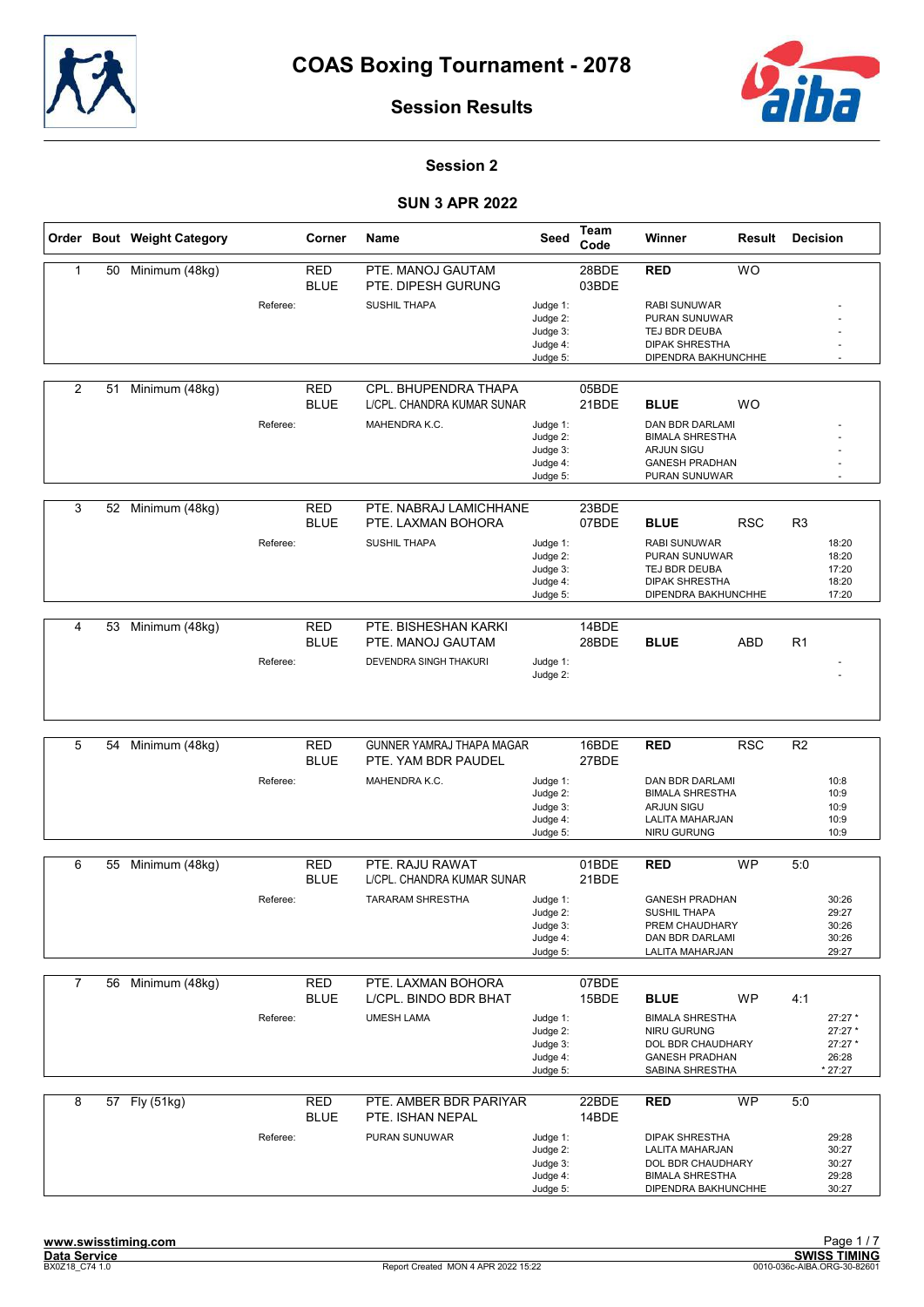# COAS Boxing Tournament - 2078

## Session Results

### Session 2

### SUN 3 APR 2022

| Order | Bout | Weight Category | Corner | Name | Seed | Team Code | Winner | Result | Decision |
|---|---|---|---|---|---|---|---|---|---|
| 1 | 50 | Minimum (48kg) | RED | PTE. MANOJ GAUTAM | | 28BDE | RED | WO | |
| | | | BLUE | PTE. DIPESH GURUNG | | 03BDE | | | |
| | | Referee: | | SUSHIL THAPA | Judge 1: | | RABI SUNUWAR | | - |
| | | | | | Judge 2: | | PURAN SUNUWAR | | - |
| | | | | | Judge 3: | | TEJ BDR DEUBA | | - |
| | | | | | Judge 4: | | DIPAK SHRESTHA | | - |
| | | | | | Judge 5: | | DIPENDRA BAKHUNCHHE | | - |
| 2 | 51 | Minimum (48kg) | RED | CPL. BHUPENDRA THAPA | | 05BDE | | | |
| | | | BLUE | L/CPL. CHANDRA KUMAR SUNAR | | 21BDE | BLUE | WO | |
| | | Referee: | | MAHENDRA K.C. | Judge 1: | | DAN BDR DARLAMI | | - |
| | | | | | Judge 2: | | BIMALA SHRESTHA | | - |
| | | | | | Judge 3: | | ARJUN SIGU | | - |
| | | | | | Judge 4: | | GANESH PRADHAN | | - |
| | | | | | Judge 5: | | PURAN SUNUWAR | | - |
| 3 | 52 | Minimum (48kg) | RED | PTE. NABRAJ LAMICHHANE | | 23BDE | | | |
| | | | BLUE | PTE. LAXMAN BOHORA | | 07BDE | BLUE | RSC | R3 |
| | | Referee: | | SUSHIL THAPA | Judge 1: | | RABI SUNUWAR | | 18:20 |
| | | | | | Judge 2: | | PURAN SUNUWAR | | 18:20 |
| | | | | | Judge 3: | | TEJ BDR DEUBA | | 17:20 |
| | | | | | Judge 4: | | DIPAK SHRESTHA | | 18:20 |
| | | | | | Judge 5: | | DIPENDRA BAKHUNCHHE | | 17:20 |
| 4 | 53 | Minimum (48kg) | RED | PTE. BISHESHAN KARKI | | 14BDE | | | |
| | | | BLUE | PTE. MANOJ GAUTAM | | 28BDE | BLUE | ABD | R1 |
| | | Referee: | | DEVENDRA SINGH THAKURI | Judge 1: | | | | - |
| | | | | | Judge 2: | | | | - |
| 5 | 54 | Minimum (48kg) | RED | GUNNER YAMRAJ THAPA MAGAR | | 16BDE | RED | RSC | R2 |
| | | | BLUE | PTE. YAM BDR PAUDEL | | 27BDE | | | |
| | | Referee: | | MAHENDRA K.C. | Judge 1: | | DAN BDR DARLAMI | | 10:8 |
| | | | | | Judge 2: | | BIMALA SHRESTHA | | 10:9 |
| | | | | | Judge 3: | | ARJUN SIGU | | 10:9 |
| | | | | | Judge 4: | | LALITA MAHARJAN | | 10:9 |
| | | | | | Judge 5: | | NIRU GURUNG | | 10:9 |
| 6 | 55 | Minimum (48kg) | RED | PTE. RAJU RAWAT | | 01BDE | RED | WP | 5:0 |
| | | | BLUE | L/CPL. CHANDRA KUMAR SUNAR | | 21BDE | | | |
| | | Referee: | | TARARAM SHRESTHA | Judge 1: | | GANESH PRADHAN | | 30:26 |
| | | | | | Judge 2: | | SUSHIL THAPA | | 29:27 |
| | | | | | Judge 3: | | PREM CHAUDHARY | | 30:26 |
| | | | | | Judge 4: | | DAN BDR DARLAMI | | 30:26 |
| | | | | | Judge 5: | | LALITA MAHARJAN | | 29:27 |
| 7 | 56 | Minimum (48kg) | RED | PTE. LAXMAN BOHORA | | 07BDE | | | |
| | | | BLUE | L/CPL. BINDO BDR BHAT | | 15BDE | BLUE | WP | 4:1 |
| | | Referee: | | UMESH LAMA | Judge 1: | | BIMALA SHRESTHA | | 27:27 * |
| | | | | | Judge 2: | | NIRU GURUNG | | 27:27 * |
| | | | | | Judge 3: | | DOL BDR CHAUDHARY | | 27:27 * |
| | | | | | Judge 4: | | GANESH PRADHAN | | 26:28 |
| | | | | | Judge 5: | | SABINA SHRESTHA | | * 27:27 |
| 8 | 57 | Fly (51kg) | RED | PTE. AMBER BDR PARIYAR | | 22BDE | RED | WP | 5:0 |
| | | | BLUE | PTE. ISHAN NEPAL | | 14BDE | | | |
| | | Referee: | | PURAN SUNUWAR | Judge 1: | | DIPAK SHRESTHA | | 29:28 |
| | | | | | Judge 2: | | LALITA MAHARJAN | | 30:27 |
| | | | | | Judge 3: | | DOL BDR CHAUDHARY | | 30:27 |
| | | | | | Judge 4: | | BIMALA SHRESTHA | | 29:28 |
| | | | | | Judge 5: | | DIPENDRA BAKHUNCHHE | | 30:27 |

www.swisstiming.com
Data Service
BX0Z18_C74 1.0

Report Created MON 4 APR 2022 15:22

SWISS TIMING
0010-036c-AIBA.ORG-30-82601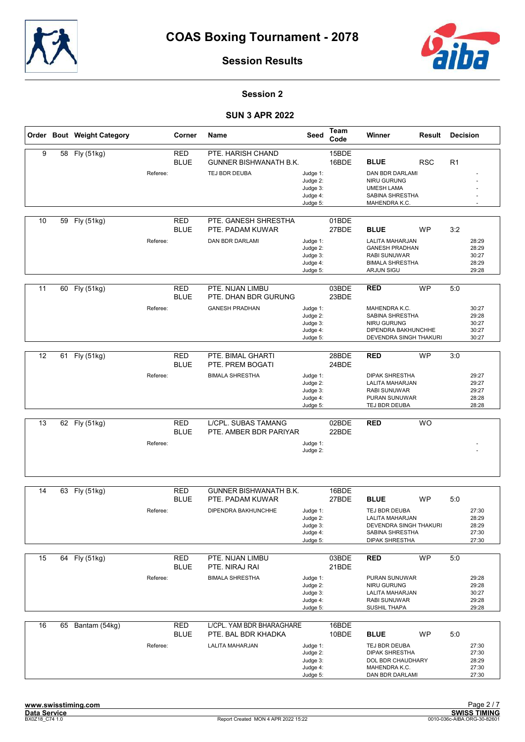# COAS Boxing Tournament - 2078

## Session Results

### Session 2

### SUN 3 APR 2022

| Order | Bout | Weight Category | Corner | Name | Seed | Team Code | Winner | Result | Decision |
|---|---|---|---|---|---|---|---|---|---|
| 9 | 58 | Fly (51kg) | RED | PTE. HARISH CHAND | | 15BDE | | | |
| | | | BLUE | GUNNER BISHWANATH B.K. | | 16BDE | BLUE | RSC | R1 |
| | | Referee: | | TEJ BDR DEUBA | Judge 1: | | DAN BDR DARLAMI | | - |
| | | | | | Judge 2: | | NIRU GURUNG | | - |
| | | | | | Judge 3: | | UMESH LAMA | | - |
| | | | | | Judge 4: | | SABINA SHRESTHA | | - |
| | | | | | Judge 5: | | MAHENDRA K.C. | | - |
| 10 | 59 | Fly (51kg) | RED | PTE. GANESH SHRESTHA | | 01BDE | | | |
| | | | BLUE | PTE. PADAM KUWAR | | 27BDE | BLUE | WP | 3:2 |
| | | Referee: | | DAN BDR DARLAMI | Judge 1: | | LALITA MAHARJAN | | 28:29 |
| | | | | | Judge 2: | | GANESH PRADHAN | | 28:29 |
| | | | | | Judge 3: | | RABI SUNUWAR | | 30:27 |
| | | | | | Judge 4: | | BIMALA SHRESTHA | | 28:29 |
| | | | | | Judge 5: | | ARJUN SIGU | | 29:28 |
| 11 | 60 | Fly (51kg) | RED | PTE. NIJAN LIMBU | | 03BDE | RED | WP | 5:0 |
| | | | BLUE | PTE. DHAN BDR GURUNG | | 23BDE | | | |
| | | Referee: | | GANESH PRADHAN | Judge 1: | | MAHENDRA K.C. | | 30:27 |
| | | | | | Judge 2: | | SABINA SHRESTHA | | 29:28 |
| | | | | | Judge 3: | | NIRU GURUNG | | 30:27 |
| | | | | | Judge 4: | | DIPENDRA BAKHUNCHHE | | 30:27 |
| | | | | | Judge 5: | | DEVENDRA SINGH THAKURI | | 30:27 |
| 12 | 61 | Fly (51kg) | RED | PTE. BIMAL GHARTI | | 28BDE | RED | WP | 3:0 |
| | | | BLUE | PTE. PREM BOGATI | | 24BDE | | | |
| | | Referee: | | BIMALA SHRESTHA | Judge 1: | | DIPAK SHRESTHA | | 29:27 |
| | | | | | Judge 2: | | LALITA MAHARJAN | | 29:27 |
| | | | | | Judge 3: | | RABI SUNUWAR | | 29:27 |
| | | | | | Judge 4: | | PURAN SUNUWAR | | 28:28 |
| | | | | | Judge 5: | | TEJ BDR DEUBA | | 28:28 |
| 13 | 62 | Fly (51kg) | RED | L/CPL. SUBAS TAMANG | | 02BDE | RED | WO | |
| | | | BLUE | PTE. AMBER BDR PARIYAR | | 22BDE | | | |
| | | Referee: | | | Judge 1: | | | | - |
| | | | | | Judge 2: | | | | - |
| 14 | 63 | Fly (51kg) | RED | GUNNER BISHWANATH B.K. | | 16BDE | | | |
| | | | BLUE | PTE. PADAM KUWAR | | 27BDE | BLUE | WP | 5:0 |
| | | Referee: | | DIPENDRA BAKHUNCHHE | Judge 1: | | TEJ BDR DEUBA | | 27:30 |
| | | | | | Judge 2: | | LALITA MAHARJAN | | 28:29 |
| | | | | | Judge 3: | | DEVENDRA SINGH THAKURI | | 28:29 |
| | | | | | Judge 4: | | SABINA SHRESTHA | | 27:30 |
| | | | | | Judge 5: | | DIPAK SHRESTHA | | 27:30 |
| 15 | 64 | Fly (51kg) | RED | PTE. NIJAN LIMBU | | 03BDE | RED | WP | 5:0 |
| | | | BLUE | PTE. NIRAJ RAI | | 21BDE | | | |
| | | Referee: | | BIMALA SHRESTHA | Judge 1: | | PURAN SUNUWAR | | 29:28 |
| | | | | | Judge 2: | | NIRU GURUNG | | 29:28 |
| | | | | | Judge 3: | | LALITA MAHARJAN | | 30:27 |
| | | | | | Judge 4: | | RABI SUNUWAR | | 29:28 |
| | | | | | Judge 5: | | SUSHIL THAPA | | 29:28 |
| 16 | 65 | Bantam (54kg) | RED | L/CPL. YAM BDR BHARAGHARE | | 16BDE | | | |
| | | | BLUE | PTE. BAL BDR KHADKA | | 10BDE | BLUE | WP | 5:0 |
| | | Referee: | | LALITA MAHARJAN | Judge 1: | | TEJ BDR DEUBA | | 27:30 |
| | | | | | Judge 2: | | DIPAK SHRESTHA | | 27:30 |
| | | | | | Judge 3: | | DOL BDR CHAUDHARY | | 28:29 |
| | | | | | Judge 4: | | MAHENDRA K.C. | | 27:30 |
| | | | | | Judge 5: | | DAN BDR DARLAMI | | 27:30 |

www.swisstiming.com
Data Service
BX0Z18_C74 1.0

Report Created MON 4 APR 2022 15:22

SWISS TIMING
0010-036c-AIBA.ORG-30-82601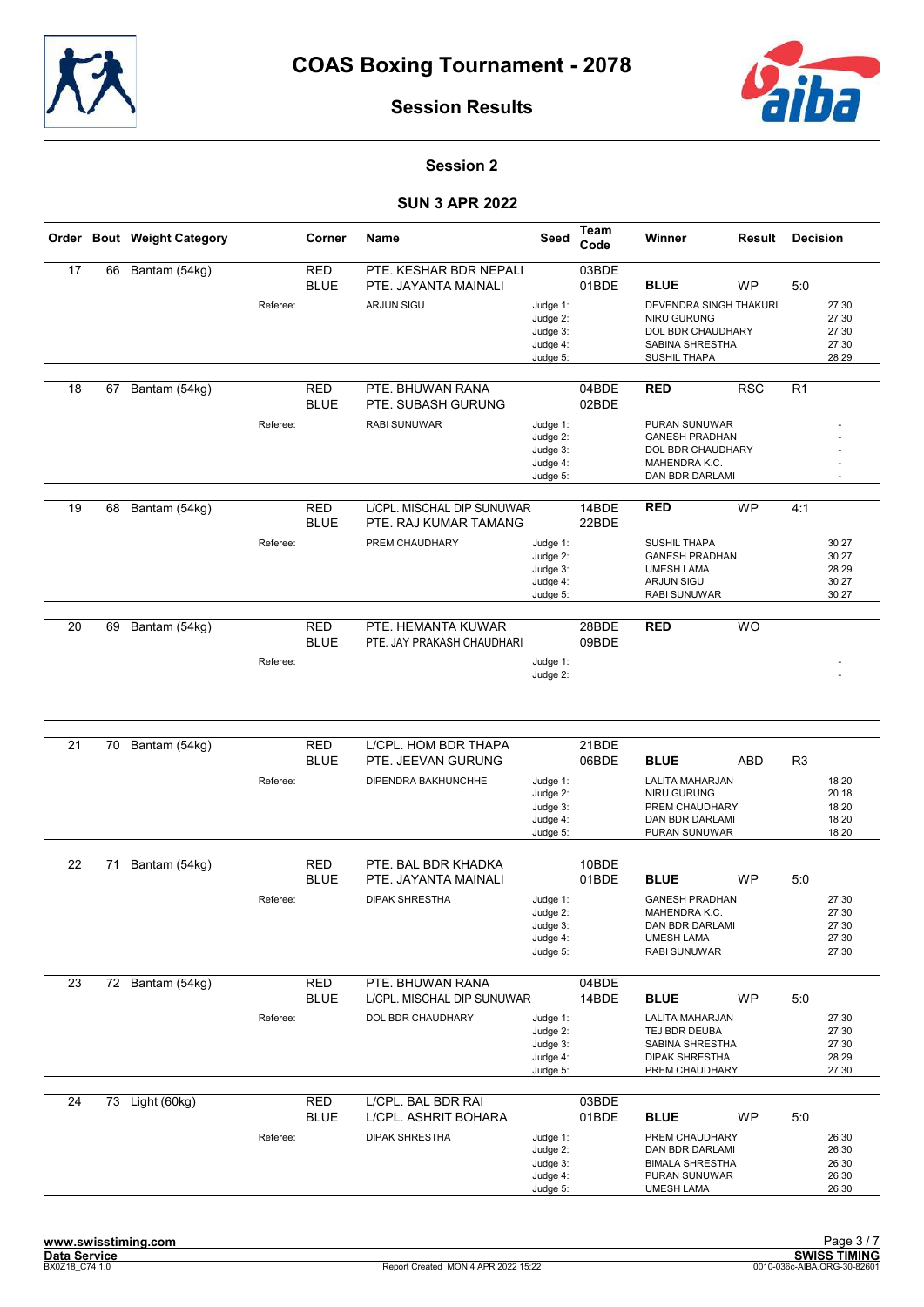# COAS Boxing Tournament - 2078

## Session Results

### Session 2

### SUN 3 APR 2022

| Order | Bout | Weight Category | Corner | Name | Seed | Team Code | Winner | Result | Decision |
|---|---|---|---|---|---|---|---|---|---|
| 17 | 66 | Bantam (54kg) | RED | PTE. KESHAR BDR NEPALI | | 03BDE | | | |
| | | | BLUE | PTE. JAYANTA MAINALI | | 01BDE | BLUE | WP | 5:0 |
| | | Referee: | | ARJUN SIGU | Judge 1: | | DEVENDRA SINGH THAKURI | | 27:30 |
| | | | | | Judge 2: | | NIRU GURUNG | | 27:30 |
| | | | | | Judge 3: | | DOL BDR CHAUDHARY | | 27:30 |
| | | | | | Judge 4: | | SABINA SHRESTHA | | 27:30 |
| | | | | | Judge 5: | | SUSHIL THAPA | | 28:29 |
| 18 | 67 | Bantam (54kg) | RED | PTE. BHUWAN RANA | | 04BDE | RED | RSC | R1 |
| | | | BLUE | PTE. SUBASH GURUNG | | 02BDE | | | |
| | | Referee: | | RABI SUNUWAR | Judge 1: | | PURAN SUNUWAR | | - |
| | | | | | Judge 2: | | GANESH PRADHAN | | - |
| | | | | | Judge 3: | | DOL BDR CHAUDHARY | | - |
| | | | | | Judge 4: | | MAHENDRA K.C. | | - |
| | | | | | Judge 5: | | DAN BDR DARLAMI | | - |
| 19 | 68 | Bantam (54kg) | RED | L/CPL. MISCHAL DIP SUNUWAR | | 14BDE | RED | WP | 4:1 |
| | | | BLUE | PTE. RAJ KUMAR TAMANG | | 22BDE | | | |
| | | Referee: | | PREM CHAUDHARY | Judge 1: | | SUSHIL THAPA | | 30:27 |
| | | | | | Judge 2: | | GANESH PRADHAN | | 30:27 |
| | | | | | Judge 3: | | UMESH LAMA | | 28:29 |
| | | | | | Judge 4: | | ARJUN SIGU | | 30:27 |
| | | | | | Judge 5: | | RABI SUNUWAR | | 30:27 |
| 20 | 69 | Bantam (54kg) | RED | PTE. HEMANTA KUWAR | | 28BDE | RED | WO | |
| | | | BLUE | PTE. JAY PRAKASH CHAUDHARI | | 09BDE | | | |
| | | Referee: | | | Judge 1: | | | | - |
| | | | | | Judge 2: | | | | - |
| 21 | 70 | Bantam (54kg) | RED | L/CPL. HOM BDR THAPA | | 21BDE | | | |
| | | | BLUE | PTE. JEEVAN GURUNG | | 06BDE | BLUE | ABD | R3 |
| | | Referee: | | DIPENDRA BAKHUNCHHE | Judge 1: | | LALITA MAHARJAN | | 18:20 |
| | | | | | Judge 2: | | NIRU GURUNG | | 20:18 |
| | | | | | Judge 3: | | PREM CHAUDHARY | | 18:20 |
| | | | | | Judge 4: | | DAN BDR DARLAMI | | 18:20 |
| | | | | | Judge 5: | | PURAN SUNUWAR | | 18:20 |
| 22 | 71 | Bantam (54kg) | RED | PTE. BAL BDR KHADKA | | 10BDE | | | |
| | | | BLUE | PTE. JAYANTA MAINALI | | 01BDE | BLUE | WP | 5:0 |
| | | Referee: | | DIPAK SHRESTHA | Judge 1: | | GANESH PRADHAN | | 27:30 |
| | | | | | Judge 2: | | MAHENDRA K.C. | | 27:30 |
| | | | | | Judge 3: | | DAN BDR DARLAMI | | 27:30 |
| | | | | | Judge 4: | | UMESH LAMA | | 27:30 |
| | | | | | Judge 5: | | RABI SUNUWAR | | 27:30 |
| 23 | 72 | Bantam (54kg) | RED | PTE. BHUWAN RANA | | 04BDE | | | |
| | | | BLUE | L/CPL. MISCHAL DIP SUNUWAR | | 14BDE | BLUE | WP | 5:0 |
| | | Referee: | | DOL BDR CHAUDHARY | Judge 1: | | LALITA MAHARJAN | | 27:30 |
| | | | | | Judge 2: | | TEJ BDR DEUBA | | 27:30 |
| | | | | | Judge 3: | | SABINA SHRESTHA | | 27:30 |
| | | | | | Judge 4: | | DIPAK SHRESTHA | | 28:29 |
| | | | | | Judge 5: | | PREM CHAUDHARY | | 27:30 |
| 24 | 73 | Light (60kg) | RED | L/CPL. BAL BDR RAI | | 03BDE | | | |
| | | | BLUE | L/CPL. ASHRIT BOHARA | | 01BDE | BLUE | WP | 5:0 |
| | | Referee: | | DIPAK SHRESTHA | Judge 1: | | PREM CHAUDHARY | | 26:30 |
| | | | | | Judge 2: | | DAN BDR DARLAMI | | 26:30 |
| | | | | | Judge 3: | | BIMALA SHRESTHA | | 26:30 |
| | | | | | Judge 4: | | PURAN SUNUWAR | | 26:30 |
| | | | | | Judge 5: | | UMESH LAMA | | 26:30 |

www.swisstiming.com
Data Service
BX0Z18_C74 1.0

Report Created MON 4 APR 2022 15:22

SWISS TIMING
0010-036c-AIBA.ORG-30-82601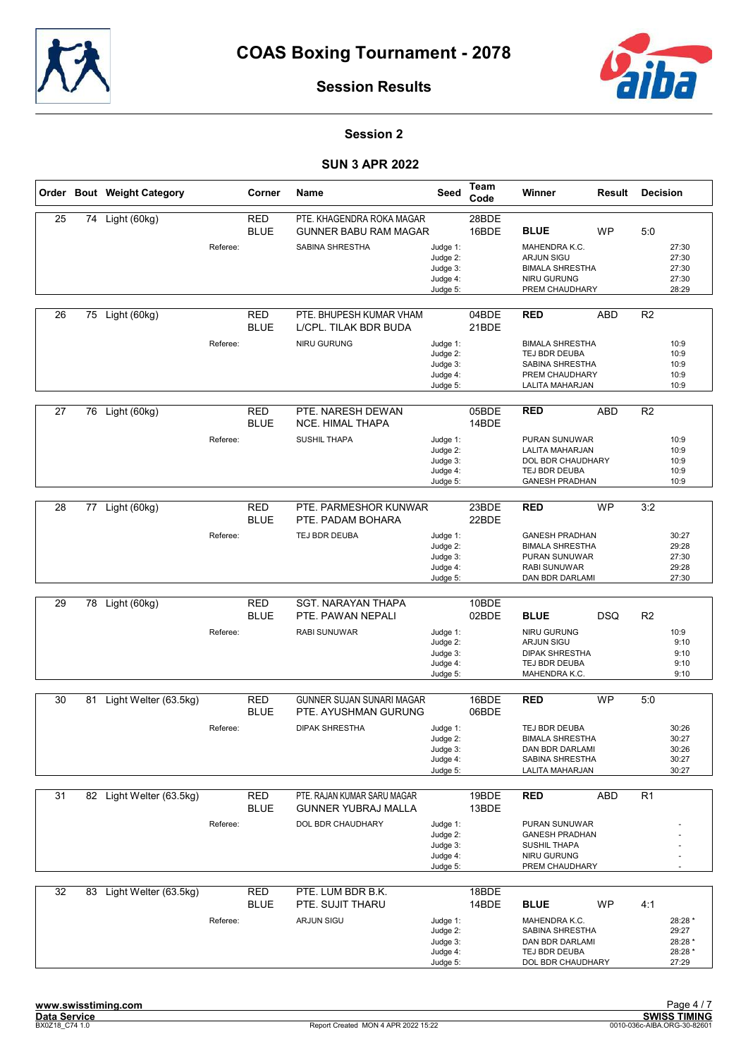# COAS Boxing Tournament - 2078

## Session Results

### Session 2

### SUN 3 APR 2022

| Order | Bout | Weight Category | Corner | Name | Seed | Team Code | Winner | Result | Decision | |
|---|---|---|---|---|---|---|---|---|---|---|
| 25 | 74 | Light (60kg) | RED | PTE. KHAGENDRA ROKA MAGAR | | 28BDE | | | | |
| | | | BLUE | GUNNER BABU RAM MAGAR | | 16BDE | **BLUE** | WP | 5:0 | |
| | | Referee: | | SABINA SHRESTHA | Judge 1: | | MAHENDRA K.C. | | | 27:30 |
| | | | | | Judge 2: | | ARJUN SIGU | | | 27:30 |
| | | | | | Judge 3: | | BIMALA SHRESTHA | | | 27:30 |
| | | | | | Judge 4: | | NIRU GURUNG | | | 27:30 |
| | | | | | Judge 5: | | PREM CHAUDHARY | | | 28:29 |
| 26 | 75 | Light (60kg) | RED | PTE. BHUPESH KUMAR VHAM | | 04BDE | **RED** | ABD | R2 | |
| | | | BLUE | L/CPL. TILAK BDR BUDA | | 21BDE | | | | |
| | | Referee: | | NIRU GURUNG | Judge 1: | | BIMALA SHRESTHA | | | 10:9 |
| | | | | | Judge 2: | | TEJ BDR DEUBA | | | 10:9 |
| | | | | | Judge 3: | | SABINA SHRESTHA | | | 10:9 |
| | | | | | Judge 4: | | PREM CHAUDHARY | | | 10:9 |
| | | | | | Judge 5: | | LALITA MAHARJAN | | | 10:9 |
| 27 | 76 | Light (60kg) | RED | PTE. NARESH DEWAN | | 05BDE | **RED** | ABD | R2 | |
| | | | BLUE | NCE. HIMAL THAPA | | 14BDE | | | | |
| | | Referee: | | SUSHIL THAPA | Judge 1: | | PURAN SUNUWAR | | | 10:9 |
| | | | | | Judge 2: | | LALITA MAHARJAN | | | 10:9 |
| | | | | | Judge 3: | | DOL BDR CHAUDHARY | | | 10:9 |
| | | | | | Judge 4: | | TEJ BDR DEUBA | | | 10:9 |
| | | | | | Judge 5: | | GANESH PRADHAN | | | 10:9 |
| 28 | 77 | Light (60kg) | RED | PTE. PARMESHOR KUNWAR | | 23BDE | **RED** | WP | 3:2 | |
| | | | BLUE | PTE. PADAM BOHARA | | 22BDE | | | | |
| | | Referee: | | TEJ BDR DEUBA | Judge 1: | | GANESH PRADHAN | | | 30:27 |
| | | | | | Judge 2: | | BIMALA SHRESTHA | | | 29:28 |
| | | | | | Judge 3: | | PURAN SUNUWAR | | | 27:30 |
| | | | | | Judge 4: | | RABI SUNUWAR | | | 29:28 |
| | | | | | Judge 5: | | DAN BDR DARLAMI | | | 27:30 |
| 29 | 78 | Light (60kg) | RED | SGT. NARAYAN THAPA | | 10BDE | | | | |
| | | | BLUE | PTE. PAWAN NEPALI | | 02BDE | **BLUE** | DSQ | R2 | |
| | | Referee: | | RABI SUNUWAR | Judge 1: | | NIRU GURUNG | | | 10:9 |
| | | | | | Judge 2: | | ARJUN SIGU | | | 9:10 |
| | | | | | Judge 3: | | DIPAK SHRESTHA | | | 9:10 |
| | | | | | Judge 4: | | TEJ BDR DEUBA | | | 9:10 |
| | | | | | Judge 5: | | MAHENDRA K.C. | | | 9:10 |
| 30 | 81 | Light Welter (63.5kg) | RED | GUNNER SUJAN SUNARI MAGAR | | 16BDE | **RED** | WP | 5:0 | |
| | | | BLUE | PTE. AYUSHMAN GURUNG | | 06BDE | | | | |
| | | Referee: | | DIPAK SHRESTHA | Judge 1: | | TEJ BDR DEUBA | | | 30:26 |
| | | | | | Judge 2: | | BIMALA SHRESTHA | | | 30:27 |
| | | | | | Judge 3: | | DAN BDR DARLAMI | | | 30:26 |
| | | | | | Judge 4: | | SABINA SHRESTHA | | | 30:27 |
| | | | | | Judge 5: | | LALITA MAHARJAN | | | 30:27 |
| 31 | 82 | Light Welter (63.5kg) | RED | PTE. RAJAN KUMAR SARU MAGAR | | 19BDE | **RED** | ABD | R1 | |
| | | | BLUE | GUNNER YUBRAJ MALLA | | 13BDE | | | | |
| | | Referee: | | DOL BDR CHAUDHARY | Judge 1: | | PURAN SUNUWAR | | | - |
| | | | | | Judge 2: | | GANESH PRADHAN | | | - |
| | | | | | Judge 3: | | SUSHIL THAPA | | | - |
| | | | | | Judge 4: | | NIRU GURUNG | | | - |
| | | | | | Judge 5: | | PREM CHAUDHARY | | | - |
| 32 | 83 | Light Welter (63.5kg) | RED | PTE. LUM BDR B.K. | | 18BDE | | | | |
| | | | BLUE | PTE. SUJIT THARU | | 14BDE | **BLUE** | WP | 4:1 | |
| | | Referee: | | ARJUN SIGU | Judge 1: | | MAHENDRA K.C. | | | 28:28 * |
| | | | | | Judge 2: | | SABINA SHRESTHA | | | 29:27 |
| | | | | | Judge 3: | | DAN BDR DARLAMI | | | 28:28 * |
| | | | | | Judge 4: | | TEJ BDR DEUBA | | | 28:28 * |
| | | | | | Judge 5: | | DOL BDR CHAUDHARY | | | 27:29 |

www.swisstiming.com
Data Service
BX0Z18_C74 1.0

Report Created MON 4 APR 2022 15:22

SWISS TIMING
0010-036c-AIBA.ORG-30-82601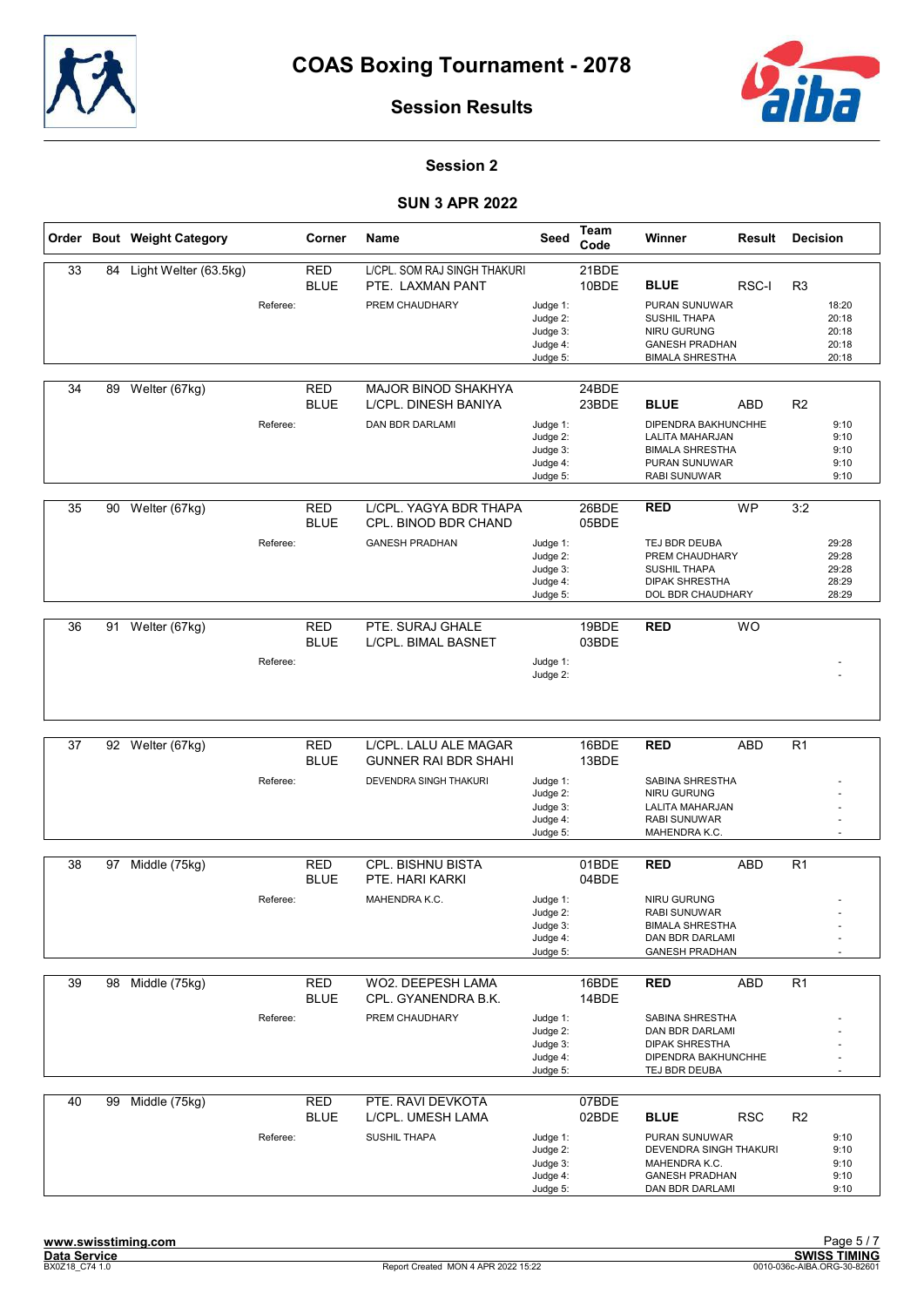# COAS Boxing Tournament - 2078

## Session Results

### Session 2

### SUN 3 APR 2022

| Order | Bout | Weight Category | Corner | Name | Seed | Team Code | Winner | Result | Decision |
|---|---|---|---|---|---|---|---|---|---|
| 33 | 84 | Light Welter (63.5kg) | RED | L/CPL. SOM RAJ SINGH THAKURI | | 21BDE | | | |
| | | | BLUE | PTE. LAXMAN PANT | | 10BDE | **BLUE** | RSC-I | R3 |
| | | Referee: | | PREM CHAUDHARY | Judge 1: | | PURAN SUNUWAR | | 18:20 |
| | | | | | Judge 2: | | SUSHIL THAPA | | 20:18 |
| | | | | | Judge 3: | | NIRU GURUNG | | 20:18 |
| | | | | | Judge 4: | | GANESH PRADHAN | | 20:18 |
| | | | | | Judge 5: | | BIMALA SHRESTHA | | 20:18 |
| 34 | 89 | Welter (67kg) | RED | MAJOR BINOD SHAKHYA | | 24BDE | | | |
| | | | BLUE | L/CPL. DINESH BANIYA | | 23BDE | **BLUE** | ABD | R2 |
| | | Referee: | | DAN BDR DARLAMI | Judge 1: | | DIPENDRA BAKHUNCHHE | | 9:10 |
| | | | | | Judge 2: | | LALITA MAHARJAN | | 9:10 |
| | | | | | Judge 3: | | BIMALA SHRESTHA | | 9:10 |
| | | | | | Judge 4: | | PURAN SUNUWAR | | 9:10 |
| | | | | | Judge 5: | | RABI SUNUWAR | | 9:10 |
| 35 | 90 | Welter (67kg) | RED | L/CPL. YAGYA BDR THAPA | | 26BDE | **RED** | WP | 3:2 |
| | | | BLUE | CPL. BINOD BDR CHAND | | 05BDE | | | |
| | | Referee: | | GANESH PRADHAN | Judge 1: | | TEJ BDR DEUBA | | 29:28 |
| | | | | | Judge 2: | | PREM CHAUDHARY | | 29:28 |
| | | | | | Judge 3: | | SUSHIL THAPA | | 29:28 |
| | | | | | Judge 4: | | DIPAK SHRESTHA | | 28:29 |
| | | | | | Judge 5: | | DOL BDR CHAUDHARY | | 28:29 |
| 36 | 91 | Welter (67kg) | RED | PTE. SURAJ GHALE | | 19BDE | **RED** | WO | |
| | | | BLUE | L/CPL. BIMAL BASNET | | 03BDE | | | |
| | | Referee: | | | Judge 1: | | | | - |
| | | | | | Judge 2: | | | | - |
| 37 | 92 | Welter (67kg) | RED | L/CPL. LALU ALE MAGAR | | 16BDE | **RED** | ABD | R1 |
| | | | BLUE | GUNNER RAI BDR SHAHI | | 13BDE | | | |
| | | Referee: | | DEVENDRA SINGH THAKURI | Judge 1: | | SABINA SHRESTHA | | - |
| | | | | | Judge 2: | | NIRU GURUNG | | - |
| | | | | | Judge 3: | | LALITA MAHARJAN | | - |
| | | | | | Judge 4: | | RABI SUNUWAR | | - |
| | | | | | Judge 5: | | MAHENDRA K.C. | | - |
| 38 | 97 | Middle (75kg) | RED | CPL. BISHNU BISTA | | 01BDE | **RED** | ABD | R1 |
| | | | BLUE | PTE. HARI KARKI | | 04BDE | | | |
| | | Referee: | | MAHENDRA K.C. | Judge 1: | | NIRU GURUNG | | - |
| | | | | | Judge 2: | | RABI SUNUWAR | | - |
| | | | | | Judge 3: | | BIMALA SHRESTHA | | - |
| | | | | | Judge 4: | | DAN BDR DARLAMI | | - |
| | | | | | Judge 5: | | GANESH PRADHAN | | - |
| 39 | 98 | Middle (75kg) | RED | WO2. DEEPESH LAMA | | 16BDE | **RED** | ABD | R1 |
| | | | BLUE | CPL. GYANENDRA B.K. | | 14BDE | | | |
| | | Referee: | | PREM CHAUDHARY | Judge 1: | | SABINA SHRESTHA | | - |
| | | | | | Judge 2: | | DAN BDR DARLAMI | | - |
| | | | | | Judge 3: | | DIPAK SHRESTHA | | - |
| | | | | | Judge 4: | | DIPENDRA BAKHUNCHHE | | - |
| | | | | | Judge 5: | | TEJ BDR DEUBA | | - |
| 40 | 99 | Middle (75kg) | RED | PTE. RAVI DEVKOTA | | 07BDE | | | |
| | | | BLUE | L/CPL. UMESH LAMA | | 02BDE | **BLUE** | RSC | R2 |
| | | Referee: | | SUSHIL THAPA | Judge 1: | | PURAN SUNUWAR | | 9:10 |
| | | | | | Judge 2: | | DEVENDRA SINGH THAKURI | | 9:10 |
| | | | | | Judge 3: | | MAHENDRA K.C. | | 9:10 |
| | | | | | Judge 4: | | GANESH PRADHAN | | 9:10 |
| | | | | | Judge 5: | | DAN BDR DARLAMI | | 9:10 |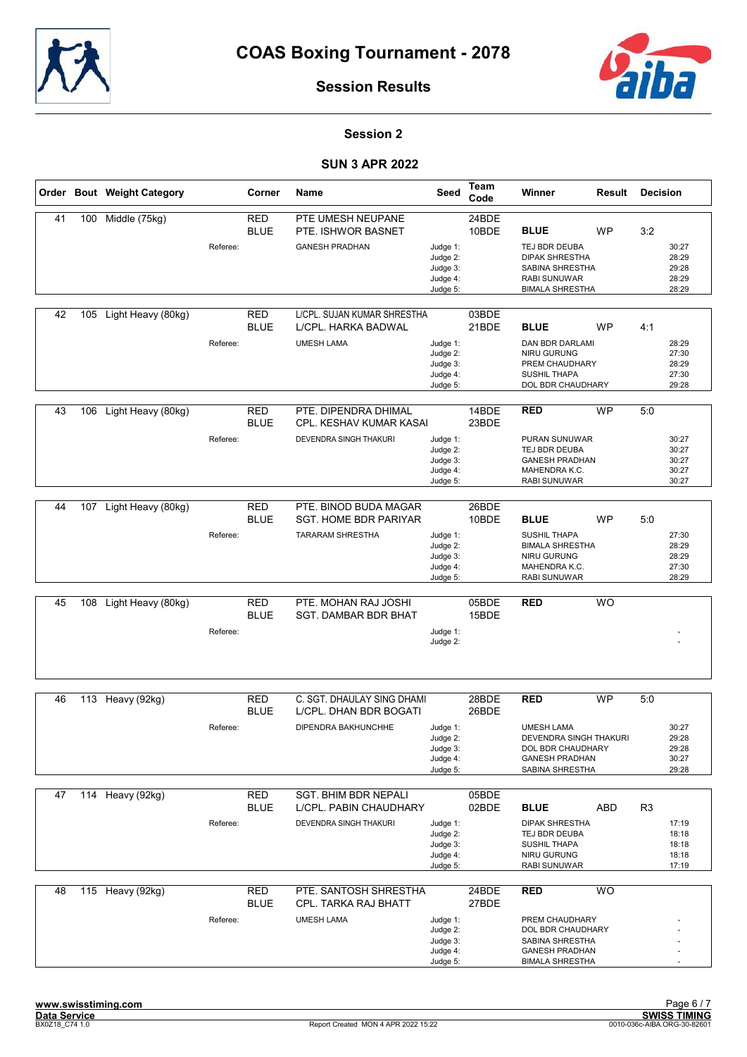# COAS Boxing Tournament - 2078

## Session Results

### Session 2

### SUN 3 APR 2022

| Order | Bout | Weight Category | Corner | Name | Seed | Team Code | Winner | Result | Decision |
|---|---|---|---|---|---|---|---|---|---|
| 41 | 100 | Middle (75kg) | RED | PTE UMESH NEUPANE | | 24BDE | | | |
| | | | BLUE | PTE. ISHWOR BASNET | | 10BDE | **BLUE** | WP | 3:2 |
| | | Referee: | | GANESH PRADHAN | Judge 1: | | TEJ BDR DEUBA | | 30:27 |
| | | | | | Judge 2: | | DIPAK SHRESTHA | | 28:29 |
| | | | | | Judge 3: | | SABINA SHRESTHA | | 29:28 |
| | | | | | Judge 4: | | RABI SUNUWAR | | 28:29 |
| | | | | | Judge 5: | | BIMALA SHRESTHA | | 28:29 |
| 42 | 105 | Light Heavy (80kg) | RED | L/CPL. SUJAN KUMAR SHRESTHA | | 03BDE | | | |
| | | | BLUE | L/CPL. HARKA BADWAL | | 21BDE | **BLUE** | WP | 4:1 |
| | | Referee: | | UMESH LAMA | Judge 1: | | DAN BDR DARLAMI | | 28:29 |
| | | | | | Judge 2: | | NIRU GURUNG | | 27:30 |
| | | | | | Judge 3: | | PREM CHAUDHARY | | 28:29 |
| | | | | | Judge 4: | | SUSHIL THAPA | | 27:30 |
| | | | | | Judge 5: | | DOL BDR CHAUDHARY | | 29:28 |
| 43 | 106 | Light Heavy (80kg) | RED | PTE. DIPENDRA DHIMAL | | 14BDE | **RED** | WP | 5:0 |
| | | | BLUE | CPL. KESHAV KUMAR KASAI | | 23BDE | | | |
| | | Referee: | | DEVENDRA SINGH THAKURI | Judge 1: | | PURAN SUNUWAR | | 30:27 |
| | | | | | Judge 2: | | TEJ BDR DEUBA | | 30:27 |
| | | | | | Judge 3: | | GANESH PRADHAN | | 30:27 |
| | | | | | Judge 4: | | MAHENDRA K.C. | | 30:27 |
| | | | | | Judge 5: | | RABI SUNUWAR | | 30:27 |
| 44 | 107 | Light Heavy (80kg) | RED | PTE. BINOD BUDA MAGAR | | 26BDE | | | |
| | | | BLUE | SGT. HOME BDR PARIYAR | | 10BDE | **BLUE** | WP | 5:0 |
| | | Referee: | | TARARAM SHRESTHA | Judge 1: | | SUSHIL THAPA | | 27:30 |
| | | | | | Judge 2: | | BIMALA SHRESTHA | | 28:29 |
| | | | | | Judge 3: | | NIRU GURUNG | | 28:29 |
| | | | | | Judge 4: | | MAHENDRA K.C. | | 27:30 |
| | | | | | Judge 5: | | RABI SUNUWAR | | 28:29 |
| 45 | 108 | Light Heavy (80kg) | RED | PTE. MOHAN RAJ JOSHI | | 05BDE | **RED** | WO | |
| | | | BLUE | SGT. DAMBAR BDR BHAT | | 15BDE | | | |
| | | Referee: | | | Judge 1: | | | | - |
| | | | | | Judge 2: | | | | - |
| 46 | 113 | Heavy (92kg) | RED | C. SGT. DHAULAY SING DHAMI | | 28BDE | **RED** | WP | 5:0 |
| | | | BLUE | L/CPL. DHAN BDR BOGATI | | 26BDE | | | |
| | | Referee: | | DIPENDRA BAKHUNCHHE | Judge 1: | | UMESH LAMA | | 30:27 |
| | | | | | Judge 2: | | DEVENDRA SINGH THAKURI | | 29:28 |
| | | | | | Judge 3: | | DOL BDR CHAUDHARY | | 29:28 |
| | | | | | Judge 4: | | GANESH PRADHAN | | 30:27 |
| | | | | | Judge 5: | | SABINA SHRESTHA | | 29:28 |
| 47 | 114 | Heavy (92kg) | RED | SGT. BHIM BDR NEPALI | | 05BDE | | | |
| | | | BLUE | L/CPL. PABIN CHAUDHARY | | 02BDE | **BLUE** | ABD | R3 |
| | | Referee: | | DEVENDRA SINGH THAKURI | Judge 1: | | DIPAK SHRESTHA | | 17:19 |
| | | | | | Judge 2: | | TEJ BDR DEUBA | | 18:18 |
| | | | | | Judge 3: | | SUSHIL THAPA | | 18:18 |
| | | | | | Judge 4: | | NIRU GURUNG | | 18:18 |
| | | | | | Judge 5: | | RABI SUNUWAR | | 17:19 |
| 48 | 115 | Heavy (92kg) | RED | PTE. SANTOSH SHRESTHA | | 24BDE | **RED** | WO | |
| | | | BLUE | CPL. TARKA RAJ BHATT | | 27BDE | | | |
| | | Referee: | | UMESH LAMA | Judge 1: | | PREM CHAUDHARY | | - |
| | | | | | Judge 2: | | DOL BDR CHAUDHARY | | - |
| | | | | | Judge 3: | | SABINA SHRESTHA | | - |
| | | | | | Judge 4: | | GANESH PRADHAN | | - |
| | | | | | Judge 5: | | BIMALA SHRESTHA | | - |

www.swisstiming.com
Data Service
BX0Z18_C74 1.0 — Report Created MON 4 APR 2022 15:22 — SWISS TIMING 0010-036c-AIBA.ORG-30-82601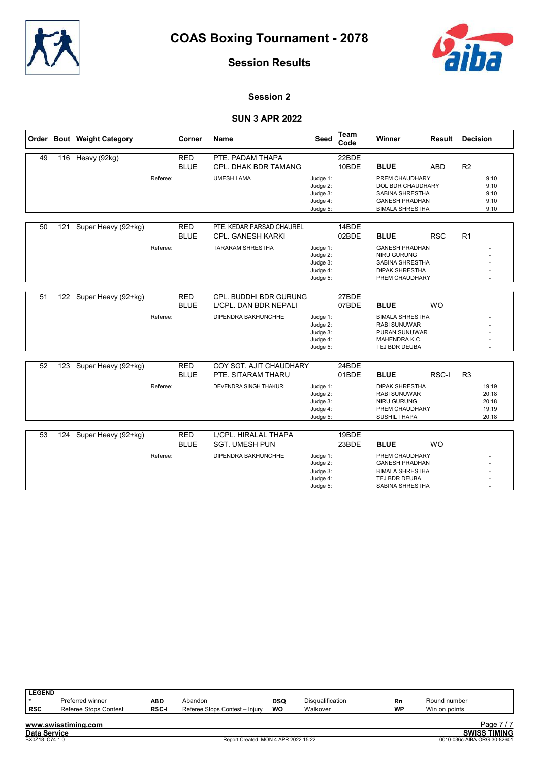# COAS Boxing Tournament - 2078

## Session Results

### Session 2

### SUN 3 APR 2022

| Order | Bout | Weight Category | Corner | Name | Seed | Team Code | Winner | Result | Decision |
|---|---|---|---|---|---|---|---|---|---|
| 49 | 116 | Heavy (92kg) | RED | PTE. PADAM THAPA | | 22BDE | | | |
| | | | BLUE | CPL. DHAK BDR TAMANG | | 10BDE | **BLUE** | ABD | R2 |
| | | Referee: | | UMESH LAMA | Judge 1: | | PREM CHAUDHARY | | 9:10 |
| | | | | | Judge 2: | | DOL BDR CHAUDHARY | | 9:10 |
| | | | | | Judge 3: | | SABINA SHRESTHA | | 9:10 |
| | | | | | Judge 4: | | GANESH PRADHAN | | 9:10 |
| | | | | | Judge 5: | | BIMALA SHRESTHA | | 9:10 |
| 50 | 121 | Super Heavy (92+kg) | RED | PTE. KEDAR PARSAD CHAUREL | | 14BDE | | | |
| | | | BLUE | CPL. GANESH KARKI | | 02BDE | **BLUE** | RSC | R1 |
| | | Referee: | | TARARAM SHRESTHA | Judge 1: | | GANESH PRADHAN | | - |
| | | | | | Judge 2: | | NIRU GURUNG | | - |
| | | | | | Judge 3: | | SABINA SHRESTHA | | - |
| | | | | | Judge 4: | | DIPAK SHRESTHA | | - |
| | | | | | Judge 5: | | PREM CHAUDHARY | | - |
| 51 | 122 | Super Heavy (92+kg) | RED | CPL. BUDDHI BDR GURUNG | | 27BDE | | | |
| | | | BLUE | L/CPL. DAN BDR NEPALI | | 07BDE | **BLUE** | WO | |
| | | Referee: | | DIPENDRA BAKHUNCHHE | Judge 1: | | BIMALA SHRESTHA | | - |
| | | | | | Judge 2: | | RABI SUNUWAR | | - |
| | | | | | Judge 3: | | PURAN SUNUWAR | | - |
| | | | | | Judge 4: | | MAHENDRA K.C. | | - |
| | | | | | Judge 5: | | TEJ BDR DEUBA | | - |
| 52 | 123 | Super Heavy (92+kg) | RED | COY SGT. AJIT CHAUDHARY | | 24BDE | | | |
| | | | BLUE | PTE. SITARAM THARU | | 01BDE | **BLUE** | RSC-I | R3 |
| | | Referee: | | DEVENDRA SINGH THAKURI | Judge 1: | | DIPAK SHRESTHA | | 19:19 |
| | | | | | Judge 2: | | RABI SUNUWAR | | 20:18 |
| | | | | | Judge 3: | | NIRU GURUNG | | 20:18 |
| | | | | | Judge 4: | | PREM CHAUDHARY | | 19:19 |
| | | | | | Judge 5: | | SUSHIL THAPA | | 20:18 |
| 53 | 124 | Super Heavy (92+kg) | RED | L/CPL. HIRALAL THAPA | | 19BDE | | | |
| | | | BLUE | SGT. UMESH PUN | | 23BDE | **BLUE** | WO | |
| | | Referee: | | DIPENDRA BAKHUNCHHE | Judge 1: | | PREM CHAUDHARY | | - |
| | | | | | Judge 2: | | GANESH PRADHAN | | - |
| | | | | | Judge 3: | | BIMALA SHRESTHA | | - |
| | | | | | Judge 4: | | TEJ BDR DEUBA | | - |
| | | | | | Judge 5: | | SABINA SHRESTHA | | - |

**LEGEND**

| | | | | | | | |
|---|---|---|---|---|---|---|---|
| * | Preferred winner | ABD | Abandon | DSQ | Disqualification | Rn | Round number |
| RSC | Referee Stops Contest | RSC-I | Referee Stops Contest – Injury | WO | Walkover | WP | Win on points |

www.swisstiming.com
Data Service
BX0Z18_C74 1.0
Report Created MON 4 APR 2022 15:22
SWISS TIMING
0010-036c-AIBA.ORG-30-82601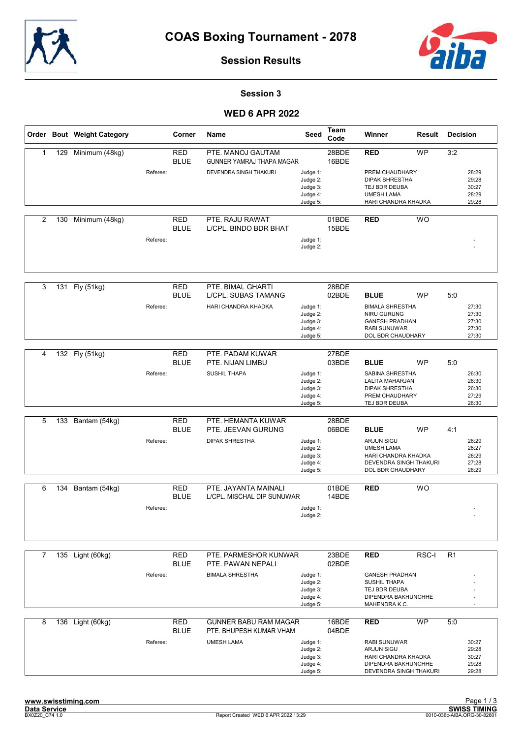# COAS Boxing Tournament - 2078

## Session Results

### Session 3

### WED 6 APR 2022

| Order | Bout | Weight Category | Corner | Name | Seed | Team Code | Winner | Result | Decision |
|---|---|---|---|---|---|---|---|---|---|
| 1 | 129 | Minimum (48kg) | RED | PTE. MANOJ GAUTAM | | 28BDE | RED | WP | 3:2 |
| | | | BLUE | GUNNER YAMRAJ THAPA MAGAR | | 16BDE | | | |
| | | | Referee: | DEVENDRA SINGH THAKURI | Judge 1: | | PREM CHAUDHARY | | 28:29 |
| | | | | | Judge 2: | | DIPAK SHRESTHA | | 29:28 |
| | | | | | Judge 3: | | TEJ BDR DEUBA | | 30:27 |
| | | | | | Judge 4: | | UMESH LAMA | | 28:29 |
| | | | | | Judge 5: | | HARI CHANDRA KHADKA | | 29:28 |
| 2 | 130 | Minimum (48kg) | RED | PTE. RAJU RAWAT | | 01BDE | RED | WO | |
| | | | BLUE | L/CPL. BINDO BDR BHAT | | 15BDE | | | |
| | | | Referee: | | Judge 1: | | | | - |
| | | | | | Judge 2: | | | | - |
| 3 | 131 | Fly (51kg) | RED | PTE. BIMAL GHARTI | | 28BDE | | | |
| | | | BLUE | L/CPL. SUBAS TAMANG | | 02BDE | BLUE | WP | 5:0 |
| | | | Referee: | HARI CHANDRA KHADKA | Judge 1: | | BIMALA SHRESTHA | | 27:30 |
| | | | | | Judge 2: | | NIRU GURUNG | | 27:30 |
| | | | | | Judge 3: | | GANESH PRADHAN | | 27:30 |
| | | | | | Judge 4: | | RABI SUNUWAR | | 27:30 |
| | | | | | Judge 5: | | DOL BDR CHAUDHARY | | 27:30 |
| 4 | 132 | Fly (51kg) | RED | PTE. PADAM KUWAR | | 27BDE | | | |
| | | | BLUE | PTE. NIJAN LIMBU | | 03BDE | BLUE | WP | 5:0 |
| | | | Referee: | SUSHIL THAPA | Judge 1: | | SABINA SHRESTHA | | 26:30 |
| | | | | | Judge 2: | | LALITA MAHARJAN | | 26:30 |
| | | | | | Judge 3: | | DIPAK SHRESTHA | | 26:30 |
| | | | | | Judge 4: | | PREM CHAUDHARY | | 27:29 |
| | | | | | Judge 5: | | TEJ BDR DEUBA | | 26:30 |
| 5 | 133 | Bantam (54kg) | RED | PTE. HEMANTA KUWAR | | 28BDE | | | |
| | | | BLUE | PTE. JEEVAN GURUNG | | 06BDE | BLUE | WP | 4:1 |
| | | | Referee: | DIPAK SHRESTHA | Judge 1: | | ARJUN SIGU | | 26:29 |
| | | | | | Judge 2: | | UMESH LAMA | | 28:27 |
| | | | | | Judge 3: | | HARI CHANDRA KHADKA | | 26:29 |
| | | | | | Judge 4: | | DEVENDRA SINGH THAKURI | | 27:28 |
| | | | | | Judge 5: | | DOL BDR CHAUDHARY | | 26:29 |
| 6 | 134 | Bantam (54kg) | RED | PTE. JAYANTA MAINALI | | 01BDE | RED | WO | |
| | | | BLUE | L/CPL. MISCHAL DIP SUNUWAR | | 14BDE | | | |
| | | | Referee: | | Judge 1: | | | | - |
| | | | | | Judge 2: | | | | - |
| 7 | 135 | Light (60kg) | RED | PTE. PARMESHOR KUNWAR | | 23BDE | RED | RSC-I | R1 |
| | | | BLUE | PTE. PAWAN NEPALI | | 02BDE | | | |
| | | | Referee: | BIMALA SHRESTHA | Judge 1: | | GANESH PRADHAN | | - |
| | | | | | Judge 2: | | SUSHIL THAPA | | - |
| | | | | | Judge 3: | | TEJ BDR DEUBA | | - |
| | | | | | Judge 4: | | DIPENDRA BAKHUNCHHE | | - |
| | | | | | Judge 5: | | MAHENDRA K.C. | | - |
| 8 | 136 | Light (60kg) | RED | GUNNER BABU RAM MAGAR | | 16BDE | RED | WP | 5:0 |
| | | | BLUE | PTE. BHUPESH KUMAR VHAM | | 04BDE | | | |
| | | | Referee: | UMESH LAMA | Judge 1: | | RABI SUNUWAR | | 30:27 |
| | | | | | Judge 2: | | ARJUN SIGU | | 29:28 |
| | | | | | Judge 3: | | HARI CHANDRA KHADKA | | 30:27 |
| | | | | | Judge 4: | | DIPENDRA BAKHUNCHHE | | 29:28 |
| | | | | | Judge 5: | | DEVENDRA SINGH THAKURI | | 29:28 |

www.swisstiming.com
Data Service
BX0Z20_C74 1.0

Report Created WED 6 APR 2022 13:29

SWISS TIMING
0010-036c-AIBA.ORG-30-82601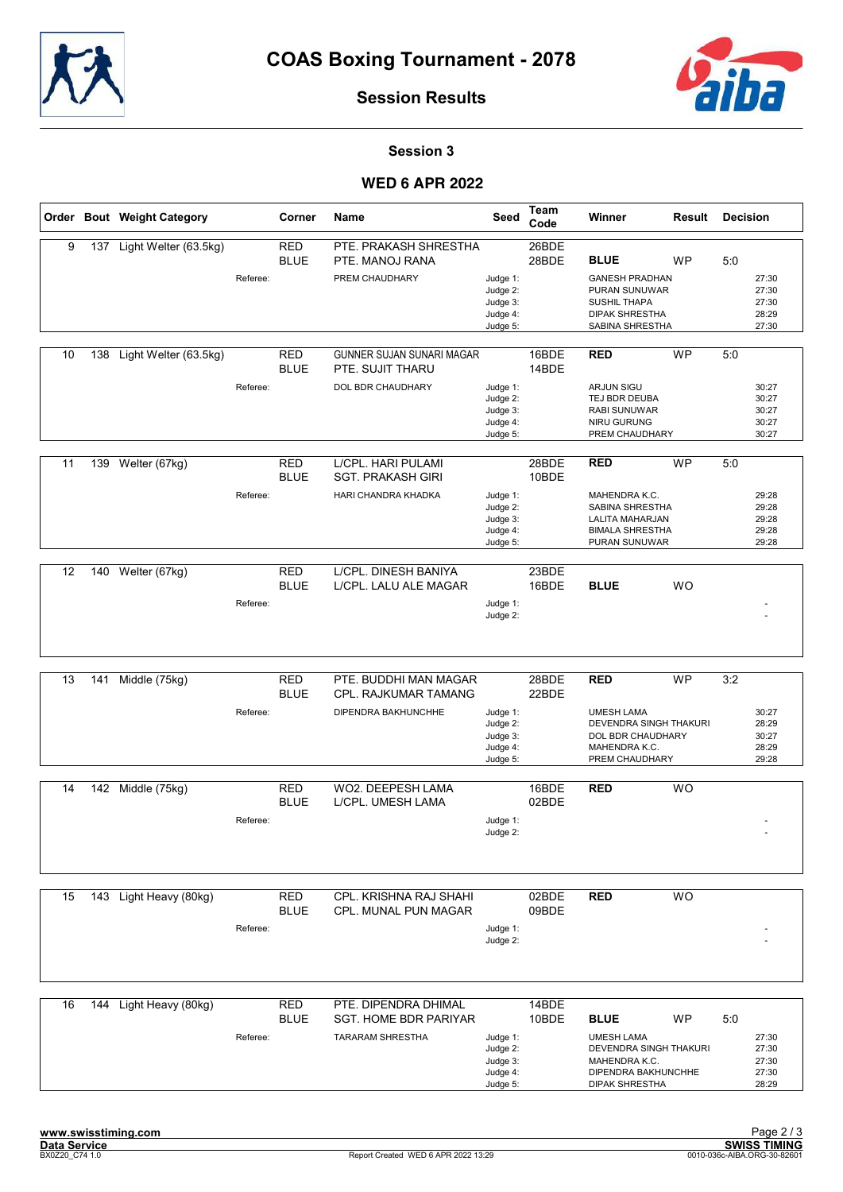# COAS Boxing Tournament - 2078

## Session Results

### Session 3

### WED 6 APR 2022

| Order | Bout | Weight Category | Corner | Name | Seed | Team Code | Winner | Result | Decision |
|---|---|---|---|---|---|---|---|---|---|
| 9 | 137 | Light Welter (63.5kg) | RED | PTE. PRAKASH SHRESTHA | | 26BDE | | | |
| | | | BLUE | PTE. MANOJ RANA | | 28BDE | **BLUE** | WP | 5:0 |
| | | Referee: | | PREM CHAUDHARY | Judge 1: | | GANESH PRADHAN | | 27:30 |
| | | | | | Judge 2: | | PURAN SUNUWAR | | 27:30 |
| | | | | | Judge 3: | | SUSHIL THAPA | | 27:30 |
| | | | | | Judge 4: | | DIPAK SHRESTHA | | 28:29 |
| | | | | | Judge 5: | | SABINA SHRESTHA | | 27:30 |
| 10 | 138 | Light Welter (63.5kg) | RED | GUNNER SUJAN SUNARI MAGAR | | 16BDE | **RED** | WP | 5:0 |
| | | | BLUE | PTE. SUJIT THARU | | 14BDE | | | |
| | | Referee: | | DOL BDR CHAUDHARY | Judge 1: | | ARJUN SIGU | | 30:27 |
| | | | | | Judge 2: | | TEJ BDR DEUBA | | 30:27 |
| | | | | | Judge 3: | | RABI SUNUWAR | | 30:27 |
| | | | | | Judge 4: | | NIRU GURUNG | | 30:27 |
| | | | | | Judge 5: | | PREM CHAUDHARY | | 30:27 |
| 11 | 139 | Welter (67kg) | RED | L/CPL. HARI PULAMI | | 28BDE | **RED** | WP | 5:0 |
| | | | BLUE | SGT. PRAKASH GIRI | | 10BDE | | | |
| | | Referee: | | HARI CHANDRA KHADKA | Judge 1: | | MAHENDRA K.C. | | 29:28 |
| | | | | | Judge 2: | | SABINA SHRESTHA | | 29:28 |
| | | | | | Judge 3: | | LALITA MAHARJAN | | 29:28 |
| | | | | | Judge 4: | | BIMALA SHRESTHA | | 29:28 |
| | | | | | Judge 5: | | PURAN SUNUWAR | | 29:28 |
| 12 | 140 | Welter (67kg) | RED | L/CPL. DINESH BANIYA | | 23BDE | | | |
| | | | BLUE | L/CPL. LALU ALE MAGAR | | 16BDE | **BLUE** | WO | |
| | | Referee: | | | Judge 1: | | | | - |
| | | | | | Judge 2: | | | | - |
| 13 | 141 | Middle (75kg) | RED | PTE. BUDDHI MAN MAGAR | | 28BDE | **RED** | WP | 3:2 |
| | | | BLUE | CPL. RAJKUMAR TAMANG | | 22BDE | | | |
| | | Referee: | | DIPENDRA BAKHUNCHHE | Judge 1: | | UMESH LAMA | | 30:27 |
| | | | | | Judge 2: | | DEVENDRA SINGH THAKURI | | 28:29 |
| | | | | | Judge 3: | | DOL BDR CHAUDHARY | | 30:27 |
| | | | | | Judge 4: | | MAHENDRA K.C. | | 28:29 |
| | | | | | Judge 5: | | PREM CHAUDHARY | | 29:28 |
| 14 | 142 | Middle (75kg) | RED | WO2. DEEPESH LAMA | | 16BDE | **RED** | WO | |
| | | | BLUE | L/CPL. UMESH LAMA | | 02BDE | | | |
| | | Referee: | | | Judge 1: | | | | - |
| | | | | | Judge 2: | | | | - |
| 15 | 143 | Light Heavy (80kg) | RED | CPL. KRISHNA RAJ SHAHI | | 02BDE | **RED** | WO | |
| | | | BLUE | CPL. MUNAL PUN MAGAR | | 09BDE | | | |
| | | Referee: | | | Judge 1: | | | | - |
| | | | | | Judge 2: | | | | - |
| 16 | 144 | Light Heavy (80kg) | RED | PTE. DIPENDRA DHIMAL | | 14BDE | | | |
| | | | BLUE | SGT. HOME BDR PARIYAR | | 10BDE | **BLUE** | WP | 5:0 |
| | | Referee: | | TARARAM SHRESTHA | Judge 1: | | UMESH LAMA | | 27:30 |
| | | | | | Judge 2: | | DEVENDRA SINGH THAKURI | | 27:30 |
| | | | | | Judge 3: | | MAHENDRA K.C. | | 27:30 |
| | | | | | Judge 4: | | DIPENDRA BAKHUNCHHE | | 27:30 |
| | | | | | Judge 5: | | DIPAK SHRESTHA | | 28:29 |

www.swisstiming.com
Data Service
BX0Z20_C74 1.0

Report Created WED 6 APR 2022 13:29

SWISS TIMING
0010-036c-AIBA.ORG-30-82601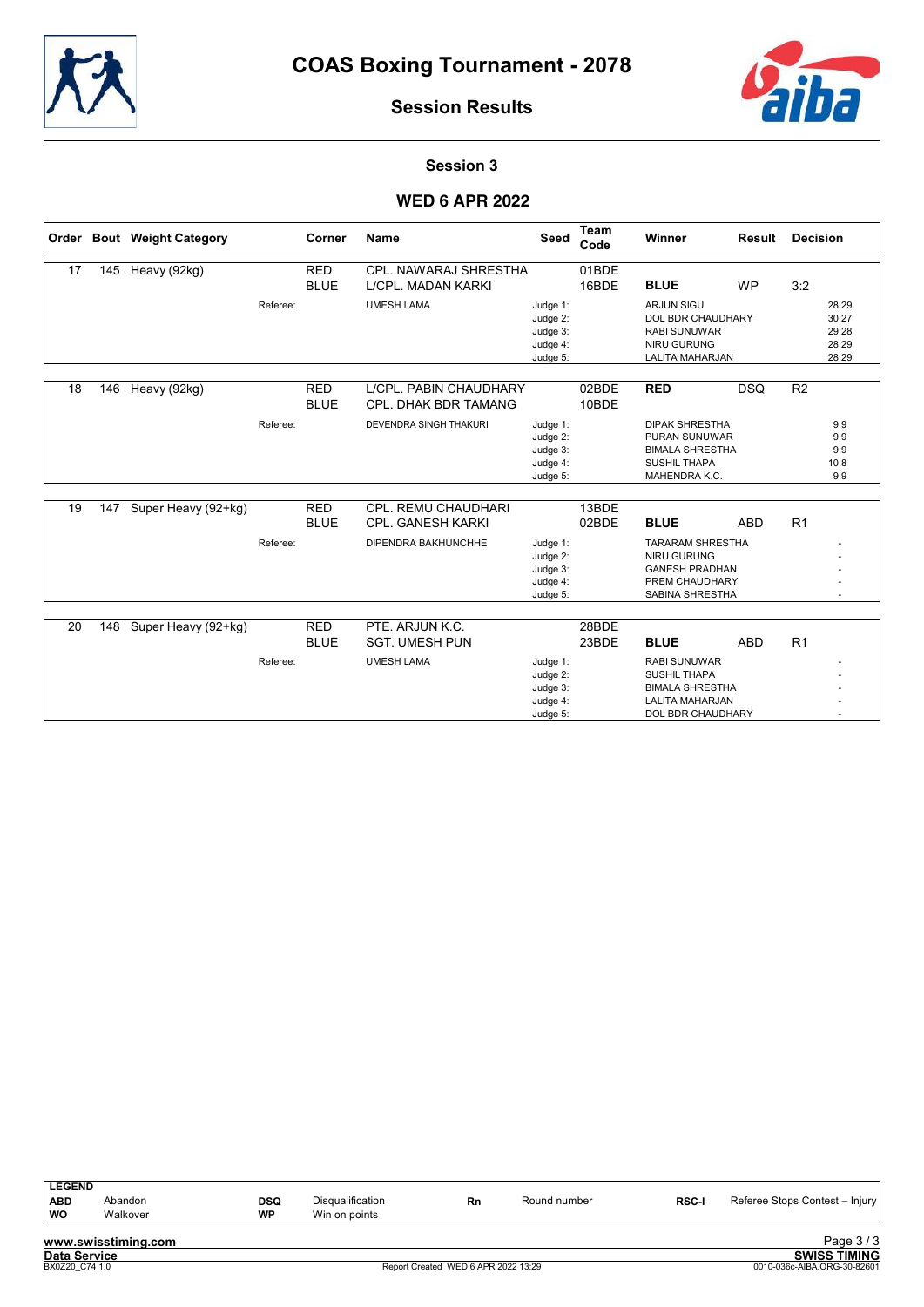# COAS Boxing Tournament - 2078

## Session Results

### Session 3

### WED 6 APR 2022

| Order | Bout | Weight Category | Corner | Name | Seed | Team Code | Winner | Result | Decision |
|---|---|---|---|---|---|---|---|---|---|
| 17 | 145 | Heavy (92kg) | RED | CPL. NAWARAJ SHRESTHA | | 01BDE | | | |
| | | | BLUE | L/CPL. MADAN KARKI | | 16BDE | **BLUE** | WP | 3:2 |
| | | Referee: | | UMESH LAMA | Judge 1: | | ARJUN SIGU | | 28:29 |
| | | | | | Judge 2: | | DOL BDR CHAUDHARY | | 30:27 |
| | | | | | Judge 3: | | RABI SUNUWAR | | 29:28 |
| | | | | | Judge 4: | | NIRU GURUNG | | 28:29 |
| | | | | | Judge 5: | | LALITA MAHARJAN | | 28:29 |
| 18 | 146 | Heavy (92kg) | RED | L/CPL. PABIN CHAUDHARY | | 02BDE | **RED** | DSQ | R2 |
| | | | BLUE | CPL. DHAK BDR TAMANG | | 10BDE | | | |
| | | Referee: | | DEVENDRA SINGH THAKURI | Judge 1: | | DIPAK SHRESTHA | | 9:9 |
| | | | | | Judge 2: | | PURAN SUNUWAR | | 9:9 |
| | | | | | Judge 3: | | BIMALA SHRESTHA | | 9:9 |
| | | | | | Judge 4: | | SUSHIL THAPA | | 10:8 |
| | | | | | Judge 5: | | MAHENDRA K.C. | | 9:9 |
| 19 | 147 | Super Heavy (92+kg) | RED | CPL. REMU CHAUDHARI | | 13BDE | | | |
| | | | BLUE | CPL. GANESH KARKI | | 02BDE | **BLUE** | ABD | R1 |
| | | Referee: | | DIPENDRA BAKHUNCHHE | Judge 1: | | TARARAM SHRESTHA | | - |
| | | | | | Judge 2: | | NIRU GURUNG | | - |
| | | | | | Judge 3: | | GANESH PRADHAN | | - |
| | | | | | Judge 4: | | PREM CHAUDHARY | | - |
| | | | | | Judge 5: | | SABINA SHRESTHA | | - |
| 20 | 148 | Super Heavy (92+kg) | RED | PTE. ARJUN K.C. | | 28BDE | | | |
| | | | BLUE | SGT. UMESH PUN | | 23BDE | **BLUE** | ABD | R1 |
| | | Referee: | | UMESH LAMA | Judge 1: | | RABI SUNUWAR | | - |
| | | | | | Judge 2: | | SUSHIL THAPA | | - |
| | | | | | Judge 3: | | BIMALA SHRESTHA | | - |
| | | | | | Judge 4: | | LALITA MAHARJAN | | - |
| | | | | | Judge 5: | | DOL BDR CHAUDHARY | | - |

**LEGEND**

| | | | | | | | |
|---|---|---|---|---|---|---|---|
| **ABD** | Abandon | **DSQ** | Disqualification | **Rn** | Round number | **RSC-I** | Referee Stops Contest – Injury |
| **WO** | Walkover | **WP** | Win on points | | | | |

www.swisstiming.com

Data Service — SWISS TIMING

BX0Z20_C74 1.0 — Report Created WED 6 APR 2022 13:29 — 0010-036c-AIBA.ORG-30-82601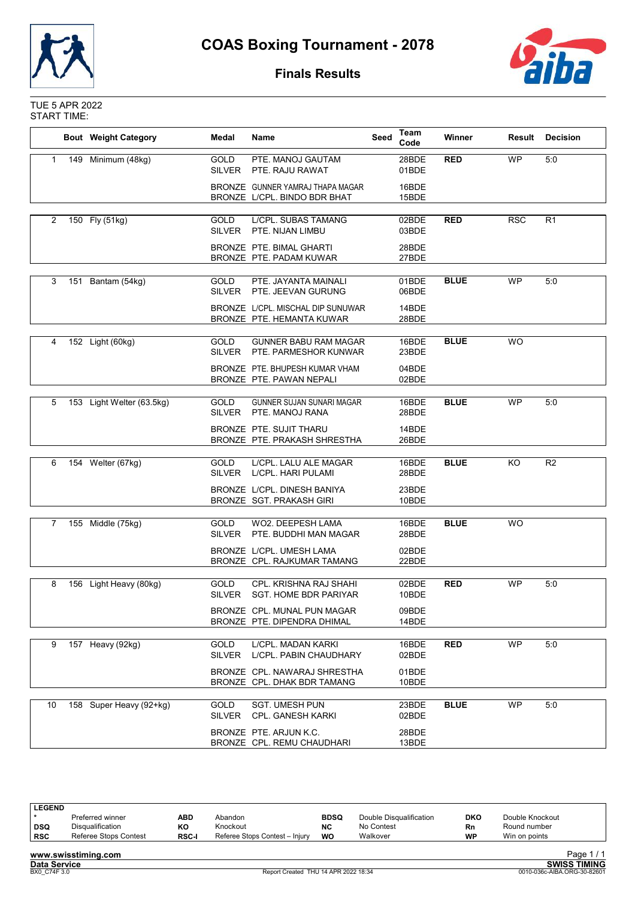# COAS Boxing Tournament - 2078

## Finals Results

TUE 5 APR 2022
START TIME:

| | Bout | Weight Category | Medal | Name | Seed | Team Code | Winner | Result | Decision |
|---|---|---|---|---|---|---|---|---|---|
| 1 | 149 | Minimum (48kg) | GOLD | PTE. MANOJ GAUTAM | | 28BDE | **RED** | WP | 5:0 |
| | | | SILVER | PTE. RAJU RAWAT | | 01BDE | | | |
| | | | BRONZE | GUNNER YAMRAJ THAPA MAGAR | | 16BDE | | | |
| | | | BRONZE | L/CPL. BINDO BDR BHAT | | 15BDE | | | |
| 2 | 150 | Fly (51kg) | GOLD | L/CPL. SUBAS TAMANG | | 02BDE | **RED** | RSC | R1 |
| | | | SILVER | PTE. NIJAN LIMBU | | 03BDE | | | |
| | | | BRONZE | PTE. BIMAL GHARTI | | 28BDE | | | |
| | | | BRONZE | PTE. PADAM KUWAR | | 27BDE | | | |
| 3 | 151 | Bantam (54kg) | GOLD | PTE. JAYANTA MAINALI | | 01BDE | **BLUE** | WP | 5:0 |
| | | | SILVER | PTE. JEEVAN GURUNG | | 06BDE | | | |
| | | | BRONZE | L/CPL. MISCHAL DIP SUNUWAR | | 14BDE | | | |
| | | | BRONZE | PTE. HEMANTA KUWAR | | 28BDE | | | |
| 4 | 152 | Light (60kg) | GOLD | GUNNER BABU RAM MAGAR | | 16BDE | **BLUE** | WO | |
| | | | SILVER | PTE. PARMESHOR KUNWAR | | 23BDE | | | |
| | | | BRONZE | PTE. BHUPESH KUMAR VHAM | | 04BDE | | | |
| | | | BRONZE | PTE. PAWAN NEPALI | | 02BDE | | | |
| 5 | 153 | Light Welter (63.5kg) | GOLD | GUNNER SUJAN SUNARI MAGAR | | 16BDE | **BLUE** | WP | 5:0 |
| | | | SILVER | PTE. MANOJ RANA | | 28BDE | | | |
| | | | BRONZE | PTE. SUJIT THARU | | 14BDE | | | |
| | | | BRONZE | PTE. PRAKASH SHRESTHA | | 26BDE | | | |
| 6 | 154 | Welter (67kg) | GOLD | L/CPL. LALU ALE MAGAR | | 16BDE | **BLUE** | KO | R2 |
| | | | SILVER | L/CPL. HARI PULAMI | | 28BDE | | | |
| | | | BRONZE | L/CPL. DINESH BANIYA | | 23BDE | | | |
| | | | BRONZE | SGT. PRAKASH GIRI | | 10BDE | | | |
| 7 | 155 | Middle (75kg) | GOLD | WO2. DEEPESH LAMA | | 16BDE | **BLUE** | WO | |
| | | | SILVER | PTE. BUDDHI MAN MAGAR | | 28BDE | | | |
| | | | BRONZE | L/CPL. UMESH LAMA | | 02BDE | | | |
| | | | BRONZE | CPL. RAJKUMAR TAMANG | | 22BDE | | | |
| 8 | 156 | Light Heavy (80kg) | GOLD | CPL. KRISHNA RAJ SHAHI | | 02BDE | **RED** | WP | 5:0 |
| | | | SILVER | SGT. HOME BDR PARIYAR | | 10BDE | | | |
| | | | BRONZE | CPL. MUNAL PUN MAGAR | | 09BDE | | | |
| | | | BRONZE | PTE. DIPENDRA DHIMAL | | 14BDE | | | |
| 9 | 157 | Heavy (92kg) | GOLD | L/CPL. MADAN KARKI | | 16BDE | **RED** | WP | 5:0 |
| | | | SILVER | L/CPL. PABIN CHAUDHARY | | 02BDE | | | |
| | | | BRONZE | CPL. NAWARAJ SHRESTHA | | 01BDE | | | |
| | | | BRONZE | CPL. DHAK BDR TAMANG | | 10BDE | | | |
| 10 | 158 | Super Heavy (92+kg) | GOLD | SGT. UMESH PUN | | 23BDE | **BLUE** | WP | 5:0 |
| | | | SILVER | CPL. GANESH KARKI | | 02BDE | | | |
| | | | BRONZE | PTE. ARJUN K.C. | | 28BDE | | | |
| | | | BRONZE | CPL. REMU CHAUDHARI | | 13BDE | | | |

| LEGEND | | | | | | | |
|---|---|---|---|---|---|---|---|
| * | Preferred winner | ABD | Abandon | BDSQ | Double Disqualification | DKO | Double Knockout |
| DSQ | Disqualification | KO | Knockout | NC | No Contest | Rn | Round number |
| RSC | Referee Stops Contest | RSC-I | Referee Stops Contest – Injury | WO | Walkover | WP | Win on points |

www.swisstiming.com
Data Service
BX0_C74F 3.0 — Report Created THU 14 APR 2022 18:34 — SWISS TIMING 0010-036c-AIBA.ORG-30-82601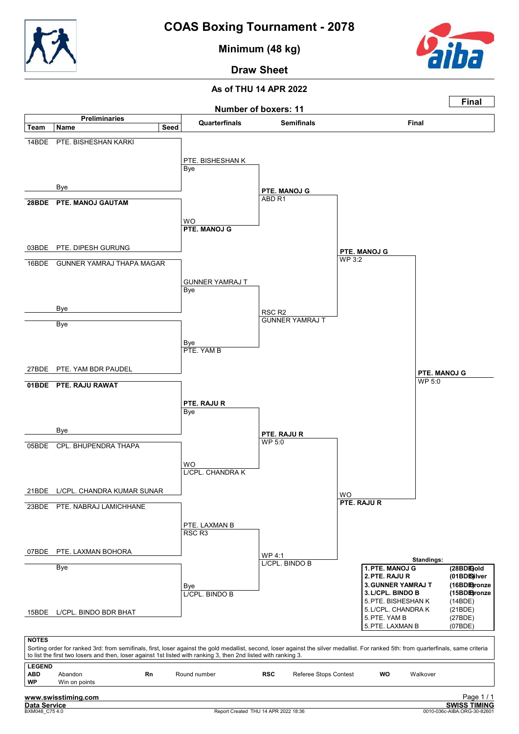# COAS Boxing Tournament - 2078

## Minimum (48 kg)

## Draw Sheet

### As of THU 14 APR 2022

**Final**

**Number of boxers: 11**

### Preliminaries

| Team | Name | Seed |
|---|---|---|
| 14BDE | PTE. BISHESHAN KARKI | |
| | Bye | |
| **28BDE** | **PTE. MANOJ GAUTAM** | |
| 03BDE | PTE. DIPESH GURUNG | |
| 16BDE | GUNNER YAMRAJ THAPA MAGAR | |
| | Bye | |
| | Bye | |
| 27BDE | PTE. YAM BDR PAUDEL | |
| **01BDE** | **PTE. RAJU RAWAT** | |
| | Bye | |
| 05BDE | CPL. BHUPENDRA THAPA | |
| 21BDE | L/CPL. CHANDRA KUMAR SUNAR | |
| 23BDE | PTE. NABRAJ LAMICHHANE | |
| 07BDE | PTE. LAXMAN BOHORA | |
| | Bye | |
| 15BDE | L/CPL. BINDO BDR BHAT | |

### Quarterfinals

- PTE. BISHESHAN K — Bye
- WO — **PTE. MANOJ G**
- GUNNER YAMRAJ T — Bye
- Bye — PTE. YAM B
- **PTE. RAJU R** — Bye
- WO — L/CPL. CHANDRA K
- PTE. LAXMAN B — RSC R3
- Bye — L/CPL. BINDO B

### Semifinals

- **PTE. MANOJ G** — ABD R1
- RSC R2 — GUNNER YAMRAJ T
- **PTE. RAJU R** — WP 5:0
- WP 4:1 — L/CPL. BINDO B

### Final

- **PTE. MANOJ G** — WP 3:2
- WO — **PTE. RAJU R**

**Winner: PTE. MANOJ G** — WP 5:0

### Standings:

| Rank | Name | Team | Medal |
|---|---|---|---|
| **1.** | **PTE. MANOJ G** | **(28BDE)** | **Gold** |
| **2.** | **PTE. RAJU R** | **(01BDE)** | **Silver** |
| **3.** | **GUNNER YAMRAJ T** | **(16BDE)** | **Bronze** |
| **3.** | **L/CPL. BINDO B** | **(15BDE)** | **Bronze** |
| 5. | PTE. BISHESHAN K | (14BDE) | |
| 5. | L/CPL. CHANDRA K | (21BDE) | |
| 5. | PTE. YAM B | (27BDE) | |
| 5. | PTE. LAXMAN B | (07BDE) | |

**NOTES**

Sorting order for ranked 3rd: from semifinals, first, loser against the gold medallist, second, loser against the silver medallist. For ranked 5th: from quarterfinals, same criteria to list the first two losers and then, loser against 1st listed with ranking 3, then 2nd listed with ranking 3.

**LEGEND**

| | | | | | | | |
|---|---|---|---|---|---|---|---|
| **ABD** | Abandon | **Rn** | Round number | **RSC** | Referee Stops Contest | **WO** | Walkover |
| **WP** | Win on points | | | | | | |

www.swisstiming.com
Data Service
BXM048_C75 4.0 — Report Created THU 14 APR 2022 18:36 — SWISS TIMING 0010-036c-AIBA.ORG-30-82601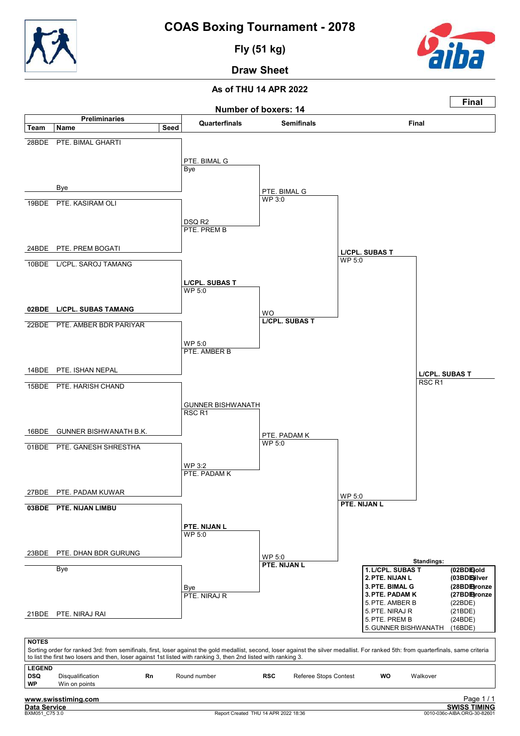# COAS Boxing Tournament - 2078

## Fly (51 kg)

## Draw Sheet

**As of THU 14 APR 2022**

**Final**

**Number of boxers: 14**

### Preliminaries

| Team | Name | Seed |
|---|---|---|
| 28BDE | PTE. BIMAL GHARTI | |
| | Bye | |
| 19BDE | PTE. KASIRAM OLI | |
| 24BDE | PTE. PREM BOGATI | |
| 10BDE | L/CPL. SAROJ TAMANG | |
| **02BDE** | **L/CPL. SUBAS TAMANG** | |
| 22BDE | PTE. AMBER BDR PARIYAR | |
| 14BDE | PTE. ISHAN NEPAL | |
| 15BDE | PTE. HARISH CHAND | |
| 16BDE | GUNNER BISHWANATH B.K. | |
| 01BDE | PTE. GANESH SHRESTHA | |
| 27BDE | PTE. PADAM KUWAR | |
| **03BDE** | **PTE. NIJAN LIMBU** | |
| 23BDE | PTE. DHAN BDR GURUNG | |
| | Bye | |
| 21BDE | PTE. NIRAJ RAI | |

### Quarterfinals

| Winner | Result |
|---|---|
| PTE. BIMAL G | Bye |
| PTE. PREM B | DSQ R2 |
| **L/CPL. SUBAS T** | WP 5:0 |
| PTE. AMBER B | WP 5:0 |
| GUNNER BISHWANATH | RSC R1 |
| PTE. PADAM K | WP 3:2 |
| **PTE. NIJAN L** | WP 5:0 |
| PTE. NIRAJ R | Bye |

### Semifinals

| Winner | Result |
|---|---|
| PTE. BIMAL G | WP 3:0 |
| **L/CPL. SUBAS T** | WO |
| PTE. PADAM K | WP 5:0 |
| **PTE. NIJAN L** | WP 5:0 |

### Final

| Winner | Result |
|---|---|
| **L/CPL. SUBAS T** | WP 5:0 |
| **PTE. NIJAN L** | WP 5:0 |
| **L/CPL. SUBAS T** | RSC R1 |

### Standings:

| Rank | Name | Team | Medal |
|---|---|---|---|
| **1.** | **L/CPL. SUBAS T** | **(02BDE)** | **Gold** |
| **2.** | **PTE. NIJAN L** | **(03BDE)** | **Silver** |
| **3.** | **PTE. BIMAL G** | **(28BDE)** | **Bronze** |
| **3.** | **PTE. PADAM K** | **(27BDE)** | **Bronze** |
| 5. | PTE. AMBER B | (22BDE) | |
| 5. | PTE. NIRAJ R | (21BDE) | |
| 5. | PTE. PREM B | (24BDE) | |
| 5. | GUNNER BISHWANATH | (16BDE) | |

**NOTES**

Sorting order for ranked 3rd: from semifinals, first, loser against the gold medallist, second, loser against the silver medallist. For ranked 5th: from quarterfinals, same criteria to list the first two losers and then, loser against 1st listed with ranking 3, then 2nd listed with ranking 3.

**LEGEND**

| | | | | | | | |
|---|---|---|---|---|---|---|---|
| **DSQ** | Disqualification | **Rn** | Round number | **RSC** | Referee Stops Contest | **WO** | Walkover |
| **WP** | Win on points | | | | | | |

www.swisstiming.com

Data Service

BXM051_C75 3.0 Report Created THU 14 APR 2022 18:36 0010-036c-AIBA.ORG-30-82601

SWISS TIMING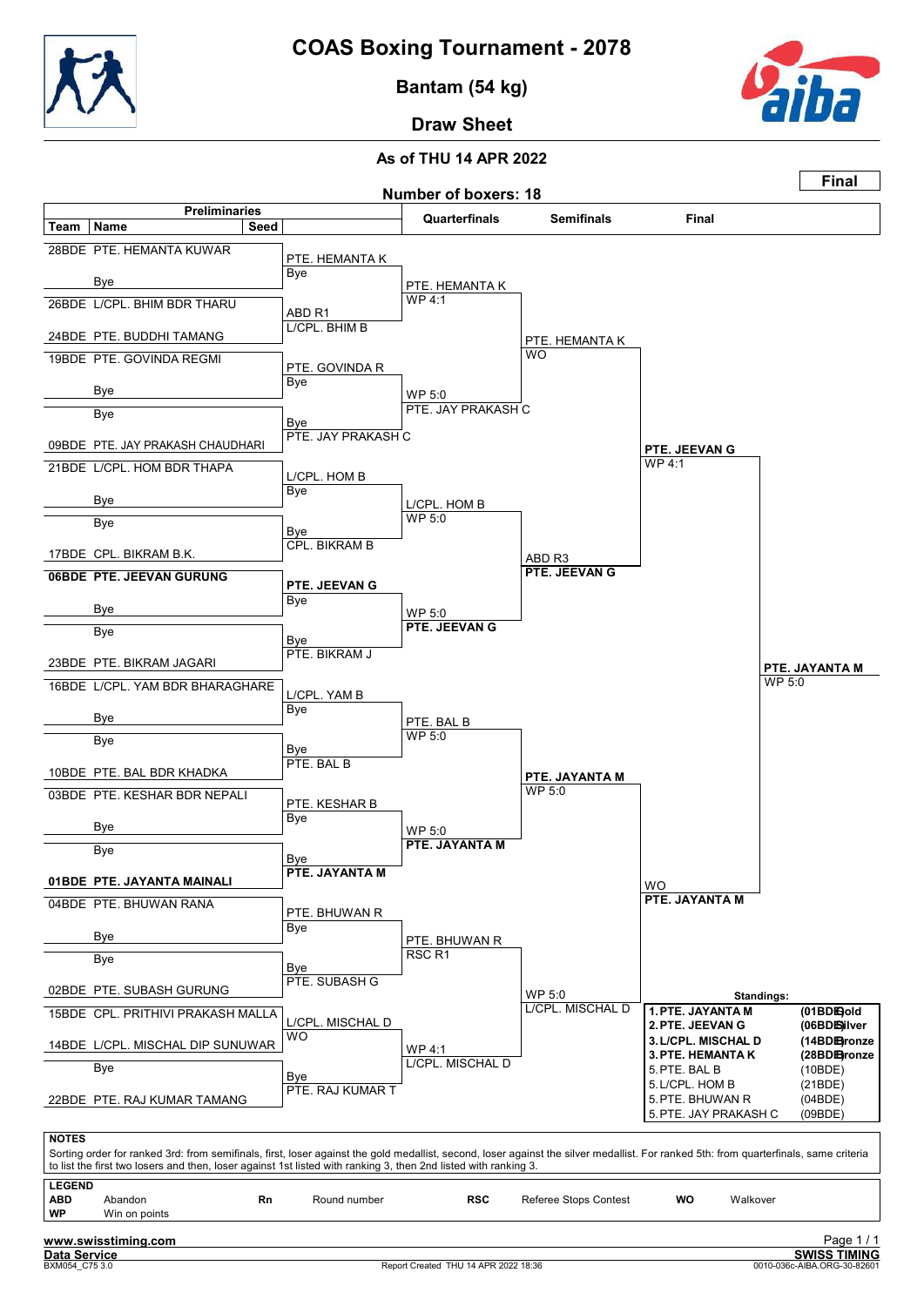# COAS Boxing Tournament - 2078

## Bantam (54 kg)

## Draw Sheet

### As of THU 14 APR 2022

**Final**

**Number of boxers: 18**

### Preliminaries

| Team | Name | Seed |
|---|---|---|
| 28BDE | PTE. HEMANTA KUWAR | |
| | Bye | |
| 26BDE | L/CPL. BHIM BDR THARU | |
| 24BDE | PTE. BUDDHI TAMANG | |
| 19BDE | PTE. GOVINDA REGMI | |
| | Bye | |
| | Bye | |
| 09BDE | PTE. JAY PRAKASH CHAUDHARI | |
| 21BDE | L/CPL. HOM BDR THAPA | |
| | Bye | |
| | Bye | |
| 17BDE | CPL. BIKRAM B.K. | |
| **06BDE** | **PTE. JEEVAN GURUNG** | |
| | Bye | |
| | Bye | |
| 23BDE | PTE. BIKRAM JAGARI | |
| 16BDE | L/CPL. YAM BDR BHARAGHARE | |
| | Bye | |
| | Bye | |
| 10BDE | PTE. BAL BDR KHADKA | |
| 03BDE | PTE. KESHAR BDR NEPALI | |
| | Bye | |
| | Bye | |
| **01BDE** | **PTE. JAYANTA MAINALI** | |
| 04BDE | PTE. BHUWAN RANA | |
| | Bye | |
| | Bye | |
| 02BDE | PTE. SUBASH GURUNG | |
| 15BDE | CPL. PRITHIVI PRAKASH MALLA | |
| 14BDE | L/CPL. MISCHAL DIP SUNUWAR | |
| | Bye | |
| 22BDE | PTE. RAJ KUMAR TAMANG | |

### Preliminaries results

| Bout | Winner | Result |
|---|---|---|
| HEMANTA KUWAR vs Bye | PTE. HEMANTA K | Bye |
| BHIM BDR THARU vs BUDDHI TAMANG | L/CPL. BHIM B | ABD R1 |
| GOVINDA REGMI vs Bye | PTE. GOVINDA R | Bye |
| Bye vs JAY PRAKASH CHAUDHARI | PTE. JAY PRAKASH C | Bye |
| HOM BDR THAPA vs Bye | L/CPL. HOM B | Bye |
| Bye vs BIKRAM B.K. | CPL. BIKRAM B | Bye |
| JEEVAN GURUNG vs Bye | **PTE. JEEVAN G** | Bye |
| Bye vs BIKRAM JAGARI | PTE. BIKRAM J | Bye |
| YAM BDR BHARAGHARE vs Bye | L/CPL. YAM B | Bye |
| Bye vs BAL BDR KHADKA | PTE. BAL B | Bye |
| KESHAR BDR NEPALI vs Bye | PTE. KESHAR B | Bye |
| Bye vs JAYANTA MAINALI | **PTE. JAYANTA M** | Bye |
| BHUWAN RANA vs Bye | PTE. BHUWAN R | Bye |
| Bye vs SUBASH GURUNG | PTE. SUBASH G | Bye |
| PRITHIVI PRAKASH MALLA vs MISCHAL DIP SUNUWAR | L/CPL. MISCHAL D | WO |
| Bye vs RAJ KUMAR TAMANG | PTE. RAJ KUMAR T | Bye |

### Quarterfinals

| Winner | Result |
|---|---|
| PTE. HEMANTA K | WP 4:1 |
| PTE. JAY PRAKASH C | WP 5:0 |
| L/CPL. HOM B | WP 5:0 |
| **PTE. JEEVAN G** | WP 5:0 |
| PTE. BAL B | WP 5:0 |
| **PTE. JAYANTA M** | WP 5:0 |
| PTE. BHUWAN R | RSC R1 |
| L/CPL. MISCHAL D | WP 4:1 |

### Semifinals

| Winner | Result |
|---|---|
| PTE. HEMANTA K | WO |
| **PTE. JEEVAN G** | ABD R3 |
| **PTE. JAYANTA M** | WP 5:0 |
| L/CPL. MISCHAL D | WP 5:0 |

### Final

| Winner | Result |
|---|---|
| **PTE. JEEVAN G** | WP 4:1 |
| **PTE. JAYANTA M** | WO |

**Final winner: PTE. JAYANTA M** — WP 5:0

### Standings:

| Rank | Name | Team | Medal |
|---|---|---|---|
| 1. | PTE. JAYANTA M | (01BDE) | Gold |
| 2. | PTE. JEEVAN G | (06BDE) | Silver |
| 3. | L/CPL. MISCHAL D | (14BDE) | Bronze |
| 3. | PTE. HEMANTA K | (28BDE) | Bronze |
| 5. | PTE. BAL B | (10BDE) | |
| 5. | L/CPL. HOM B | (21BDE) | |
| 5. | PTE. BHUWAN R | (04BDE) | |
| 5. | PTE. JAY PRAKASH C | (09BDE) | |

**NOTES**

Sorting order for ranked 3rd: from semifinals, first, loser against the gold medallist, second, loser against the silver medallist. For ranked 5th: from quarterfinals, same criteria to list the first two losers and then, loser against 1st listed with ranking 3, then 2nd listed with ranking 3.

**LEGEND**

| | | | | | | | |
|---|---|---|---|---|---|---|---|
| **ABD** | Abandon | **Rn** | Round number | **RSC** | Referee Stops Contest | **WO** | Walkover |
| **WP** | Win on points | | | | | | |

www.swisstiming.com

Data Service — SWISS TIMING

BXM054_C75 3.0 — Report Created THU 14 APR 2022 18:36 — 0010-036c-AIBA.ORG-30-82601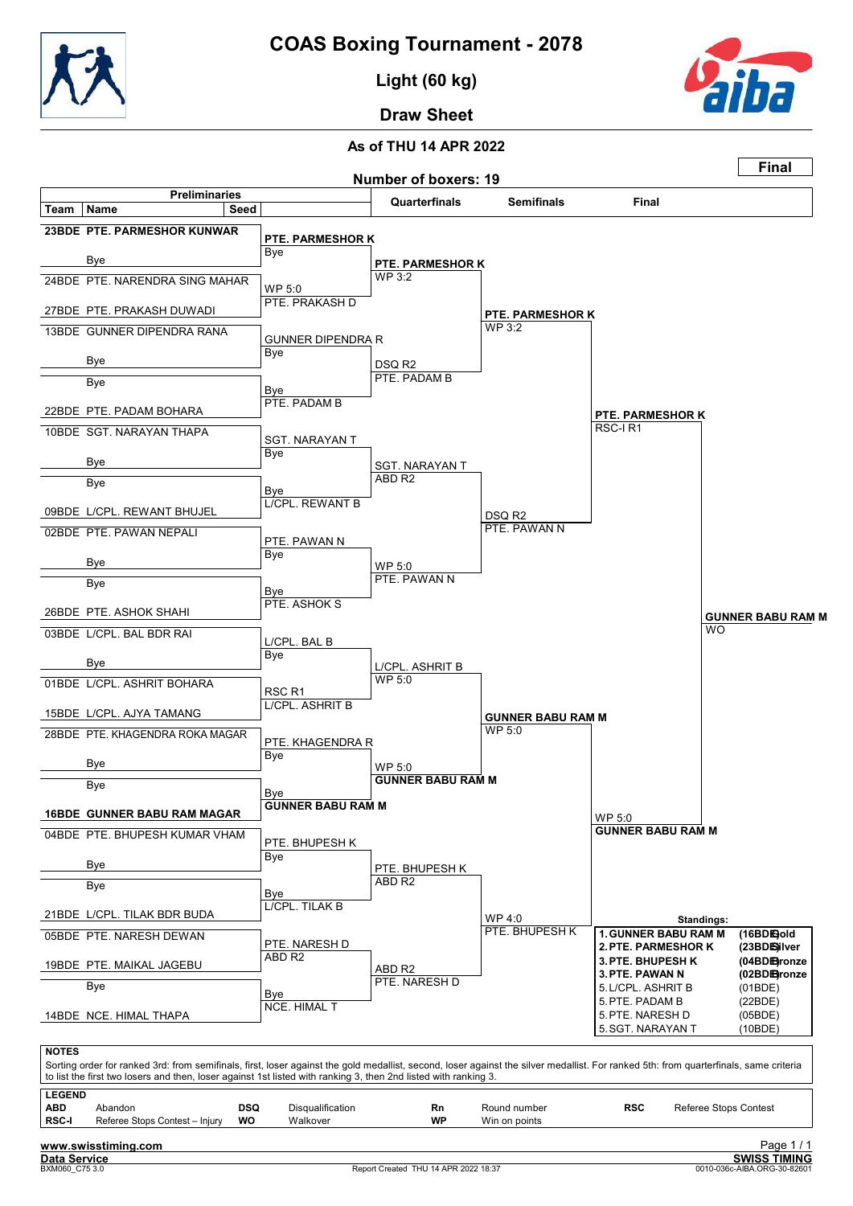# COAS Boxing Tournament - 2078

## Light (60 kg)

## Draw Sheet

### As of THU 14 APR 2022

**Final**

**Number of boxers: 19**

### Preliminaries

| Team | Name | Seed |
|---|---|---|
| 23BDE | **PTE. PARMESHOR KUNWAR** | |
| | Bye | |
| 24BDE | PTE. NARENDRA SING MAHAR | |
| 27BDE | PTE. PRAKASH DUWADI | |
| 13BDE | GUNNER DIPENDRA RANA | |
| | Bye | |
| | Bye | |
| 22BDE | PTE. PADAM BOHARA | |
| 10BDE | SGT. NARAYAN THAPA | |
| | Bye | |
| | Bye | |
| 09BDE | L/CPL. REWANT BHUJEL | |
| 02BDE | PTE. PAWAN NEPALI | |
| | Bye | |
| | Bye | |
| 26BDE | PTE. ASHOK SHAHI | |
| 03BDE | L/CPL. BAL BDR RAI | |
| | Bye | |
| 01BDE | L/CPL. ASHRIT BOHARA | |
| 15BDE | L/CPL. AJYA TAMANG | |
| 28BDE | PTE. KHAGENDRA ROKA MAGAR | |
| | Bye | |
| | Bye | |
| 16BDE | **GUNNER BABU RAM MAGAR** | |
| 04BDE | PTE. BHUPESH KUMAR VHAM | |
| | Bye | |
| | Bye | |
| 21BDE | L/CPL. TILAK BDR BUDA | |
| 05BDE | PTE. NARESH DEWAN | |
| 19BDE | PTE. MAIKAL JAGEBU | |
| | Bye | |
| 14BDE | NCE. HIMAL THAPA | |

### Preliminaries results

| Winner | Result |
|---|---|
| **PTE. PARMESHOR K** | Bye |
| PTE. PRAKASH D | WP 5:0 |
| GUNNER DIPENDRA R | Bye |
| PTE. PADAM B | Bye |
| SGT. NARAYAN T | Bye |
| L/CPL. REWANT B | Bye |
| PTE. PAWAN N | Bye |
| PTE. ASHOK S | Bye |
| L/CPL. BAL B | Bye |
| L/CPL. ASHRIT B | RSC R1 |
| PTE. KHAGENDRA R | Bye |
| **GUNNER BABU RAM M** | Bye |
| PTE. BHUPESH K | Bye |
| L/CPL. TILAK B | Bye |
| PTE. NARESH D | ABD R2 |
| NCE. HIMAL T | Bye |

### Quarterfinals

| Winner | Result |
|---|---|
| **PTE. PARMESHOR K** | WP 3:2 |
| PTE. PADAM B | DSQ R2 |
| SGT. NARAYAN T | ABD R2 |
| PTE. PAWAN N | WP 5:0 |
| L/CPL. ASHRIT B | WP 5:0 |
| **GUNNER BABU RAM M** | WP 5:0 |
| PTE. BHUPESH K | ABD R2 |
| PTE. NARESH D | ABD R2 |

### Semifinals

| Winner | Result |
|---|---|
| **PTE. PARMESHOR K** | WP 3:2 |
| PTE. PAWAN N | DSQ R2 |
| **GUNNER BABU RAM M** | WP 5:0 |
| PTE. BHUPESH K | WP 4:0 |

### Final

| Winner | Result |
|---|---|
| **PTE. PARMESHOR K** | RSC-I R1 |
| **GUNNER BABU RAM M** | WP 5:0 |

**Final winner: GUNNER BABU RAM M** — WO

### Standings:

| Rank | Name | Team / Medal |
|---|---|---|
| 1. | **GUNNER BABU RAM M** | **(16BDE) Gold** |
| 2. | **PTE. PARMESHOR K** | **(23BDE) Silver** |
| 3. | **PTE. BHUPESH K** | **(04BDE) Bronze** |
| 3. | **PTE. PAWAN N** | **(02BDE) Bronze** |
| 5. | L/CPL. ASHRIT B | (01BDE) |
| 5. | PTE. PADAM B | (22BDE) |
| 5. | PTE. NARESH D | (05BDE) |
| 5. | SGT. NARAYAN T | (10BDE) |

**NOTES**

Sorting order for ranked 3rd: from semifinals, first, loser against the gold medallist, second, loser against the silver medallist. For ranked 5th: from quarterfinals, same criteria to list the first two losers and then, loser against 1st listed with ranking 3, then 2nd listed with ranking 3.

**LEGEND**

| | | | | | | | |
|---|---|---|---|---|---|---|---|
| **ABD** | Abandon | **DSQ** | Disqualification | **Rn** | Round number | **RSC** | Referee Stops Contest |
| **RSC-I** | Referee Stops Contest – Injury | **WO** | Walkover | **WP** | Win on points | | |

www.swisstiming.com

Data Service — SWISS TIMING

BXM060_C75 3.0 — Report Created THU 14 APR 2022 18:37 — 0010-036c-AIBA.ORG-30-82601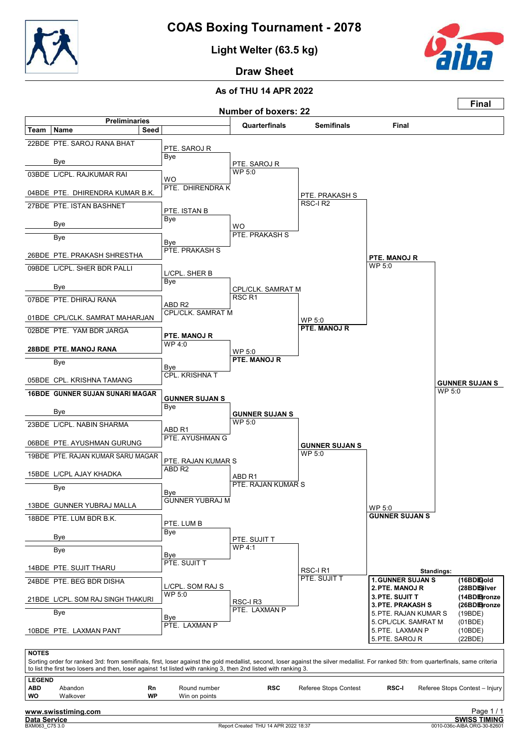# COAS Boxing Tournament - 2078

## Light Welter (63.5 kg)

## Draw Sheet

### As of THU 14 APR 2022

**Final**

Number of boxers: 22

### Preliminaries

| Team | Name | Seed | Preliminaries result |
|---|---|---|---|
| 22BDE | PTE. SAROJ RANA BHAT | | PTE. SAROJ R (Bye) |
| | Bye | | |
| 03BDE | L/CPL. RAJKUMAR RAI | | WO – PTE. DHIRENDRA K |
| 04BDE | PTE. DHIRENDRA KUMAR B.K. | | |
| 27BDE | PTE. ISTAN BASHNET | | PTE. ISTAN B (Bye) |
| | Bye | | |
| | Bye | | Bye – PTE. PRAKASH S |
| 26BDE | PTE. PRAKASH SHRESTHA | | |
| 09BDE | L/CPL. SHER BDR PALLI | | L/CPL. SHER B (Bye) |
| | Bye | | |
| 07BDE | PTE. DHIRAJ RANA | | ABD R2 – CPL/CLK. SAMRAT M |
| 01BDE | CPL/CLK. SAMRAT MAHARJAN | | |
| 02BDE | PTE. YAM BDR JARGA | | **PTE. MANOJ R** WP 4:0 |
| 28BDE | **PTE. MANOJ RANA** | | |
| | Bye | | Bye – CPL. KRISHNA T |
| 05BDE | CPL. KRISHNA TAMANG | | |
| 16BDE | **GUNNER SUJAN SUNARI MAGAR** | | **GUNNER SUJAN S** (Bye) |
| | Bye | | |
| 23BDE | L/CPL. NABIN SHARMA | | ABD R1 – PTE. AYUSHMAN G |
| 06BDE | PTE. AYUSHMAN GURUNG | | |
| 19BDE | PTE. RAJAN KUMAR SARU MAGAR | | PTE. RAJAN KUMAR S ABD R2 |
| 15BDE | L/CPL AJAY KHADKA | | |
| | Bye | | Bye – GUNNER YUBRAJ M |
| 13BDE | GUNNER YUBRAJ MALLA | | |
| 18BDE | PTE. LUM BDR B.K. | | PTE. LUM B (Bye) |
| | Bye | | |
| | Bye | | Bye – PTE. SUJIT T |
| 14BDE | PTE. SUJIT THARU | | |
| 24BDE | PTE. BEG BDR DISHA | | L/CPL. SOM RAJ S WP 5:0 |
| 21BDE | L/CPL. SOM RAJ SINGH THAKURI | | |
| | Bye | | Bye – PTE. LAXMAN P |
| 10BDE | PTE. LAXMAN PANT | | |

### Quarterfinals

- PTE. SAROJ R WP 5:0
- WO – PTE. PRAKASH S
- CPL/CLK. SAMRAT M RSC R1
- WP 5:0 – **PTE. MANOJ R**
- **GUNNER SUJAN S** WP 5:0
- ABD R1 – PTE. RAJAN KUMAR S
- PTE. SUJIT T WP 4:1
- RSC-I R3 – PTE. LAXMAN P

### Semifinals

- PTE. PRAKASH S RSC-I R2
- WP 5:0 – **PTE. MANOJ R**
- **GUNNER SUJAN S** WP 5:0
- RSC-I R1 – PTE. SUJIT T

### Final

- **PTE. MANOJ R** WP 5:0
- WP 5:0 – **GUNNER SUJAN S**

**Winner: GUNNER SUJAN S** WP 5:0

### Standings:

| Rank | Name | Team / Medal |
|---|---|---|
| 1. | GUNNER SUJAN S | (16BDE) Gold |
| 2. | PTE. MANOJ R | (28BDE) Silver |
| 3. | PTE. SUJIT T | (14BDE) Bronze |
| 3. | PTE. PRAKASH S | (26BDE) Bronze |
| 5. | PTE. RAJAN KUMAR S | (19BDE) |
| 5. | CPL/CLK. SAMRAT M | (01BDE) |
| 5. | PTE. LAXMAN P | (10BDE) |
| 5. | PTE. SAROJ R | (22BDE) |

**NOTES**

Sorting order for ranked 3rd: from semifinals, first, loser against the gold medallist, second, loser against the silver medallist. For ranked 5th: from quarterfinals, same criteria to list the first two losers and then, loser against 1st listed with ranking 3, then 2nd listed with ranking 3.

**LEGEND**

| | | | | | | | |
|---|---|---|---|---|---|---|---|
| **ABD** | Abandon | **Rn** | Round number | **RSC** | Referee Stops Contest | **RSC-I** | Referee Stops Contest – Injury |
| **WO** | Walkover | **WP** | Win on points | | | | |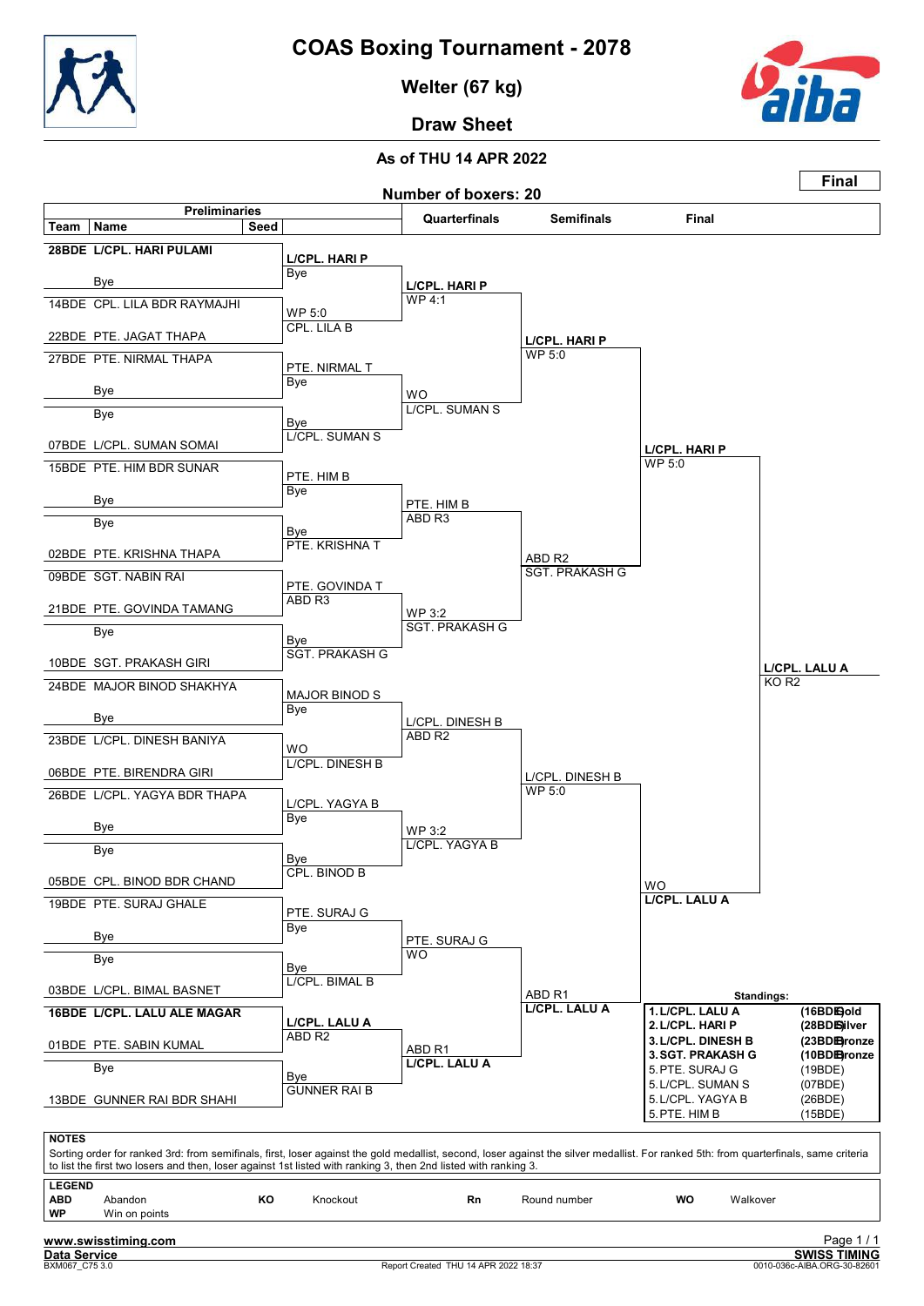# COAS Boxing Tournament - 2078

## Welter (67 kg)

## Draw Sheet

### As of THU 14 APR 2022

**Final**

**Number of boxers: 20**

### Preliminaries

| Team | Name | Seed | Preliminaries result |
|---|---|---|---|
| 28BDE | L/CPL. HARI PULAMI | | L/CPL. HARI P |
| | Bye | | Bye |
| 14BDE | CPL. LILA BDR RAYMAJHI | | WP 5:0 |
| 22BDE | PTE. JAGAT THAPA | | CPL. LILA B |
| 27BDE | PTE. NIRMAL THAPA | | PTE. NIRMAL T |
| | Bye | | Bye |
| | Bye | | Bye |
| 07BDE | L/CPL. SUMAN SOMAI | | L/CPL. SUMAN S |
| 15BDE | PTE. HIM BDR SUNAR | | PTE. HIM B |
| | Bye | | Bye |
| | Bye | | Bye |
| 02BDE | PTE. KRISHNA THAPA | | PTE. KRISHNA T |
| 09BDE | SGT. NABIN RAI | | PTE. GOVINDA T |
| 21BDE | PTE. GOVINDA TAMANG | | ABD R3 |
| | Bye | | Bye |
| 10BDE | SGT. PRAKASH GIRI | | SGT. PRAKASH G |
| 24BDE | MAJOR BINOD SHAKHYA | | MAJOR BINOD S |
| | Bye | | Bye |
| 23BDE | L/CPL. DINESH BANIYA | | WO |
| 06BDE | PTE. BIRENDRA GIRI | | L/CPL. DINESH B |
| 26BDE | L/CPL. YAGYA BDR THAPA | | L/CPL. YAGYA B |
| | Bye | | Bye |
| | Bye | | Bye |
| 05BDE | CPL. BINOD BDR CHAND | | CPL. BINOD B |
| 19BDE | PTE. SURAJ GHALE | | PTE. SURAJ G |
| | Bye | | Bye |
| | Bye | | Bye |
| 03BDE | L/CPL. BIMAL BASNET | | L/CPL. BIMAL B |
| 16BDE | L/CPL. LALU ALE MAGAR | | L/CPL. LALU A |
| 01BDE | PTE. SABIN KUMAL | | ABD R2 |
| | Bye | | Bye |
| 13BDE | GUNNER RAI BDR SHAHI | | GUNNER RAI B |

### Quarterfinals

| Bout | Winner | Result |
|---|---|---|
| L/CPL. HARI P vs CPL. LILA B | L/CPL. HARI P | WP 4:1 |
| PTE. NIRMAL T vs L/CPL. SUMAN S | L/CPL. SUMAN S | WO |
| PTE. HIM B vs PTE. KRISHNA T | PTE. HIM B | ABD R3 |
| PTE. GOVINDA T vs SGT. PRAKASH G | SGT. PRAKASH G | WP 3:2 |
| MAJOR BINOD S vs L/CPL. DINESH B | L/CPL. DINESH B | ABD R2 |
| L/CPL. YAGYA B vs CPL. BINOD B | L/CPL. YAGYA B | WP 3:2 |
| PTE. SURAJ G vs L/CPL. BIMAL B | PTE. SURAJ G | WO |
| L/CPL. LALU A vs GUNNER RAI B | L/CPL. LALU A | ABD R1 |

### Semifinals

| Bout | Winner | Result |
|---|---|---|
| L/CPL. HARI P vs L/CPL. SUMAN S | L/CPL. HARI P | WP 5:0 |
| PTE. HIM B vs SGT. PRAKASH G | SGT. PRAKASH G | ABD R2 |
| L/CPL. DINESH B vs L/CPL. YAGYA B | L/CPL. DINESH B | WP 5:0 |
| PTE. SURAJ G vs L/CPL. LALU A | L/CPL. LALU A | ABD R1 |

### Final

| Bout | Winner | Result |
|---|---|---|
| L/CPL. HARI P vs SGT. PRAKASH G | L/CPL. HARI P | WP 5:0 |
| L/CPL. DINESH B vs L/CPL. LALU A | L/CPL. LALU A | WO |
| L/CPL. HARI P vs L/CPL. LALU A | L/CPL. LALU A | KO R2 |

### Standings:

| Rank | Name | Team / Medal |
|---|---|---|
| 1. | L/CPL. LALU A | (16BDE) Gold |
| 2. | L/CPL. HARI P | (28BDE) Silver |
| 3. | L/CPL. DINESH B | (23BDE) Bronze |
| 3. | SGT. PRAKASH G | (10BDE) Bronze |
| 5. | PTE. SURAJ G | (19BDE) |
| 5. | L/CPL. SUMAN S | (07BDE) |
| 5. | L/CPL. YAGYA B | (26BDE) |
| 5. | PTE. HIM B | (15BDE) |

**NOTES**

Sorting order for ranked 3rd: from semifinals, first, loser against the gold medallist, second, loser against the silver medallist. For ranked 5th: from quarterfinals, same criteria to list the first two losers and then, loser against 1st listed with ranking 3, then 2nd listed with ranking 3.

**LEGEND**

| Code | Meaning | Code | Meaning | Code | Meaning | Code | Meaning |
|---|---|---|---|---|---|---|---|
| ABD | Abandon | KO | Knockout | Rn | Round number | WO | Walkover |
| WP | Win on points | | | | | | |

www.swisstiming.com
Data Service
BXM067_C75 3.0

Report Created THU 14 APR 2022 18:37

SWISS TIMING
0010-036c-AIBA.ORG-30-82601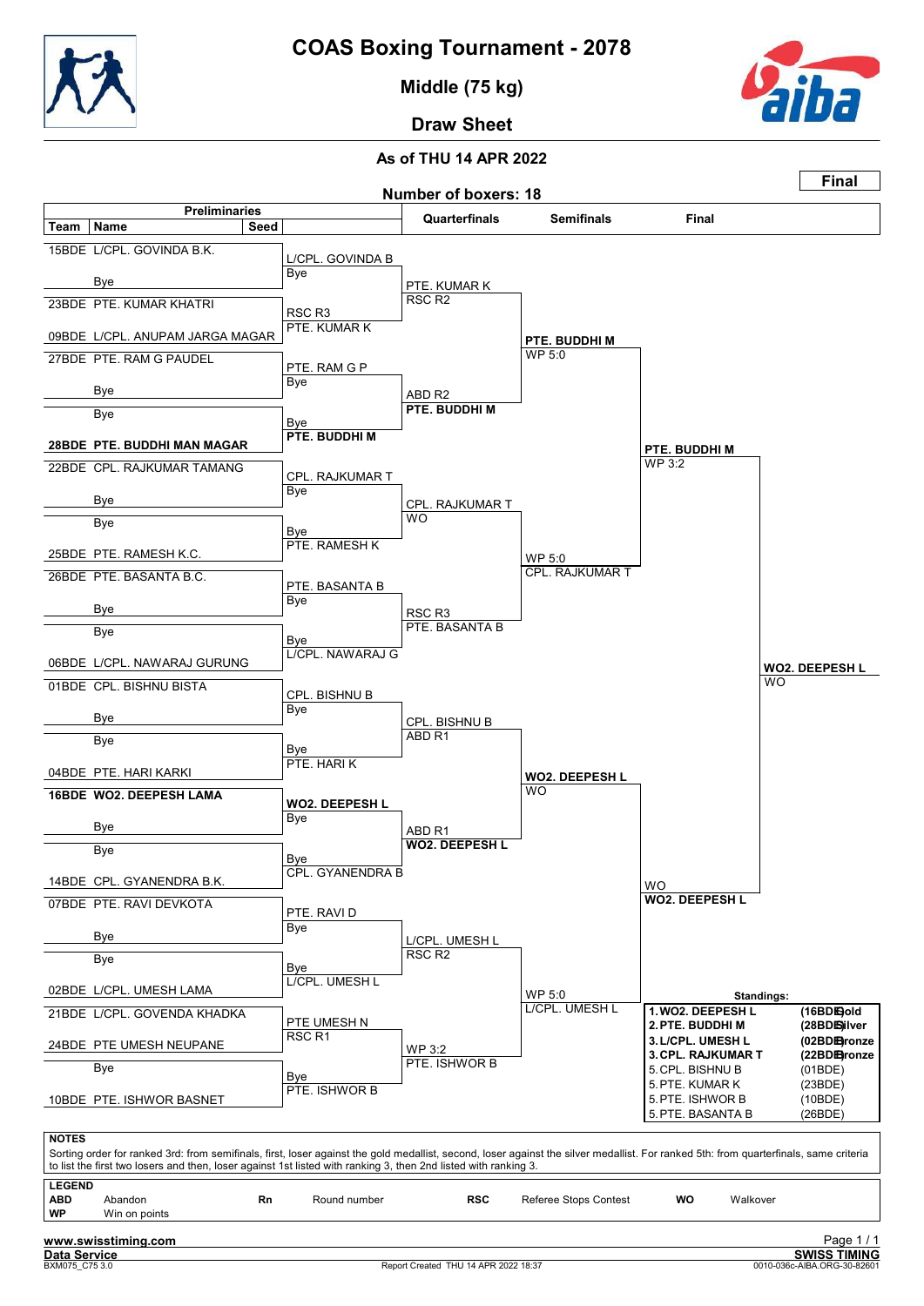# COAS Boxing Tournament - 2078

## Middle (75 kg)

## Draw Sheet

### As of THU 14 APR 2022

**Final**

**Number of boxers: 18**

### Preliminaries

| Team | Name | Seed | Preliminaries result | Quarterfinals | Semifinals | Final |
|---|---|---|---|---|---|---|
| 15BDE | L/CPL. GOVINDA B.K. | | L/CPL. GOVINDA B | | | |
| | Bye | | Bye | PTE. KUMAR K / RSC R2 | | |
| 23BDE | PTE. KUMAR KHATRI | | RSC R3 | | | |
| 09BDE | L/CPL. ANUPAM JARGA MAGAR | | PTE. KUMAR K | | **PTE. BUDDHI M** / WP 5:0 | |
| 27BDE | PTE. RAM G PAUDEL | | PTE. RAM G P | | | |
| | Bye | | Bye | ABD R2 / **PTE. BUDDHI M** | | |
| | Bye | | Bye | | | |
| 28BDE | **PTE. BUDDHI MAN MAGAR** | | **PTE. BUDDHI M** | | | **PTE. BUDDHI M** / WP 3:2 |
| 22BDE | CPL. RAJKUMAR TAMANG | | CPL. RAJKUMAR T | | | |
| | Bye | | Bye | CPL. RAJKUMAR T / WO | | |
| | Bye | | Bye | | | |
| 25BDE | PTE. RAMESH K.C. | | PTE. RAMESH K | | WP 5:0 / CPL. RAJKUMAR T | |
| 26BDE | PTE. BASANTA B.C. | | PTE. BASANTA B | | | |
| | Bye | | Bye | RSC R3 / PTE. BASANTA B | | |
| | Bye | | Bye | | | |
| 06BDE | L/CPL. NAWARAJ GURUNG | | L/CPL. NAWARAJ G | | | |
| 01BDE | CPL. BISHNU BISTA | | CPL. BISHNU B | | | |
| | Bye | | Bye | CPL. BISHNU B / ABD R1 | | |
| | Bye | | Bye | | | |
| 04BDE | PTE. HARI KARKI | | PTE. HARI K | | **WO2. DEEPESH L** / WO | |
| 16BDE | **WO2. DEEPESH LAMA** | | **WO2. DEEPESH L** | | | |
| | Bye | | Bye | ABD R1 / **WO2. DEEPESH L** | | |
| | Bye | | Bye | | | |
| 14BDE | CPL. GYANENDRA B.K. | | CPL. GYANENDRA B | | | WO / **WO2. DEEPESH L** |
| 07BDE | PTE. RAVI DEVKOTA | | PTE. RAVI D | | | |
| | Bye | | Bye | L/CPL. UMESH L / RSC R2 | | |
| | Bye | | Bye | | | |
| 02BDE | L/CPL. UMESH LAMA | | L/CPL. UMESH L | | WP 5:0 / L/CPL. UMESH L | |
| 21BDE | L/CPL. GOVENDA KHADKA | | PTE UMESH N | | | |
| 24BDE | PTE UMESH NEUPANE | | RSC R1 | WP 3:2 / PTE. ISHWOR B | | |
| | Bye | | Bye | | | |
| 10BDE | PTE. ISHWOR BASNET | | PTE. ISHWOR B | | | |

**Final winner:** **WO2. DEEPESH L** — WO

### Standings:

| Rank | Name | Team | Medal |
|---|---|---|---|
| 1. | **WO2. DEEPESH L** | (16BDE) | **Gold** |
| 2. | **PTE. BUDDHI M** | (28BDE) | **Silver** |
| 3. | **L/CPL. UMESH L** | (02BDE) | **Bronze** |
| 3. | **CPL. RAJKUMAR T** | (22BDE) | **Bronze** |
| 5. | CPL. BISHNU B | (01BDE) | |
| 5. | PTE. KUMAR K | (23BDE) | |
| 5. | PTE. ISHWOR B | (10BDE) | |
| 5. | PTE. BASANTA B | (26BDE) | |

**NOTES**

Sorting order for ranked 3rd: from semifinals, first, loser against the gold medallist, second, loser against the silver medallist. For ranked 5th: from quarterfinals, same criteria to list the first two losers and then, loser against 1st listed with ranking 3, then 2nd listed with ranking 3.

**LEGEND**

| | | | | | | | |
|---|---|---|---|---|---|---|---|
| **ABD** | Abandon | **Rn** | Round number | **RSC** | Referee Stops Contest | **WO** | Walkover |
| **WP** | Win on points | | | | | | |

www.swisstiming.com
Data Service
BXM075_C75 3.0 — Report Created THU 14 APR 2022 18:37 — SWISS TIMING — 0010-036c-AIBA.ORG-30-82601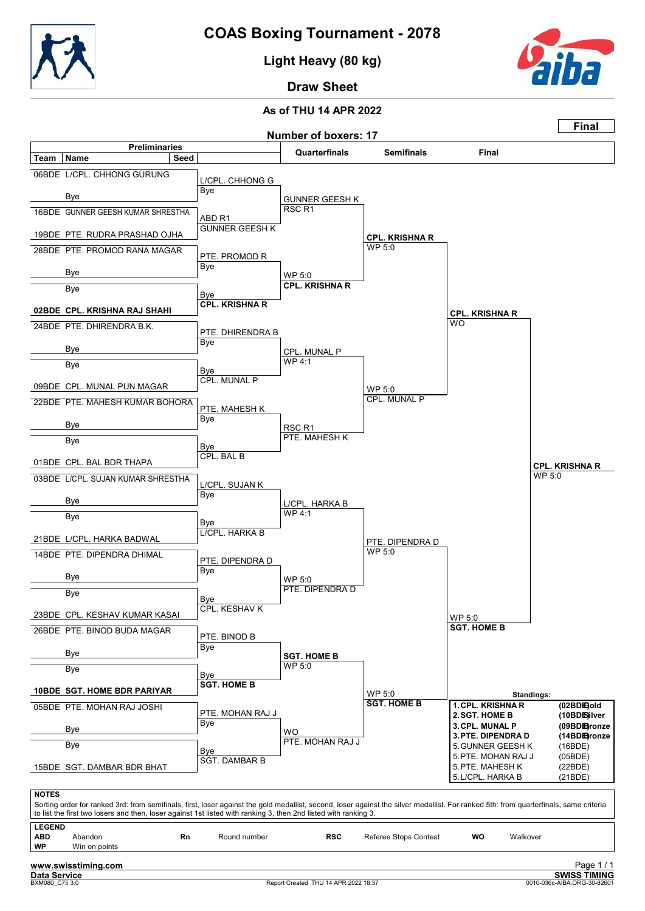# COAS Boxing Tournament - 2078

## Light Heavy (80 kg)

## Draw Sheet

### As of THU 14 APR 2022

**Final**

**Number of boxers: 17**

| Team | Name | Seed | Preliminaries | Quarterfinals | Semifinals | Final |
|---|---|---|---|---|---|---|
| 06BDE | L/CPL. CHHONG GURUNG | | L/CPL. CHHONG G / Bye | GUNNER GEESH K / RSC R1 | CPL. KRISHNA R / WP 5:0 | CPL. KRISHNA R / WO |
| | Bye | | | | | |
| 16BDE | GUNNER GEESH KUMAR SHRESTHA | | ABD R1 / GUNNER GEESH K | | | |
| 19BDE | PTE. RUDRA PRASHAD OJHA | | | | | |
| 28BDE | PTE. PROMOD RANA MAGAR | | PTE. PROMOD R / Bye | WP 5:0 / **CPL. KRISHNA R** | | |
| | Bye | | | | | |
| | Bye | | Bye / **CPL. KRISHNA R** | | | |
| **02BDE** | **CPL. KRISHNA RAJ SHAHI** | | | | | |
| 24BDE | PTE. DHIRENDRA B.K. | | PTE. DHIRENDRA B / Bye | CPL. MUNAL P / WP 4:1 | WP 5:0 / CPL. MUNAL P | |
| | Bye | | | | | |
| | Bye | | Bye / CPL. MUNAL P | | | |
| 09BDE | CPL. MUNAL PUN MAGAR | | | | | |
| 22BDE | PTE. MAHESH KUMAR BOHORA | | PTE. MAHESH K / Bye | RSC R1 / PTE. MAHESH K | | |
| | Bye | | | | | |
| | Bye | | Bye / CPL. BAL B | | | |
| 01BDE | CPL. BAL BDR THAPA | | | | | |
| 03BDE | L/CPL. SUJAN KUMAR SHRESTHA | | L/CPL. SUJAN K / Bye | L/CPL. HARKA B / WP 4:1 | PTE. DIPENDRA D / WP 5:0 | WP 5:0 / **SGT. HOME B** |
| | Bye | | | | | |
| | Bye | | Bye / L/CPL. HARKA B | | | |
| 21BDE | L/CPL. HARKA BADWAL | | | | | |
| 14BDE | PTE. DIPENDRA DHIMAL | | PTE. DIPENDRA D / Bye | WP 5:0 / PTE. DIPENDRA D | | |
| | Bye | | | | | |
| | Bye | | Bye / CPL. KESHAV K | | | |
| 23BDE | CPL. KESHAV KUMAR KASAI | | | | | |
| 26BDE | PTE. BINOD BUDA MAGAR | | PTE. BINOD B / Bye | **SGT. HOME B** / WP 5:0 | WP 5:0 / **SGT. HOME B** | |
| | Bye | | | | | |
| | Bye | | Bye / **SGT. HOME B** | | | |
| **10BDE** | **SGT. HOME BDR PARIYAR** | | | | | |
| 05BDE | PTE. MOHAN RAJ JOSHI | | PTE. MOHAN RAJ J / Bye | WO / PTE. MOHAN RAJ J | | |
| | Bye | | | | | |
| | Bye | | Bye / SGT. DAMBAR B | | | |
| 15BDE | SGT. DAMBAR BDR BHAT | | | | | |

**Final winner: CPL. KRISHNA R — WP 5:0**

**Standings:**

| Rank | Name | Team | Medal |
|---|---|---|---|
| 1. | CPL. KRISHNA R | (02BDE) | Gold |
| 2. | SGT. HOME B | (10BDE) | Silver |
| 3. | CPL. MUNAL P | (09BDE) | Bronze |
| 3. | PTE. DIPENDRA D | (14BDE) | Bronze |
| 5. | GUNNER GEESH K | (16BDE) | |
| 5. | PTE. MOHAN RAJ J | (05BDE) | |
| 5. | PTE. MAHESH K | (22BDE) | |
| 5. | L/CPL. HARKA B | (21BDE) | |

**NOTES**

Sorting order for ranked 3rd: from semifinals, first, loser against the gold medallist, second, loser against the silver medallist. For ranked 5th: from quarterfinals, same criteria to list the first two losers and then, loser against 1st listed with ranking 3, then 2nd listed with ranking 3.

**LEGEND**

| | | | | | | | |
|---|---|---|---|---|---|---|---|
| **ABD** | Abandon | **Rn** | Round number | **RSC** | Referee Stops Contest | **WO** | Walkover |
| **WP** | Win on points | | | | | | |

www.swisstiming.com
Data Service
BXM080_C75 3.0 — Report Created THU 14 APR 2022 18:37 — SWISS TIMING 0010-036c-AIBA.ORG-30-82601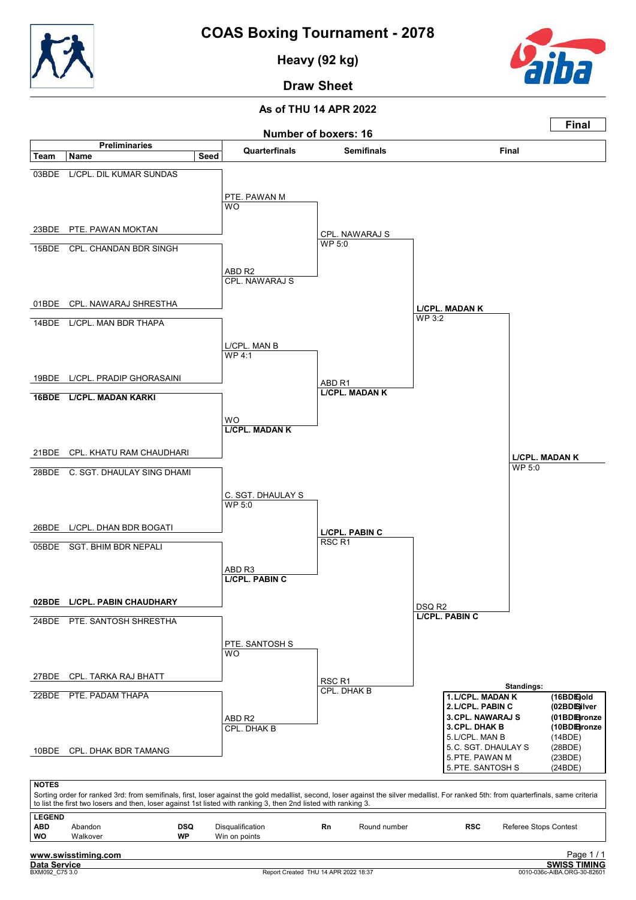# COAS Boxing Tournament - 2078

## Heavy (92 kg)

## Draw Sheet

**As of THU 14 APR 2022**

**Final**

**Number of boxers: 16**

### Preliminaries

| Team | Name | Seed |
|---|---|---|
| 03BDE | L/CPL. DIL KUMAR SUNDAS | |
| 23BDE | PTE. PAWAN MOKTAN | |
| 15BDE | CPL. CHANDAN BDR SINGH | |
| 01BDE | CPL. NAWARAJ SHRESTHA | |
| 14BDE | L/CPL. MAN BDR THAPA | |
| 19BDE | L/CPL. PRADIP GHORASAINI | |
| **16BDE** | **L/CPL. MADAN KARKI** | |
| 21BDE | CPL. KHATU RAM CHAUDHARI | |
| 28BDE | C. SGT. DHAULAY SING DHAMI | |
| 26BDE | L/CPL. DHAN BDR BOGATI | |
| 05BDE | SGT. BHIM BDR NEPALI | |
| **02BDE** | **L/CPL. PABIN CHAUDHARY** | |
| 24BDE | PTE. SANTOSH SHRESTHA | |
| 27BDE | CPL. TARKA RAJ BHATT | |
| 22BDE | PTE. PADAM THAPA | |
| 10BDE | CPL. DHAK BDR TAMANG | |

### Quarterfinals

| Bout | Winner | Result |
|---|---|---|
| L/CPL. DIL KUMAR SUNDAS vs PTE. PAWAN MOKTAN | PTE. PAWAN M | WO |
| CPL. CHANDAN BDR SINGH vs CPL. NAWARAJ SHRESTHA | CPL. NAWARAJ S | ABD R2 |
| L/CPL. MAN BDR THAPA vs L/CPL. PRADIP GHORASAINI | L/CPL. MAN B | WP 4:1 |
| L/CPL. MADAN KARKI vs CPL. KHATU RAM CHAUDHARI | **L/CPL. MADAN K** | WO |
| C. SGT. DHAULAY SING DHAMI vs L/CPL. DHAN BDR BOGATI | C. SGT. DHAULAY S | WP 5:0 |
| SGT. BHIM BDR NEPALI vs L/CPL. PABIN CHAUDHARY | **L/CPL. PABIN C** | ABD R3 |
| PTE. SANTOSH SHRESTHA vs CPL. TARKA RAJ BHATT | PTE. SANTOSH S | WO |
| PTE. PADAM THAPA vs CPL. DHAK BDR TAMANG | CPL. DHAK B | ABD R2 |

### Semifinals

| Bout | Winner | Result |
|---|---|---|
| PTE. PAWAN M vs CPL. NAWARAJ S | CPL. NAWARAJ S | WP 5:0 |
| L/CPL. MAN B vs L/CPL. MADAN K | **L/CPL. MADAN K** | ABD R1 |
| C. SGT. DHAULAY S vs L/CPL. PABIN C | **L/CPL. PABIN C** | RSC R1 |
| PTE. SANTOSH S vs CPL. DHAK B | CPL. DHAK B | RSC R1 |

### Final

| Bout | Winner | Result |
|---|---|---|
| CPL. NAWARAJ S vs L/CPL. MADAN K | **L/CPL. MADAN K** | WP 3:2 |
| L/CPL. PABIN C vs CPL. DHAK B | **L/CPL. PABIN C** | DSQ R2 |
| L/CPL. MADAN K vs L/CPL. PABIN C | **L/CPL. MADAN K** | WP 5:0 |

### Standings:

| Rank | Name | Team | Medal |
|---|---|---|---|
| 1. | **L/CPL. MADAN K** | **(16BDE)** | **Gold** |
| 2. | **L/CPL. PABIN C** | **(02BDE)** | **Silver** |
| 3. | **CPL. NAWARAJ S** | **(01BDE)** | **Bronze** |
| 3. | **CPL. DHAK B** | **(10BDE)** | **Bronze** |
| 5. | L/CPL. MAN B | (14BDE) | |
| 5. | C. SGT. DHAULAY S | (28BDE) | |
| 5. | PTE. PAWAN M | (23BDE) | |
| 5. | PTE. SANTOSH S | (24BDE) | |

**NOTES**

Sorting order for ranked 3rd: from semifinals, first, loser against the gold medallist, second, loser against the silver medallist. For ranked 5th: from quarterfinals, same criteria to list the first two losers and then, loser against 1st listed with ranking 3, then 2nd listed with ranking 3.

**LEGEND**

| | | | | | | | |
|---|---|---|---|---|---|---|---|
| **ABD** | Abandon | **DSQ** | Disqualification | **Rn** | Round number | **RSC** | Referee Stops Contest |
| **WO** | Walkover | **WP** | Win on points | | | | |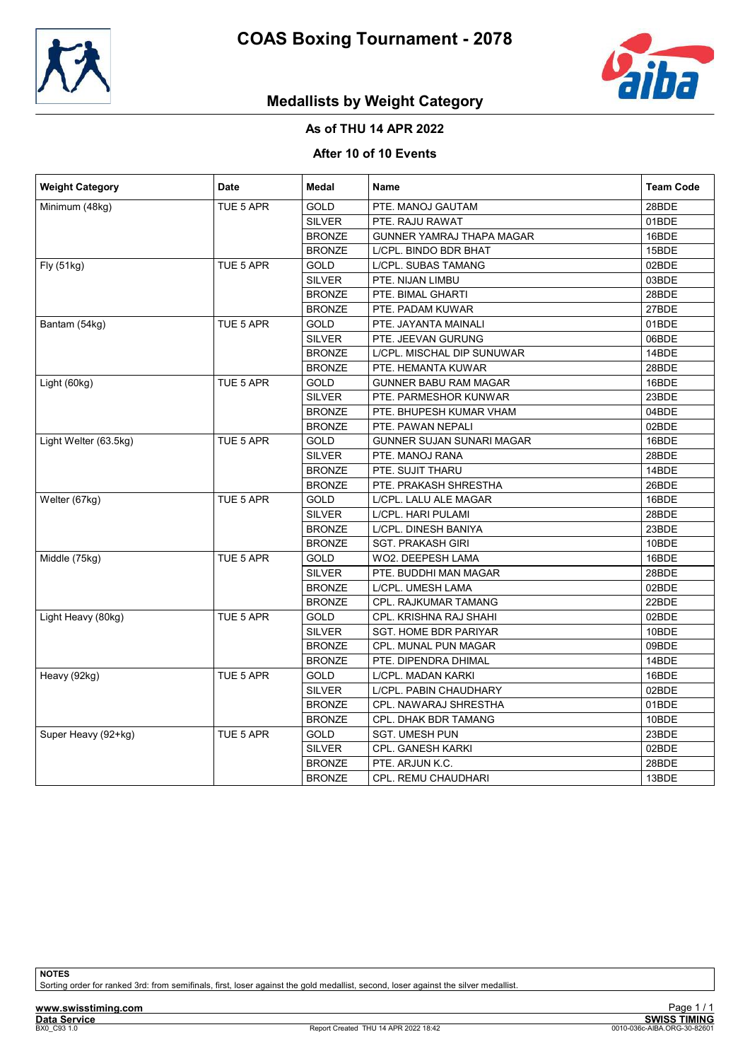# COAS Boxing Tournament - 2078

## Medallists by Weight Category

### As of THU 14 APR 2022

### After 10 of 10 Events

| Weight Category | Date | Medal | Name | Team Code |
|---|---|---|---|---|
| Minimum (48kg) | TUE 5 APR | GOLD | PTE. MANOJ GAUTAM | 28BDE |
| | | SILVER | PTE. RAJU RAWAT | 01BDE |
| | | BRONZE | GUNNER YAMRAJ THAPA MAGAR | 16BDE |
| | | BRONZE | L/CPL. BINDO BDR BHAT | 15BDE |
| Fly (51kg) | TUE 5 APR | GOLD | L/CPL. SUBAS TAMANG | 02BDE |
| | | SILVER | PTE. NIJAN LIMBU | 03BDE |
| | | BRONZE | PTE. BIMAL GHARTI | 28BDE |
| | | BRONZE | PTE. PADAM KUWAR | 27BDE |
| Bantam (54kg) | TUE 5 APR | GOLD | PTE. JAYANTA MAINALI | 01BDE |
| | | SILVER | PTE. JEEVAN GURUNG | 06BDE |
| | | BRONZE | L/CPL. MISCHAL DIP SUNUWAR | 14BDE |
| | | BRONZE | PTE. HEMANTA KUWAR | 28BDE |
| Light (60kg) | TUE 5 APR | GOLD | GUNNER BABU RAM MAGAR | 16BDE |
| | | SILVER | PTE. PARMESHOR KUNWAR | 23BDE |
| | | BRONZE | PTE. BHUPESH KUMAR VHAM | 04BDE |
| | | BRONZE | PTE. PAWAN NEPALI | 02BDE |
| Light Welter (63.5kg) | TUE 5 APR | GOLD | GUNNER SUJAN SUNARI MAGAR | 16BDE |
| | | SILVER | PTE. MANOJ RANA | 28BDE |
| | | BRONZE | PTE. SUJIT THARU | 14BDE |
| | | BRONZE | PTE. PRAKASH SHRESTHA | 26BDE |
| Welter (67kg) | TUE 5 APR | GOLD | L/CPL. LALU ALE MAGAR | 16BDE |
| | | SILVER | L/CPL. HARI PULAMI | 28BDE |
| | | BRONZE | L/CPL. DINESH BANIYA | 23BDE |
| | | BRONZE | SGT. PRAKASH GIRI | 10BDE |
| Middle (75kg) | TUE 5 APR | GOLD | WO2. DEEPESH LAMA | 16BDE |
| | | SILVER | PTE. BUDDHI MAN MAGAR | 28BDE |
| | | BRONZE | L/CPL. UMESH LAMA | 02BDE |
| | | BRONZE | CPL. RAJKUMAR TAMANG | 22BDE |
| Light Heavy (80kg) | TUE 5 APR | GOLD | CPL. KRISHNA RAJ SHAHI | 02BDE |
| | | SILVER | SGT. HOME BDR PARIYAR | 10BDE |
| | | BRONZE | CPL. MUNAL PUN MAGAR | 09BDE |
| | | BRONZE | PTE. DIPENDRA DHIMAL | 14BDE |
| Heavy (92kg) | TUE 5 APR | GOLD | L/CPL. MADAN KARKI | 16BDE |
| | | SILVER | L/CPL. PABIN CHAUDHARY | 02BDE |
| | | BRONZE | CPL. NAWARAJ SHRESTHA | 01BDE |
| | | BRONZE | CPL. DHAK BDR TAMANG | 10BDE |
| Super Heavy (92+kg) | TUE 5 APR | GOLD | SGT. UMESH PUN | 23BDE |
| | | SILVER | CPL. GANESH KARKI | 02BDE |
| | | BRONZE | PTE. ARJUN K.C. | 28BDE |
| | | BRONZE | CPL. REMU CHAUDHARI | 13BDE |

**NOTES**

Sorting order for ranked 3rd: from semifinals, first, loser against the gold medallist, second, loser against the silver medallist.

Report Created THU 14 APR 2022 18:42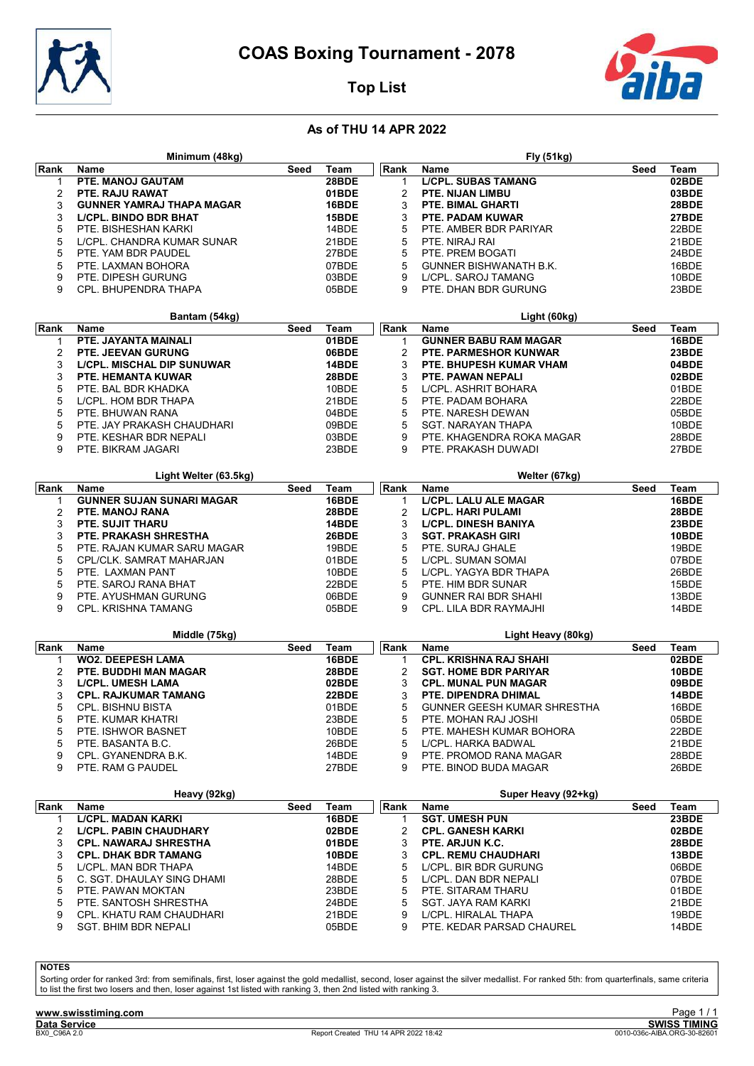# COAS Boxing Tournament - 2078

## Top List

### As of THU 14 APR 2022

**Minimum (48kg)**

| Rank | Name | Seed | Team |
|---|---|---|---|
| 1 | **PTE. MANOJ GAUTAM** | | **28BDE** |
| 2 | **PTE. RAJU RAWAT** | | **01BDE** |
| 3 | **GUNNER YAMRAJ THAPA MAGAR** | | **16BDE** |
| 3 | **L/CPL. BINDO BDR BHAT** | | **15BDE** |
| 5 | PTE. BISHESHAN KARKI | | 14BDE |
| 5 | L/CPL. CHANDRA KUMAR SUNAR | | 21BDE |
| 5 | PTE. YAM BDR PAUDEL | | 27BDE |
| 5 | PTE. LAXMAN BOHORA | | 07BDE |
| 9 | PTE. DIPESH GURUNG | | 03BDE |
| 9 | CPL. BHUPENDRA THAPA | | 05BDE |

**Fly (51kg)**

| Rank | Name | Seed | Team |
|---|---|---|---|
| 1 | **L/CPL. SUBAS TAMANG** | | **02BDE** |
| 2 | **PTE. NIJAN LIMBU** | | **03BDE** |
| 3 | **PTE. BIMAL GHARTI** | | **28BDE** |
| 3 | **PTE. PADAM KUWAR** | | **27BDE** |
| 5 | PTE. AMBER BDR PARIYAR | | 22BDE |
| 5 | PTE. NIRAJ RAI | | 21BDE |
| 5 | PTE. PREM BOGATI | | 24BDE |
| 5 | GUNNER BISHWANATH B.K. | | 16BDE |
| 9 | L/CPL. SAROJ TAMANG | | 10BDE |
| 9 | PTE. DHAN BDR GURUNG | | 23BDE |

**Bantam (54kg)**

| Rank | Name | Seed | Team |
|---|---|---|---|
| 1 | **PTE. JAYANTA MAINALI** | | **01BDE** |
| 2 | **PTE. JEEVAN GURUNG** | | **06BDE** |
| 3 | **L/CPL. MISCHAL DIP SUNUWAR** | | **14BDE** |
| 3 | **PTE. HEMANTA KUWAR** | | **28BDE** |
| 5 | PTE. BAL BDR KHADKA | | 10BDE |
| 5 | L/CPL. HOM BDR THAPA | | 21BDE |
| 5 | PTE. BHUWAN RANA | | 04BDE |
| 5 | PTE. JAY PRAKASH CHAUDHARI | | 09BDE |
| 9 | PTE. KESHAR BDR NEPALI | | 03BDE |
| 9 | PTE. BIKRAM JAGARI | | 23BDE |

**Light (60kg)**

| Rank | Name | Seed | Team |
|---|---|---|---|
| 1 | **GUNNER BABU RAM MAGAR** | | **16BDE** |
| 2 | **PTE. PARMESHOR KUNWAR** | | **23BDE** |
| 3 | **PTE. BHUPESH KUMAR VHAM** | | **04BDE** |
| 3 | **PTE. PAWAN NEPALI** | | **02BDE** |
| 5 | L/CPL. ASHRIT BOHARA | | 01BDE |
| 5 | PTE. PADAM BOHARA | | 22BDE |
| 5 | PTE. NARESH DEWAN | | 05BDE |
| 5 | SGT. NARAYAN THAPA | | 10BDE |
| 9 | PTE. KHAGENDRA ROKA MAGAR | | 28BDE |
| 9 | PTE. PRAKASH DUWADI | | 27BDE |

**Light Welter (63.5kg)**

| Rank | Name | Seed | Team |
|---|---|---|---|
| 1 | **GUNNER SUJAN SUNARI MAGAR** | | **16BDE** |
| 2 | **PTE. MANOJ RANA** | | **28BDE** |
| 3 | **PTE. SUJIT THARU** | | **14BDE** |
| 3 | **PTE. PRAKASH SHRESTHA** | | **26BDE** |
| 5 | PTE. RAJAN KUMAR SARU MAGAR | | 19BDE |
| 5 | CPL/CLK. SAMRAT MAHARJAN | | 01BDE |
| 5 | PTE. LAXMAN PANT | | 10BDE |
| 5 | PTE. SAROJ RANA BHAT | | 22BDE |
| 9 | PTE. AYUSHMAN GURUNG | | 06BDE |
| 9 | CPL. KRISHNA TAMANG | | 05BDE |

**Welter (67kg)**

| Rank | Name | Seed | Team |
|---|---|---|---|
| 1 | **L/CPL. LALU ALE MAGAR** | | **16BDE** |
| 2 | **L/CPL. HARI PULAMI** | | **28BDE** |
| 3 | **L/CPL. DINESH BANIYA** | | **23BDE** |
| 3 | **SGT. PRAKASH GIRI** | | **10BDE** |
| 5 | PTE. SURAJ GHALE | | 19BDE |
| 5 | L/CPL. SUMAN SOMAI | | 07BDE |
| 5 | L/CPL. YAGYA BDR THAPA | | 26BDE |
| 5 | PTE. HIM BDR SUNAR | | 15BDE |
| 9 | GUNNER RAI BDR SHAHI | | 13BDE |
| 9 | CPL. LILA BDR RAYMAJHI | | 14BDE |

**Middle (75kg)**

| Rank | Name | Seed | Team |
|---|---|---|---|
| 1 | **WO2. DEEPESH LAMA** | | **16BDE** |
| 2 | **PTE. BUDDHI MAN MAGAR** | | **28BDE** |
| 3 | **L/CPL. UMESH LAMA** | | **02BDE** |
| 3 | **CPL. RAJKUMAR TAMANG** | | **22BDE** |
| 5 | CPL. BISHNU BISTA | | 01BDE |
| 5 | PTE. KUMAR KHATRI | | 23BDE |
| 5 | PTE. ISHWOR BASNET | | 10BDE |
| 5 | PTE. BASANTA B.C. | | 26BDE |
| 9 | CPL. GYANENDRA B.K. | | 14BDE |
| 9 | PTE. RAM G PAUDEL | | 27BDE |

**Light Heavy (80kg)**

| Rank | Name | Seed | Team |
|---|---|---|---|
| 1 | **CPL. KRISHNA RAJ SHAHI** | | **02BDE** |
| 2 | **SGT. HOME BDR PARIYAR** | | **10BDE** |
| 3 | **CPL. MUNAL PUN MAGAR** | | **09BDE** |
| 3 | **PTE. DIPENDRA DHIMAL** | | **14BDE** |
| 5 | GUNNER GEESH KUMAR SHRESTHA | | 16BDE |
| 5 | PTE. MOHAN RAJ JOSHI | | 05BDE |
| 5 | PTE. MAHESH KUMAR BOHORA | | 22BDE |
| 5 | L/CPL. HARKA BADWAL | | 21BDE |
| 9 | PTE. PROMOD RANA MAGAR | | 28BDE |
| 9 | PTE. BINOD BUDA MAGAR | | 26BDE |

**Heavy (92kg)**

| Rank | Name | Seed | Team |
|---|---|---|---|
| 1 | **L/CPL. MADAN KARKI** | | **16BDE** |
| 2 | **L/CPL. PABIN CHAUDHARY** | | **02BDE** |
| 3 | **CPL. NAWARAJ SHRESTHA** | | **01BDE** |
| 3 | **CPL. DHAK BDR TAMANG** | | **10BDE** |
| 5 | L/CPL. MAN BDR THAPA | | 14BDE |
| 5 | C. SGT. DHAULAY SING DHAMI | | 28BDE |
| 5 | PTE. PAWAN MOKTAN | | 23BDE |
| 5 | PTE. SANTOSH SHRESTHA | | 24BDE |
| 9 | CPL. KHATU RAM CHAUDHARI | | 21BDE |
| 9 | SGT. BHIM BDR NEPALI | | 05BDE |

**Super Heavy (92+kg)**

| Rank | Name | Seed | Team |
|---|---|---|---|
| 1 | **SGT. UMESH PUN** | | **23BDE** |
| 2 | **CPL. GANESH KARKI** | | **02BDE** |
| 3 | **PTE. ARJUN K.C.** | | **28BDE** |
| 3 | **CPL. REMU CHAUDHARI** | | **13BDE** |
| 5 | L/CPL. BIR BDR GURUNG | | 06BDE |
| 5 | L/CPL. DAN BDR NEPALI | | 07BDE |
| 5 | PTE. SITARAM THARU | | 01BDE |
| 5 | SGT. JAYA RAM KARKI | | 21BDE |
| 9 | L/CPL. HIRALAL THAPA | | 19BDE |
| 9 | PTE. KEDAR PARSAD CHAUREL | | 14BDE |

**NOTES**

Sorting order for ranked 3rd: from semifinals, first, loser against the gold medallist, second, loser against the silver medallist. For ranked 5th: from quarterfinals, same criteria to list the first two losers and then, loser against 1st listed with ranking 3, then 2nd listed with ranking 3.

www.swisstiming.com

Data Service

Report Created THU 14 APR 2022 18:42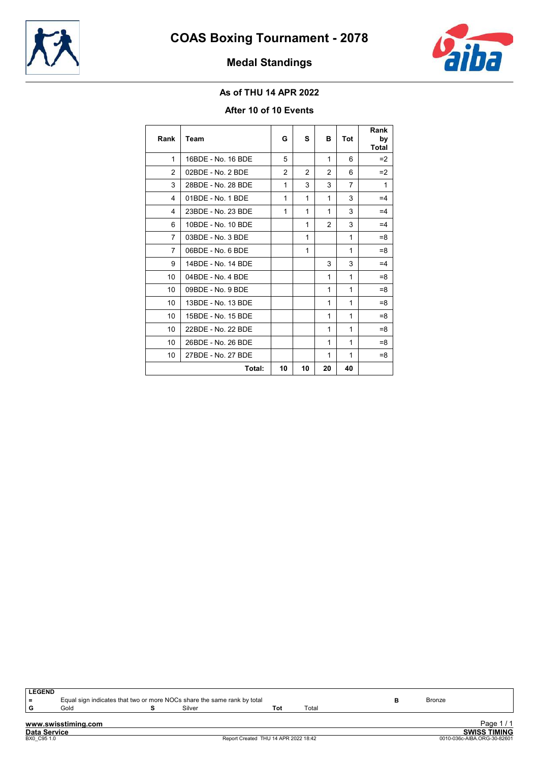# COAS Boxing Tournament - 2078

## Medal Standings

### As of THU 14 APR 2022

### After 10 of 10 Events

| Rank | Team | G | S | B | Tot | Rank by Total |
|---|---|---|---|---|---|---|
| 1 | 16BDE - No. 16 BDE | 5 | | 1 | 6 | =2 |
| 2 | 02BDE - No. 2 BDE | 2 | 2 | 2 | 6 | =2 |
| 3 | 28BDE - No. 28 BDE | 1 | 3 | 3 | 7 | 1 |
| 4 | 01BDE - No. 1 BDE | 1 | 1 | 1 | 3 | =4 |
| 4 | 23BDE - No. 23 BDE | 1 | 1 | 1 | 3 | =4 |
| 6 | 10BDE - No. 10 BDE | | 1 | 2 | 3 | =4 |
| 7 | 03BDE - No. 3 BDE | | 1 | | 1 | =8 |
| 7 | 06BDE - No. 6 BDE | | 1 | | 1 | =8 |
| 9 | 14BDE - No. 14 BDE | | | 3 | 3 | =4 |
| 10 | 04BDE - No. 4 BDE | | | 1 | 1 | =8 |
| 10 | 09BDE - No. 9 BDE | | | 1 | 1 | =8 |
| 10 | 13BDE - No. 13 BDE | | | 1 | 1 | =8 |
| 10 | 15BDE - No. 15 BDE | | | 1 | 1 | =8 |
| 10 | 22BDE - No. 22 BDE | | | 1 | 1 | =8 |
| 10 | 26BDE - No. 26 BDE | | | 1 | 1 | =8 |
| 10 | 27BDE - No. 27 BDE | | | 1 | 1 | =8 |
| | **Total:** | **10** | **10** | **20** | **40** | |

**LEGEND**

| | | | | | | | |
|---|---|---|---|---|---|---|---|
| = | Equal sign indicates that two or more NOCs share the same rank by total | | | | | B | Bronze |
| G | Gold | S | Silver | Tot | Total | | |

www.swisstiming.com

Data Service

BX0_C95 1.0 — Report Created THU 14 APR 2022 18:42 — SWISS TIMING 0010-036c-AIBA.ORG-30-82601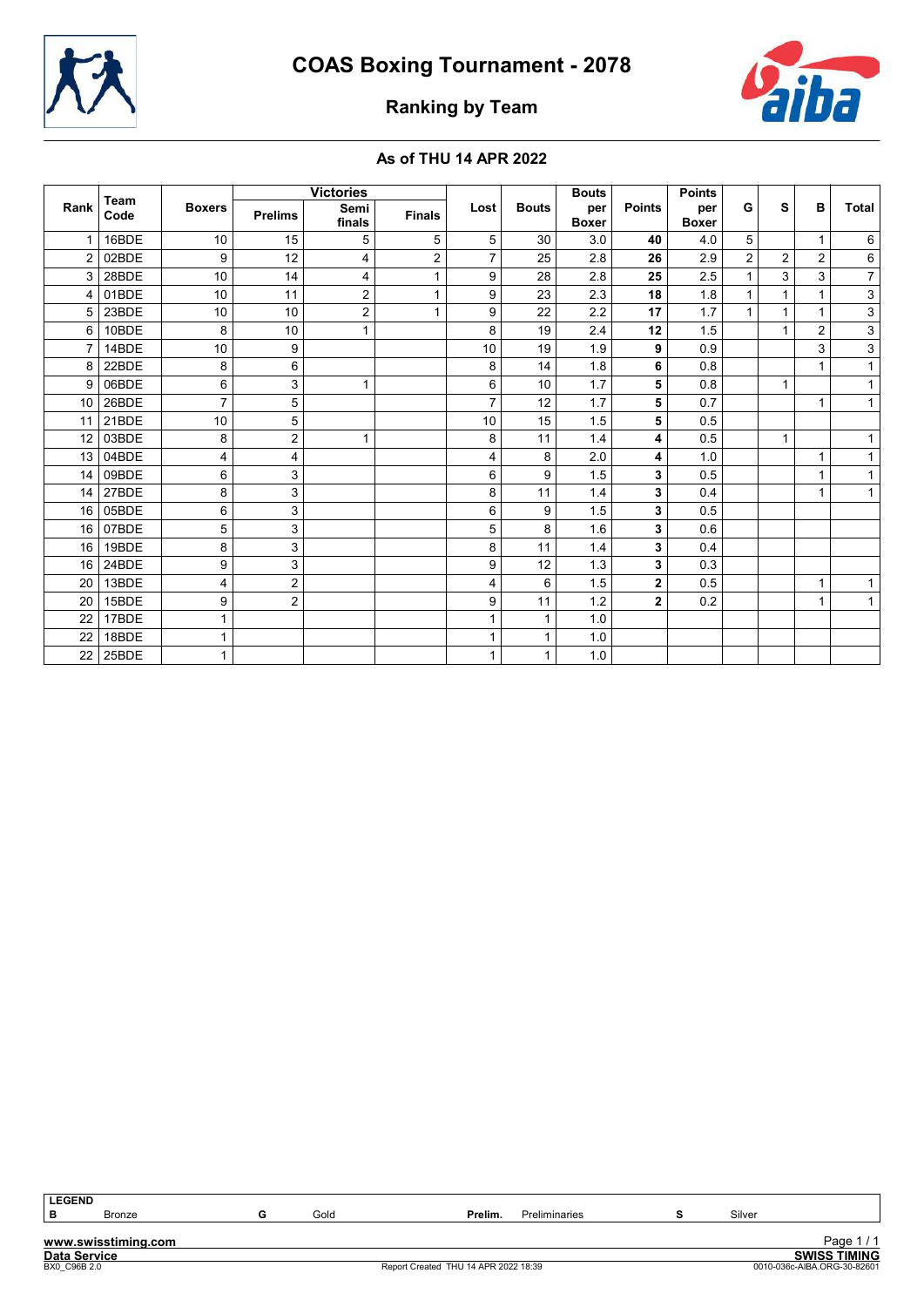# COAS Boxing Tournament - 2078

## Ranking by Team

### As of THU 14 APR 2022

| Rank | Team Code | Boxers | Victories | | | Lost | Bouts | Bouts per Boxer | Points | Points per Boxer | G | S | B | Total |
|---|---|---|---|---|---|---|---|---|---|---|---|---|---|---|
| | | | Prelims | Semi finals | Finals | | | | | | | | | |
| 1 | 16BDE | 10 | 15 | 5 | 5 | 5 | 30 | 3.0 | **40** | 4.0 | 5 | | 1 | 6 |
| 2 | 02BDE | 9 | 12 | 4 | 2 | 7 | 25 | 2.8 | **26** | 2.9 | 2 | 2 | 2 | 6 |
| 3 | 28BDE | 10 | 14 | 4 | 1 | 9 | 28 | 2.8 | **25** | 2.5 | 1 | 3 | 3 | 7 |
| 4 | 01BDE | 10 | 11 | 2 | 1 | 9 | 23 | 2.3 | **18** | 1.8 | 1 | 1 | 1 | 3 |
| 5 | 23BDE | 10 | 10 | 2 | 1 | 9 | 22 | 2.2 | **17** | 1.7 | 1 | 1 | 1 | 3 |
| 6 | 10BDE | 8 | 10 | 1 | | 8 | 19 | 2.4 | **12** | 1.5 | | 1 | 2 | 3 |
| 7 | 14BDE | 10 | 9 | | | 10 | 19 | 1.9 | **9** | 0.9 | | | 3 | 3 |
| 8 | 22BDE | 8 | 6 | | | 8 | 14 | 1.8 | **6** | 0.8 | | | 1 | 1 |
| 9 | 06BDE | 6 | 3 | 1 | | 6 | 10 | 1.7 | **5** | 0.8 | | 1 | | 1 |
| 10 | 26BDE | 7 | 5 | | | 7 | 12 | 1.7 | **5** | 0.7 | | | 1 | 1 |
| 11 | 21BDE | 10 | 5 | | | 10 | 15 | 1.5 | **5** | 0.5 | | | | |
| 12 | 03BDE | 8 | 2 | 1 | | 8 | 11 | 1.4 | **4** | 0.5 | | 1 | | 1 |
| 13 | 04BDE | 4 | 4 | | | 4 | 8 | 2.0 | **4** | 1.0 | | | 1 | 1 |
| 14 | 09BDE | 6 | 3 | | | 6 | 9 | 1.5 | **3** | 0.5 | | | 1 | 1 |
| 14 | 27BDE | 8 | 3 | | | 8 | 11 | 1.4 | **3** | 0.4 | | | 1 | 1 |
| 16 | 05BDE | 6 | 3 | | | 6 | 9 | 1.5 | **3** | 0.5 | | | | |
| 16 | 07BDE | 5 | 3 | | | 5 | 8 | 1.6 | **3** | 0.6 | | | | |
| 16 | 19BDE | 8 | 3 | | | 8 | 11 | 1.4 | **3** | 0.4 | | | | |
| 16 | 24BDE | 9 | 3 | | | 9 | 12 | 1.3 | **3** | 0.3 | | | | |
| 20 | 13BDE | 4 | 2 | | | 4 | 6 | 1.5 | **2** | 0.5 | | | 1 | 1 |
| 20 | 15BDE | 9 | 2 | | | 9 | 11 | 1.2 | **2** | 0.2 | | | 1 | 1 |
| 22 | 17BDE | 1 | | | | 1 | 1 | 1.0 | | | | | | |
| 22 | 18BDE | 1 | | | | 1 | 1 | 1.0 | | | | | | |
| 22 | 25BDE | 1 | | | | 1 | 1 | 1.0 | | | | | | |

| LEGEND | | | | | | | |
|---|---|---|---|---|---|---|---|
| B | Bronze | G | Gold | Prelim. | Preliminaries | S | Silver |

www.swisstiming.com
Data Service
BX0_C96B 2.0
Report Created THU 14 APR 2022 18:39
SWISS TIMING
0010-036c-AIBA.ORG-30-82601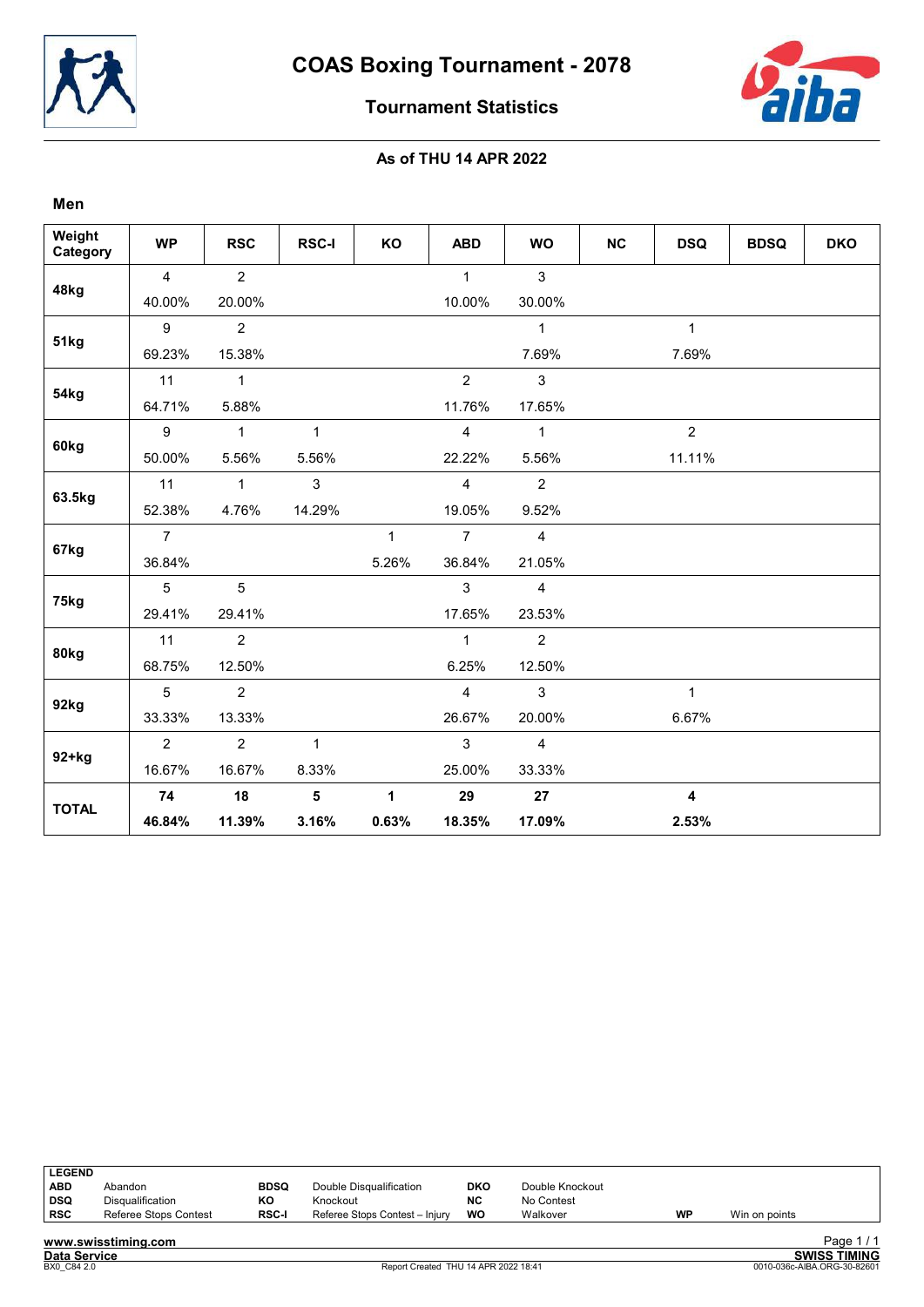# COAS Boxing Tournament - 2078

## Tournament Statistics

### As of THU 14 APR 2022

**Men**

| Weight Category | WP | RSC | RSC-I | KO | ABD | WO | NC | DSQ | BDSQ | DKO |
|---|---|---|---|---|---|---|---|---|---|---|
| 48kg | 4 | 2 | | | 1 | 3 | | | | |
| | 40.00% | 20.00% | | | 10.00% | 30.00% | | | | |
| 51kg | 9 | 2 | | | | 1 | | 1 | | |
| | 69.23% | 15.38% | | | | 7.69% | | 7.69% | | |
| 54kg | 11 | 1 | | | 2 | 3 | | | | |
| | 64.71% | 5.88% | | | 11.76% | 17.65% | | | | |
| 60kg | 9 | 1 | 1 | | 4 | 1 | | 2 | | |
| | 50.00% | 5.56% | 5.56% | | 22.22% | 5.56% | | 11.11% | | |
| 63.5kg | 11 | 1 | 3 | | 4 | 2 | | | | |
| | 52.38% | 4.76% | 14.29% | | 19.05% | 9.52% | | | | |
| 67kg | 7 | | | 1 | 7 | 4 | | | | |
| | 36.84% | | | 5.26% | 36.84% | 21.05% | | | | |
| 75kg | 5 | 5 | | | 3 | 4 | | | | |
| | 29.41% | 29.41% | | | 17.65% | 23.53% | | | | |
| 80kg | 11 | 2 | | | 1 | 2 | | | | |
| | 68.75% | 12.50% | | | 6.25% | 12.50% | | | | |
| 92kg | 5 | 2 | | | 4 | 3 | | 1 | | |
| | 33.33% | 13.33% | | | 26.67% | 20.00% | | 6.67% | | |
| 92+kg | 2 | 2 | 1 | | 3 | 4 | | | | |
| | 16.67% | 16.67% | 8.33% | | 25.00% | 33.33% | | | | |
| **TOTAL** | **74** | **18** | **5** | **1** | **29** | **27** | | **4** | | |
| | **46.84%** | **11.39%** | **3.16%** | **0.63%** | **18.35%** | **17.09%** | | **2.53%** | | |

| LEGEND | | | | | | | |
|---|---|---|---|---|---|---|---|
| ABD | Abandon | BDSQ | Double Disqualification | DKO | Double Knockout | | |
| DSQ | Disqualification | KO | Knockout | NC | No Contest | | |
| RSC | Referee Stops Contest | RSC-I | Referee Stops Contest – Injury | WO | Walkover | WP | Win on points |

www.swisstiming.com
Data Service
BX0_C84 2.0
Report Created THU 14 APR 2022 18:41
SWISS TIMING
0010-036c-AIBA.ORG-30-82601